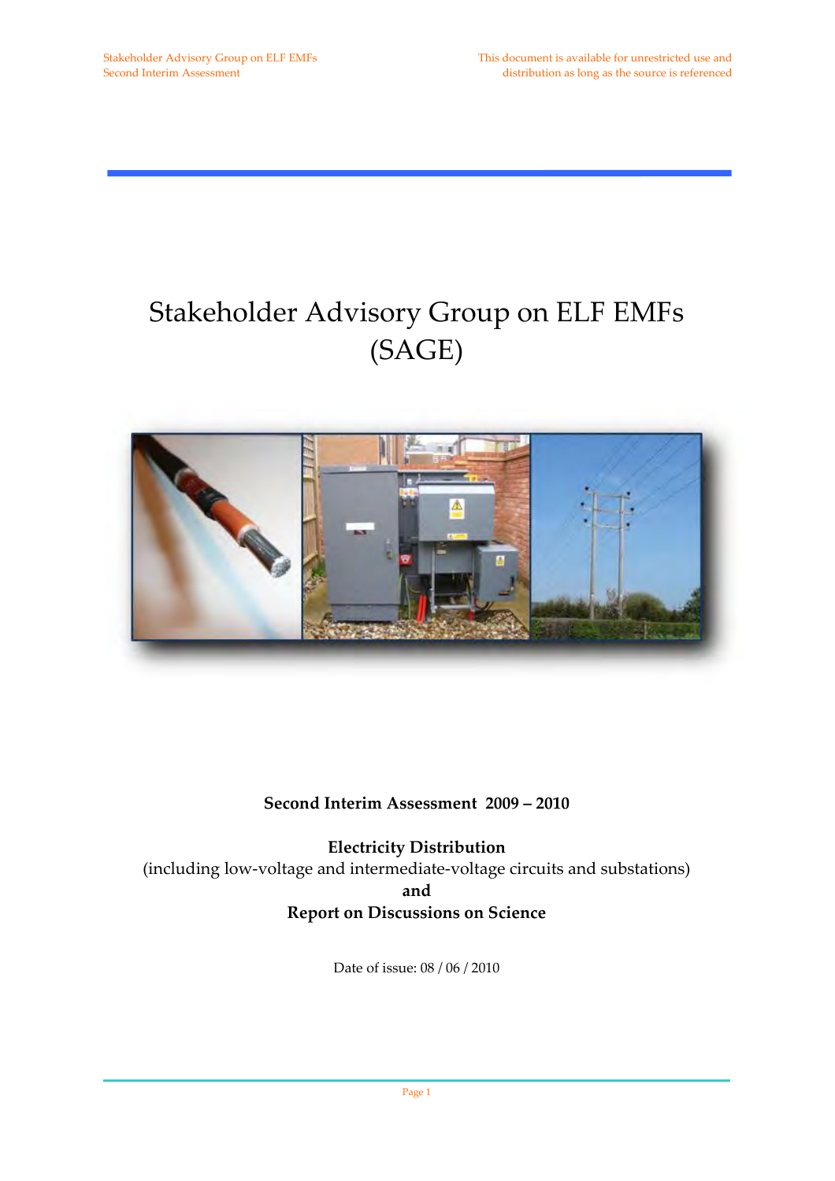# Stakeholder Advisory Group on ELF EMFs (SAGE)

**Second Interim Assessment 2009 – 2010**

**Electricity Distribution**
(including low-voltage and intermediate-voltage circuits and substations)
**and**
**Report on Discussions on Science**

Date of issue: 08 / 06 / 2010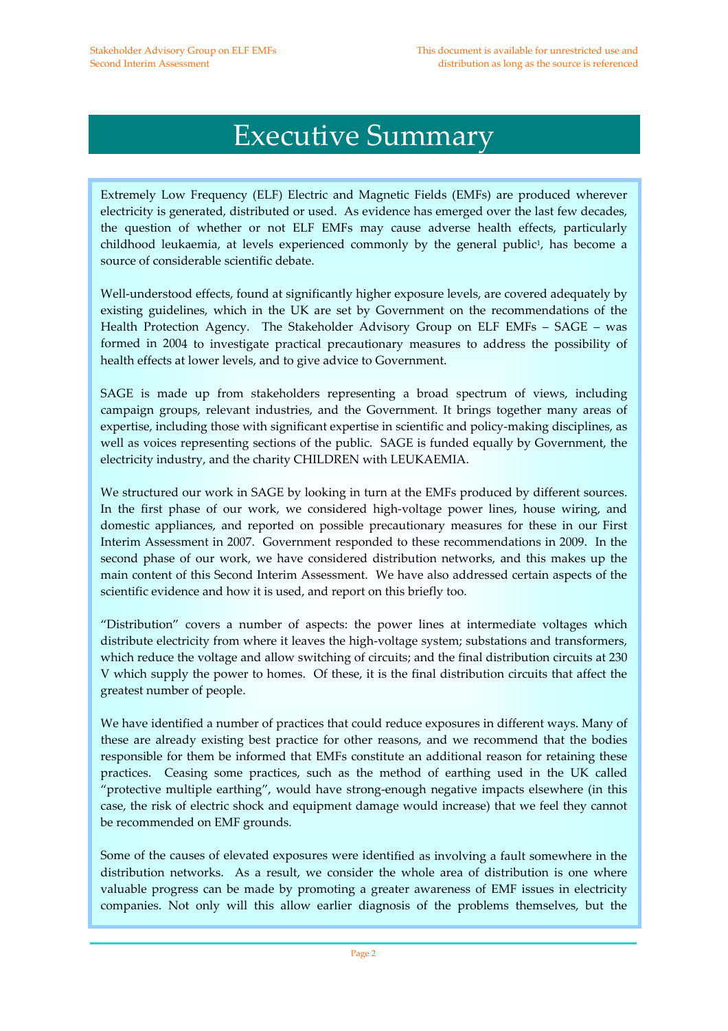# Executive Summary

Extremely Low Frequency (ELF) Electric and Magnetic Fields (EMFs) are produced wherever electricity is generated, distributed or used. As evidence has emerged over the last few decades, the question of whether or not ELF EMFs may cause adverse health effects, particularly childhood leukaemia, at levels experienced commonly by the general public[1], has become a source of considerable scientific debate.

Well-understood effects, found at significantly higher exposure levels, are covered adequately by existing guidelines, which in the UK are set by Government on the recommendations of the Health Protection Agency. The Stakeholder Advisory Group on ELF EMFs – SAGE – was formed in 2004 to investigate practical precautionary measures to address the possibility of health effects at lower levels, and to give advice to Government.

SAGE is made up from stakeholders representing a broad spectrum of views, including campaign groups, relevant industries, and the Government. It brings together many areas of expertise, including those with significant expertise in scientific and policy-making disciplines, as well as voices representing sections of the public. SAGE is funded equally by Government, the electricity industry, and the charity CHILDREN with LEUKAEMIA.

We structured our work in SAGE by looking in turn at the EMFs produced by different sources. In the first phase of our work, we considered high-voltage power lines, house wiring, and domestic appliances, and reported on possible precautionary measures for these in our First Interim Assessment in 2007. Government responded to these recommendations in 2009. In the second phase of our work, we have considered distribution networks, and this makes up the main content of this Second Interim Assessment. We have also addressed certain aspects of the scientific evidence and how it is used, and report on this briefly too.

"Distribution" covers a number of aspects: the power lines at intermediate voltages which distribute electricity from where it leaves the high-voltage system; substations and transformers, which reduce the voltage and allow switching of circuits; and the final distribution circuits at 230 V which supply the power to homes. Of these, it is the final distribution circuits that affect the greatest number of people.

We have identified a number of practices that could reduce exposures in different ways. Many of these are already existing best practice for other reasons, and we recommend that the bodies responsible for them be informed that EMFs constitute an additional reason for retaining these practices. Ceasing some practices, such as the method of earthing used in the UK called "protective multiple earthing", would have strong-enough negative impacts elsewhere (in this case, the risk of electric shock and equipment damage would increase) that we feel they cannot be recommended on EMF grounds.

Some of the causes of elevated exposures were identified as involving a fault somewhere in the distribution networks. As a result, we consider the whole area of distribution is one where valuable progress can be made by promoting a greater awareness of EMF issues in electricity companies. Not only will this allow earlier diagnosis of the problems themselves, but the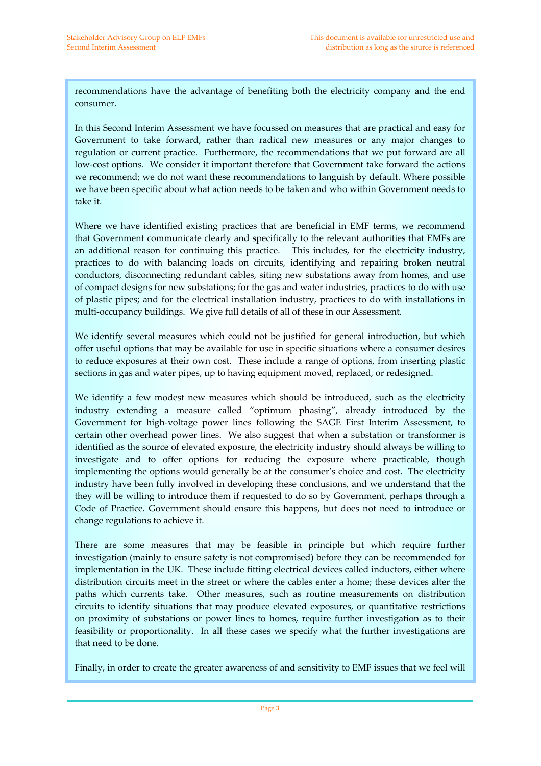recommendations have the advantage of benefiting both the electricity company and the end consumer.

In this Second Interim Assessment we have focussed on measures that are practical and easy for Government to take forward, rather than radical new measures or any major changes to regulation or current practice. Furthermore, the recommendations that we put forward are all low-cost options. We consider it important therefore that Government take forward the actions we recommend; we do not want these recommendations to languish by default. Where possible we have been specific about what action needs to be taken and who within Government needs to take it.

Where we have identified existing practices that are beneficial in EMF terms, we recommend that Government communicate clearly and specifically to the relevant authorities that EMFs are an additional reason for continuing this practice. This includes, for the electricity industry, practices to do with balancing loads on circuits, identifying and repairing broken neutral conductors, disconnecting redundant cables, siting new substations away from homes, and use of compact designs for new substations; for the gas and water industries, practices to do with use of plastic pipes; and for the electrical installation industry, practices to do with installations in multi-occupancy buildings. We give full details of all of these in our Assessment.

We identify several measures which could not be justified for general introduction, but which offer useful options that may be available for use in specific situations where a consumer desires to reduce exposures at their own cost. These include a range of options, from inserting plastic sections in gas and water pipes, up to having equipment moved, replaced, or redesigned.

We identify a few modest new measures which should be introduced, such as the electricity industry extending a measure called "optimum phasing", already introduced by the Government for high-voltage power lines following the SAGE First Interim Assessment, to certain other overhead power lines. We also suggest that when a substation or transformer is identified as the source of elevated exposure, the electricity industry should always be willing to investigate and to offer options for reducing the exposure where practicable, though implementing the options would generally be at the consumer's choice and cost. The electricity industry have been fully involved in developing these conclusions, and we understand that the they will be willing to introduce them if requested to do so by Government, perhaps through a Code of Practice. Government should ensure this happens, but does not need to introduce or change regulations to achieve it.

There are some measures that may be feasible in principle but which require further investigation (mainly to ensure safety is not compromised) before they can be recommended for implementation in the UK. These include fitting electrical devices called inductors, either where distribution circuits meet in the street or where the cables enter a home; these devices alter the paths which currents take. Other measures, such as routine measurements on distribution circuits to identify situations that may produce elevated exposures, or quantitative restrictions on proximity of substations or power lines to homes, require further investigation as to their feasibility or proportionality. In all these cases we specify what the further investigations are that need to be done.

Finally, in order to create the greater awareness of and sensitivity to EMF issues that we feel will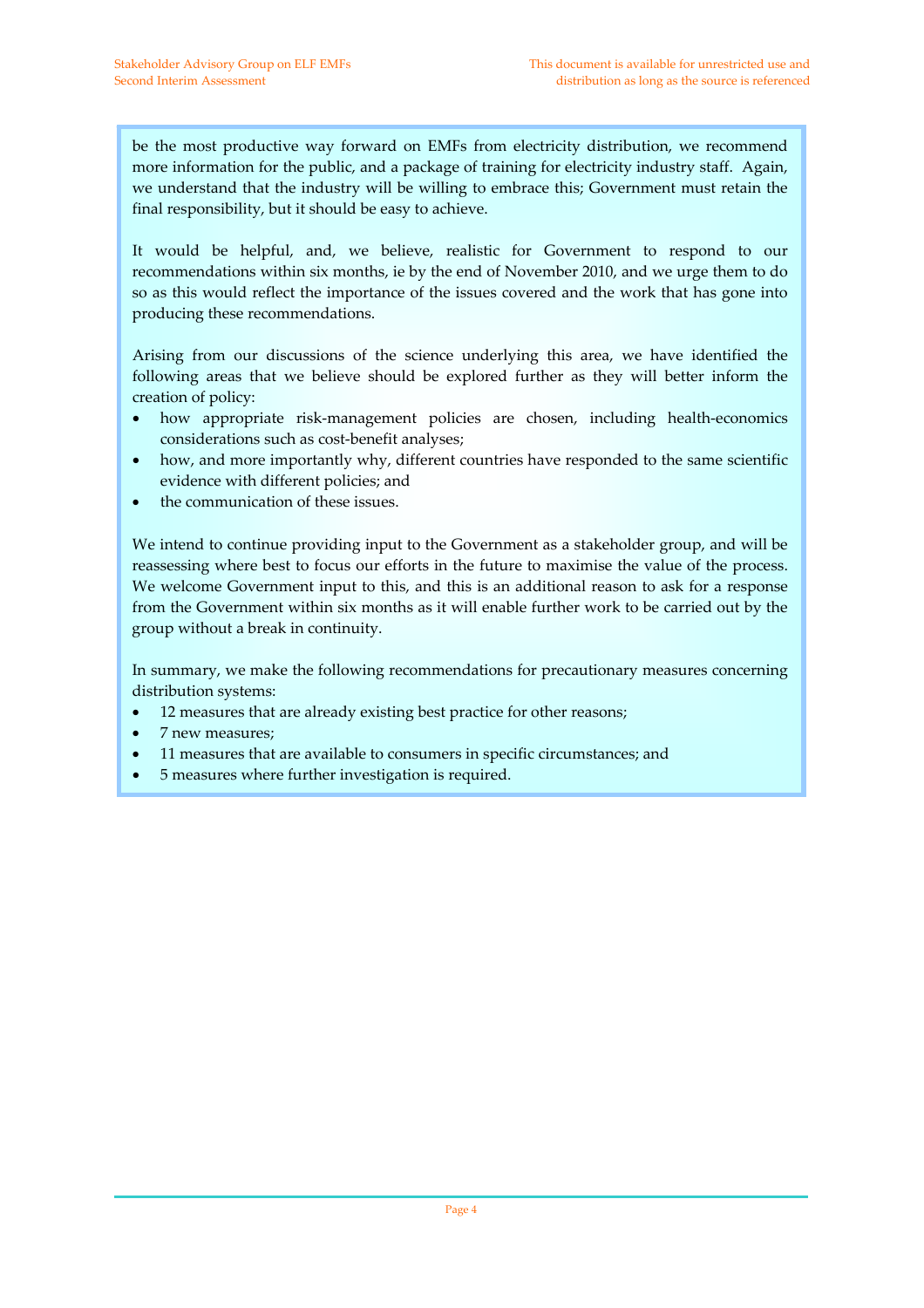be the most productive way forward on EMFs from electricity distribution, we recommend more information for the public, and a package of training for electricity industry staff. Again, we understand that the industry will be willing to embrace this; Government must retain the final responsibility, but it should be easy to achieve.

It would be helpful, and, we believe, realistic for Government to respond to our recommendations within six months, ie by the end of November 2010, and we urge them to do so as this would reflect the importance of the issues covered and the work that has gone into producing these recommendations.

Arising from our discussions of the science underlying this area, we have identified the following areas that we believe should be explored further as they will better inform the creation of policy:

- how appropriate risk-management policies are chosen, including health-economics considerations such as cost-benefit analyses;
- how, and more importantly why, different countries have responded to the same scientific evidence with different policies; and
- the communication of these issues.

We intend to continue providing input to the Government as a stakeholder group, and will be reassessing where best to focus our efforts in the future to maximise the value of the process. We welcome Government input to this, and this is an additional reason to ask for a response from the Government within six months as it will enable further work to be carried out by the group without a break in continuity.

In summary, we make the following recommendations for precautionary measures concerning distribution systems:

- 12 measures that are already existing best practice for other reasons;
- 7 new measures;
- 11 measures that are available to consumers in specific circumstances; and
- 5 measures where further investigation is required.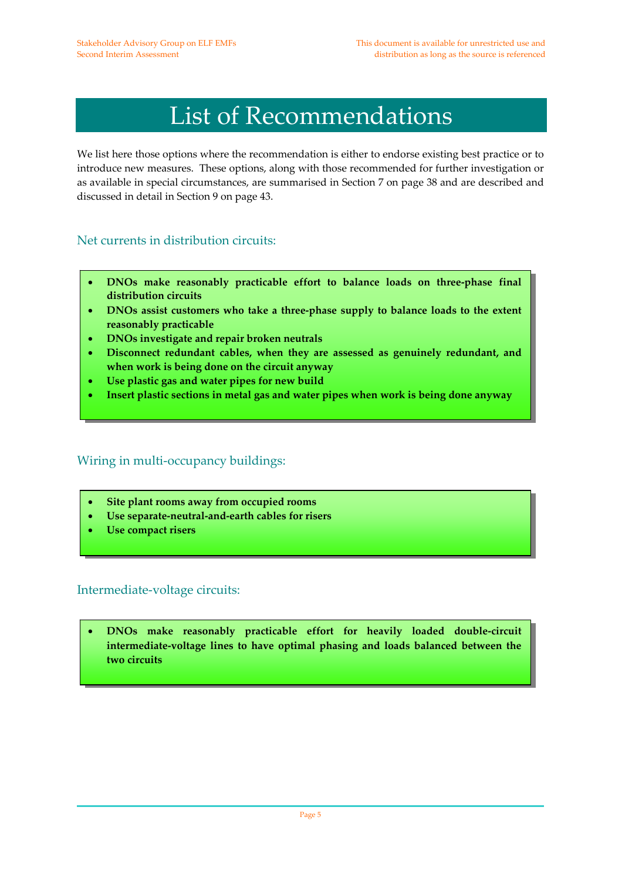# List of Recommendations

We list here those options where the recommendation is either to endorse existing best practice or to introduce new measures. These options, along with those recommended for further investigation or as available in special circumstances, are summarised in Section 7 on page 38 and are described and discussed in detail in Section 9 on page 43.

## Net currents in distribution circuits:

- **DNOs make reasonably practicable effort to balance loads on three-phase final distribution circuits**
- **DNOs assist customers who take a three-phase supply to balance loads to the extent reasonably practicable**
- **DNOs investigate and repair broken neutrals**
- **Disconnect redundant cables, when they are assessed as genuinely redundant, and when work is being done on the circuit anyway**
- **Use plastic gas and water pipes for new build**
- **Insert plastic sections in metal gas and water pipes when work is being done anyway**

## Wiring in multi-occupancy buildings:

- **Site plant rooms away from occupied rooms**
- **Use separate-neutral-and-earth cables for risers**
- **Use compact risers**

## Intermediate-voltage circuits:

- **DNOs make reasonably practicable effort for heavily loaded double-circuit intermediate-voltage lines to have optimal phasing and loads balanced between the two circuits**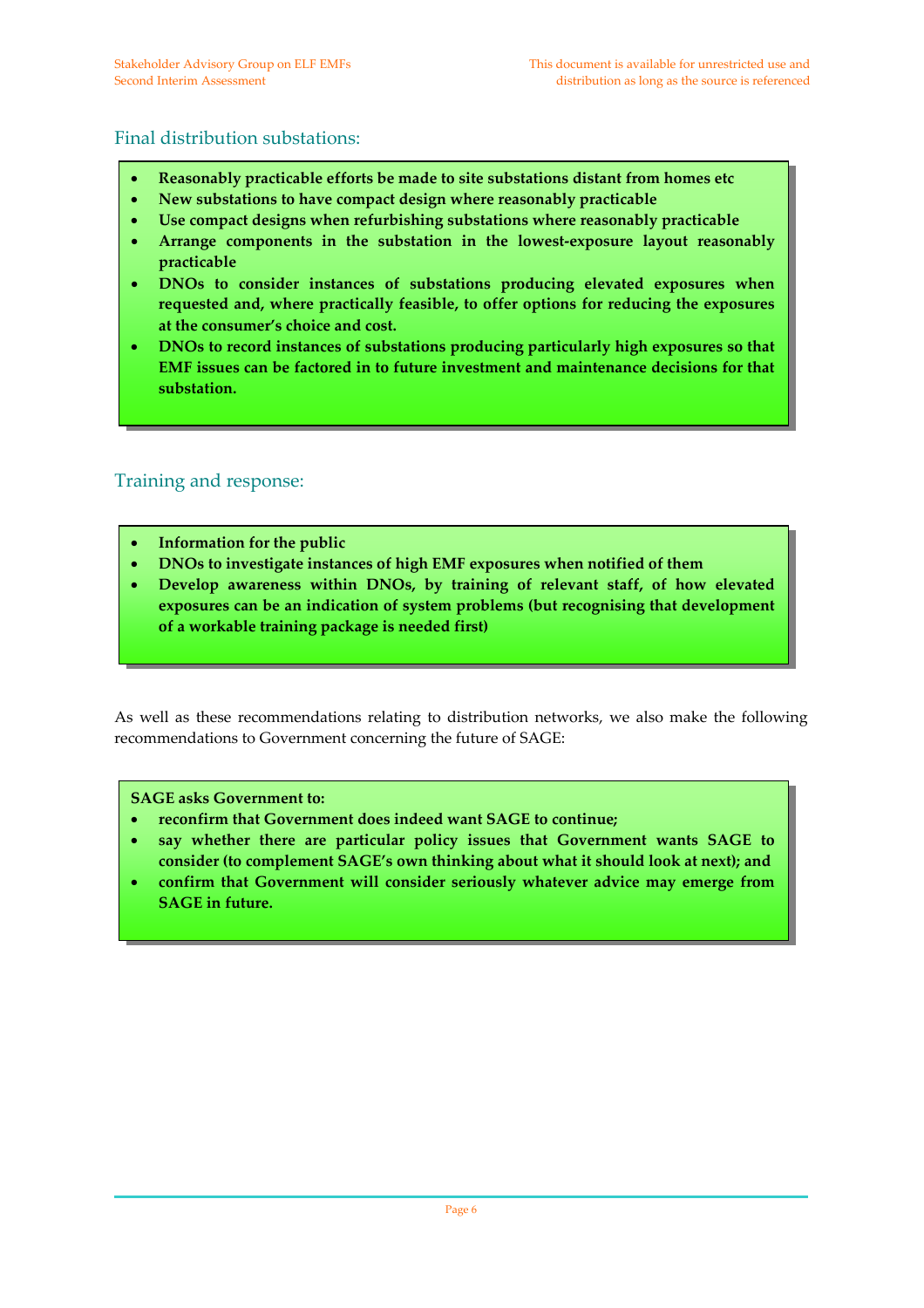## Final distribution substations:

- **Reasonably practicable efforts be made to site substations distant from homes etc**
- **New substations to have compact design where reasonably practicable**
- **Use compact designs when refurbishing substations where reasonably practicable**
- **Arrange components in the substation in the lowest-exposure layout reasonably practicable**
- **DNOs to consider instances of substations producing elevated exposures when requested and, where practically feasible, to offer options for reducing the exposures at the consumer's choice and cost.**
- **DNOs to record instances of substations producing particularly high exposures so that EMF issues can be factored in to future investment and maintenance decisions for that substation.**

## Training and response:

- **Information for the public**
- **DNOs to investigate instances of high EMF exposures when notified of them**
- **Develop awareness within DNOs, by training of relevant staff, of how elevated exposures can be an indication of system problems (but recognising that development of a workable training package is needed first)**

As well as these recommendations relating to distribution networks, we also make the following recommendations to Government concerning the future of SAGE:

**SAGE asks Government to:**

- **reconfirm that Government does indeed want SAGE to continue;**
- **say whether there are particular policy issues that Government wants SAGE to consider (to complement SAGE's own thinking about what it should look at next); and**
- **confirm that Government will consider seriously whatever advice may emerge from SAGE in future.**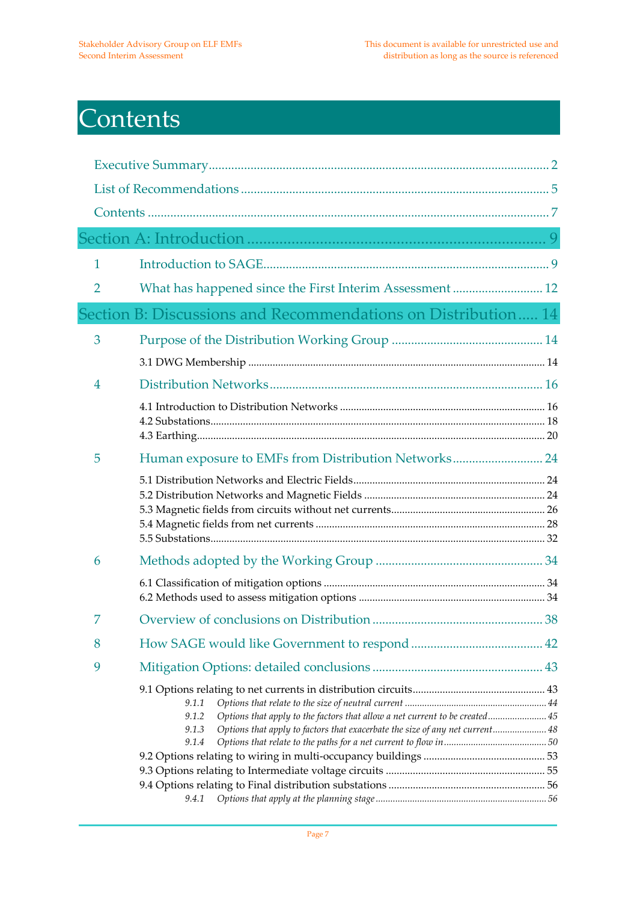# Contents

Executive Summary ........................................................................................................... 2

List of Recommendations ................................................................................................. 5

Contents ............................................................................................................................ 7

## Section A: Introduction ............................................................................ 9

1 Introduction to SAGE ......................................................................................... 9

2 What has happened since the First Interim Assessment ............................. 12

## Section B: Discussions and Recommendations on Distribution ..... 14

3 Purpose of the Distribution Working Group ............................................... 14

3.1 DWG Membership ........................................................................................... 14

4 Distribution Networks ..................................................................................... 16

4.1 Introduction to Distribution Networks ........................................................... 16
4.2 Substations ....................................................................................................... 18
4.3 Earthing ............................................................................................................ 20

5 Human exposure to EMFs from Distribution Networks ............................ 24

5.1 Distribution Networks and Electric Fields ..................................................... 24
5.2 Distribution Networks and Magnetic Fields .................................................. 24
5.3 Magnetic fields from circuits without net currents ........................................ 26
5.4 Magnetic fields from net currents ................................................................... 28
5.5 Substations ....................................................................................................... 32

6 Methods adopted by the Working Group .................................................... 34

6.1 Classification of mitigation options ................................................................ 34
6.2 Methods used to assess mitigation options ................................................... 34

7 Overview of conclusions on Distribution ..................................................... 38

8 How SAGE would like Government to respond ......................................... 42

9 Mitigation Options: detailed conclusions ..................................................... 43

9.1 Options relating to net currents in distribution circuits ................................ 43
*9.1.1 Options that relate to the size of neutral current ......................................... 44*
*9.1.2 Options that apply to the factors that allow a net current to be created ........................ 45*
*9.1.3 Options that apply to factors that exacerbate the size of any net current ...................... 48*
*9.1.4 Options that relate to the paths for a net current to flow in ......................................... 50*
9.2 Options relating to wiring in multi-occupancy buildings ............................. 53
9.3 Options relating to Intermediate voltage circuits .......................................... 55
9.4 Options relating to Final distribution substations ......................................... 56
*9.4.1 Options that apply at the planning stage .................................................... 56*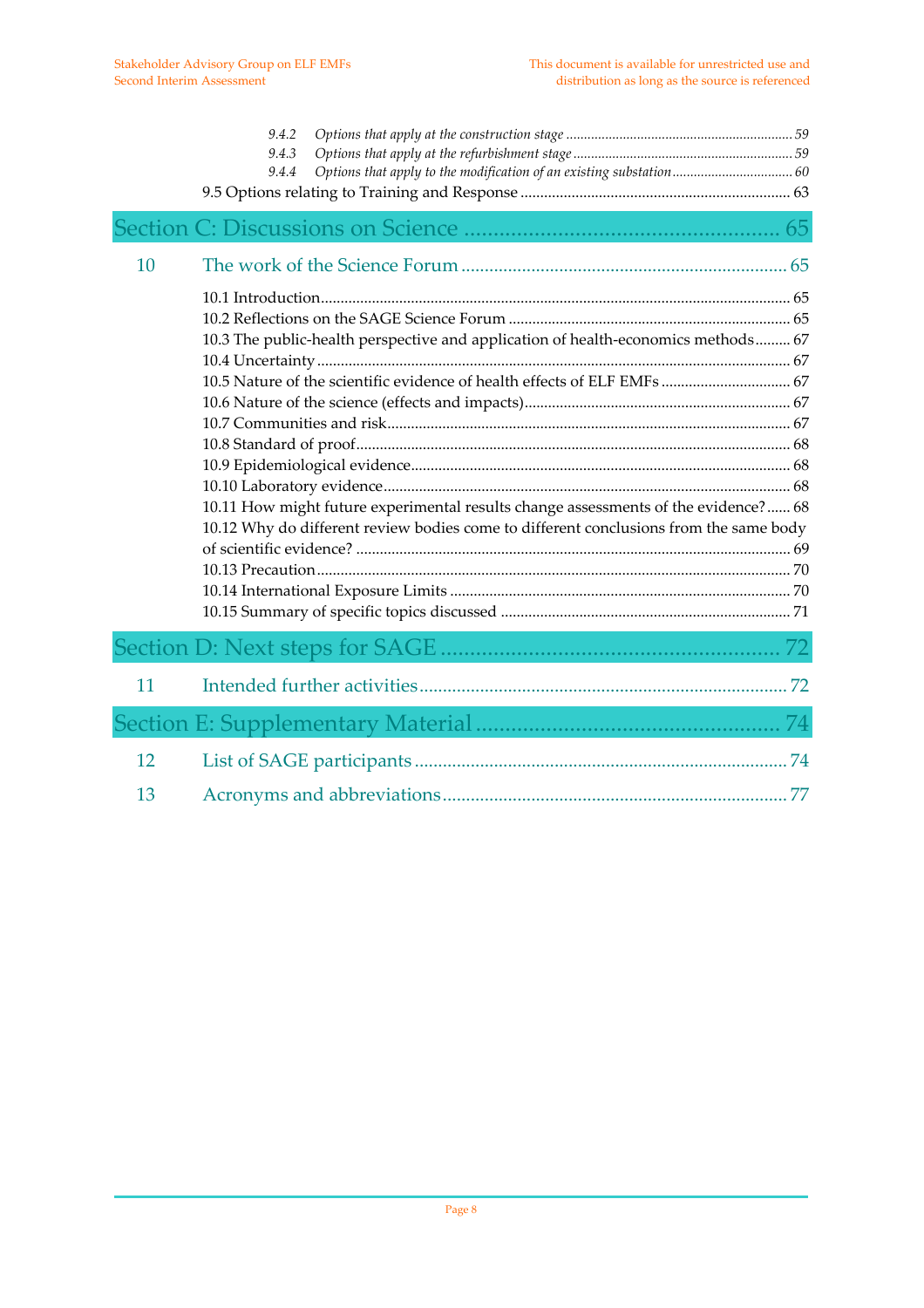*9.4.2 Options that apply at the construction stage ............................................................... 59*
*9.4.3 Options that apply at the refurbishment stage ............................................................. 59*
*9.4.4 Options that apply to the modification of an existing substation ................................. 60*

9.5 Options relating to Training and Response ..................................................................... 63

# Section C: Discussions on Science ...................................................... 65

## 10 The work of the Science Forum ..................................................................... 65

10.1 Introduction ......................................................................................................................... 65
10.2 Reflections on the SAGE Science Forum ......................................................................... 65
10.3 The public-health perspective and application of health-economics methods ......... 67
10.4 Uncertainty ......................................................................................................................... 67
10.5 Nature of the scientific evidence of health effects of ELF EMFs ................................. 67
10.6 Nature of the science (effects and impacts) .................................................................... 67
10.7 Communities and risk ....................................................................................................... 67
10.8 Standard of proof ............................................................................................................... 68
10.9 Epidemiological evidence ................................................................................................. 68
10.10 Laboratory evidence ........................................................................................................ 68
10.11 How might future experimental results change assessments of the evidence? ...... 68
10.12 Why do different review bodies come to different conclusions from the same body of scientific evidence? ............................................................................................................. 69
10.13 Precaution ......................................................................................................................... 70
10.14 International Exposure Limits ....................................................................................... 70
10.15 Summary of specific topics discussed .......................................................................... 71

# Section D: Next steps for SAGE .......................................................... 72

## 11 Intended further activities .............................................................................. 72

# Section E: Supplementary Material ..................................................... 74

## 12 List of SAGE participants ................................................................................ 74

## 13 Acronyms and abbreviations .......................................................................... 77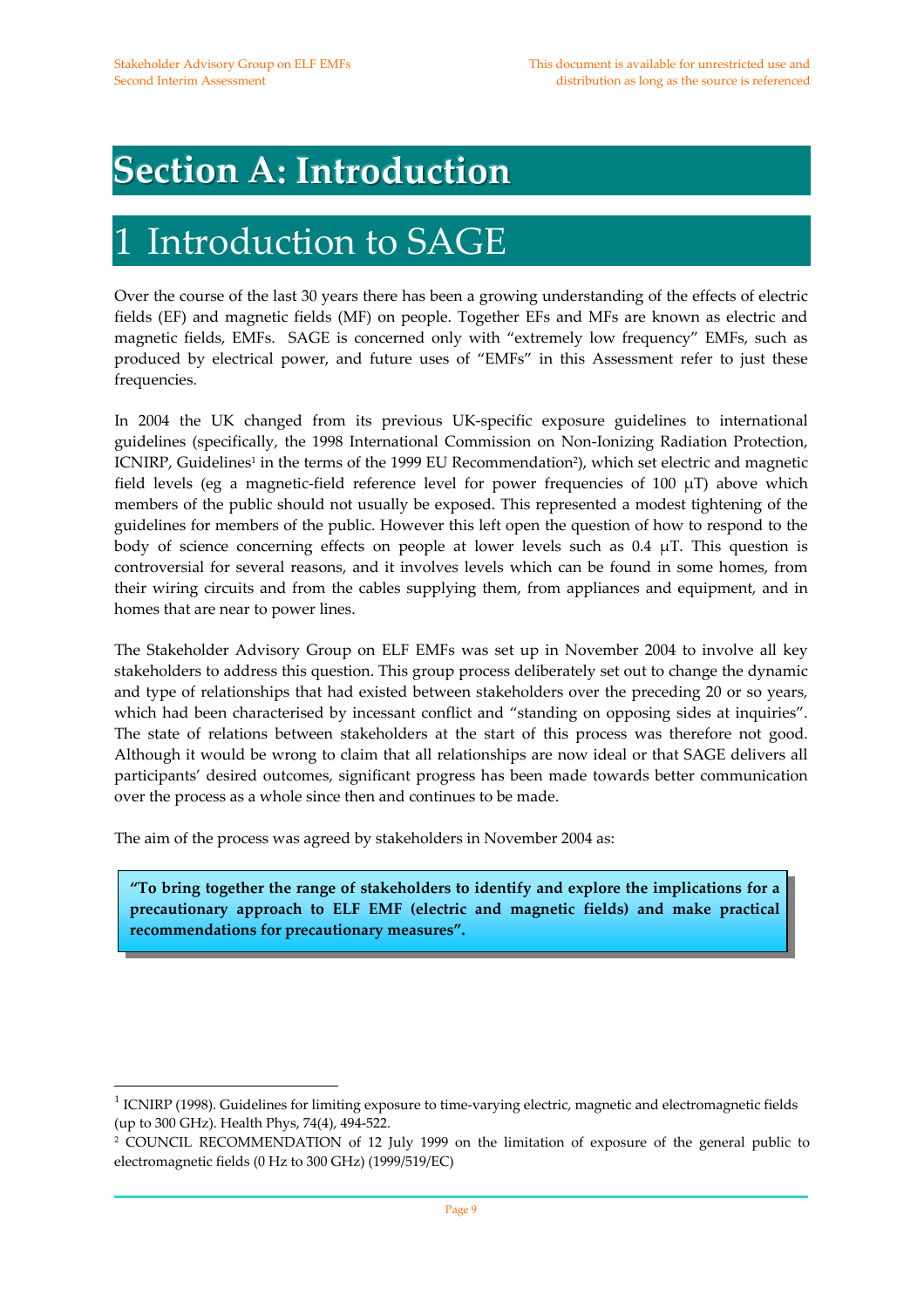# Section A: Introduction

# 1 Introduction to SAGE

Over the course of the last 30 years there has been a growing understanding of the effects of electric fields (EF) and magnetic fields (MF) on people. Together EFs and MFs are known as electric and magnetic fields, EMFs. SAGE is concerned only with "extremely low frequency" EMFs, such as produced by electrical power, and future uses of "EMFs" in this Assessment refer to just these frequencies.

In 2004 the UK changed from its previous UK-specific exposure guidelines to international guidelines (specifically, the 1998 International Commission on Non-Ionizing Radiation Protection, ICNIRP, Guidelines[1] in the terms of the 1999 EU Recommendation[2]), which set electric and magnetic field levels (eg a magnetic-field reference level for power frequencies of 100 μT) above which members of the public should not usually be exposed. This represented a modest tightening of the guidelines for members of the public. However this left open the question of how to respond to the body of science concerning effects on people at lower levels such as 0.4 μT. This question is controversial for several reasons, and it involves levels which can be found in some homes, from their wiring circuits and from the cables supplying them, from appliances and equipment, and in homes that are near to power lines.

The Stakeholder Advisory Group on ELF EMFs was set up in November 2004 to involve all key stakeholders to address this question. This group process deliberately set out to change the dynamic and type of relationships that had existed between stakeholders over the preceding 20 or so years, which had been characterised by incessant conflict and "standing on opposing sides at inquiries". The state of relations between stakeholders at the start of this process was therefore not good. Although it would be wrong to claim that all relationships are now ideal or that SAGE delivers all participants' desired outcomes, significant progress has been made towards better communication over the process as a whole since then and continues to be made.

The aim of the process was agreed by stakeholders in November 2004 as:

> **"To bring together the range of stakeholders to identify and explore the implications for a precautionary approach to ELF EMF (electric and magnetic fields) and make practical recommendations for precautionary measures".**

---

[1] ICNIRP (1998). Guidelines for limiting exposure to time-varying electric, magnetic and electromagnetic fields (up to 300 GHz). Health Phys, 74(4), 494-522.

[2] COUNCIL RECOMMENDATION of 12 July 1999 on the limitation of exposure of the general public to electromagnetic fields (0 Hz to 300 GHz) (1999/519/EC)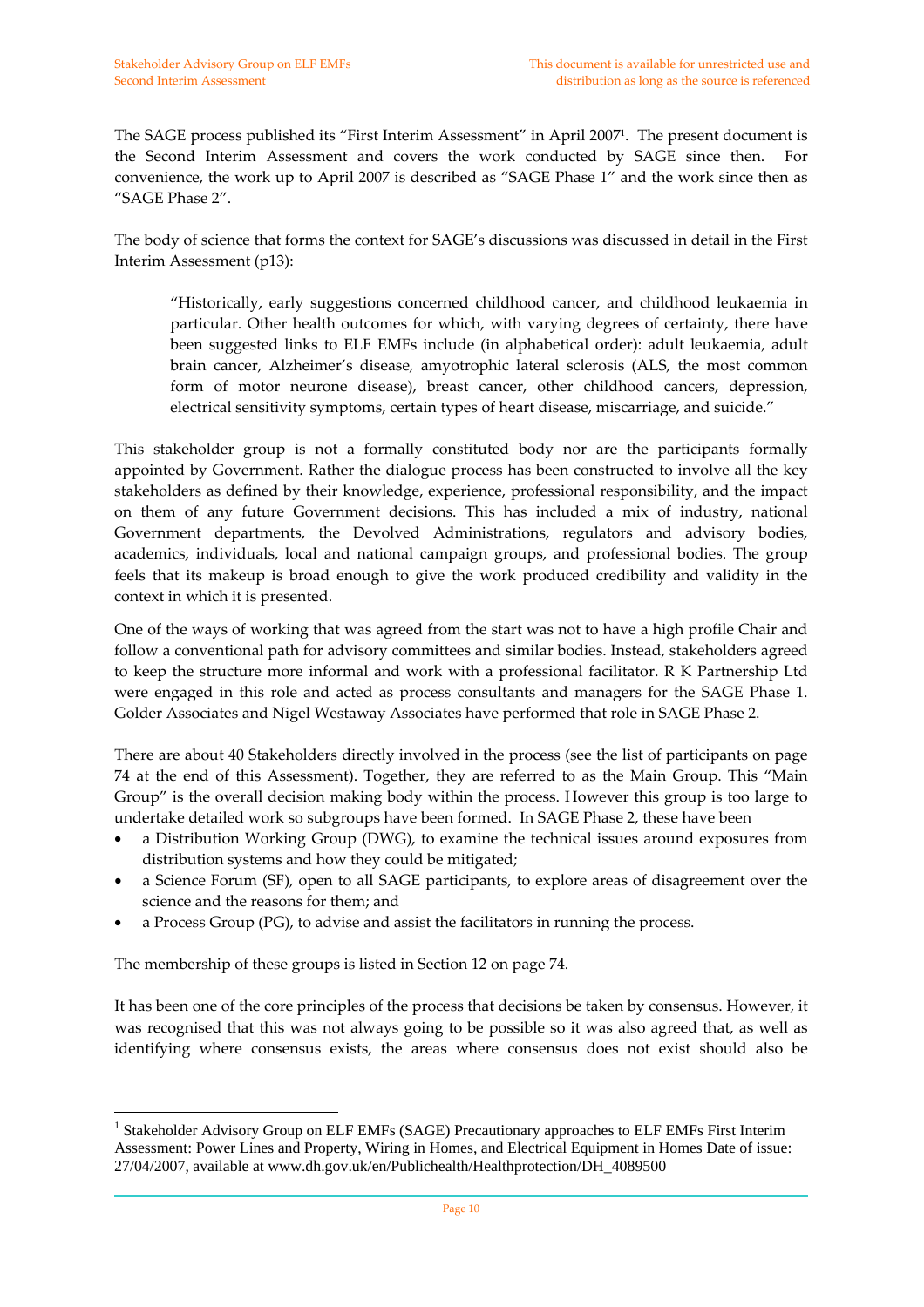The SAGE process published its "First Interim Assessment" in April 2007[1]. The present document is the Second Interim Assessment and covers the work conducted by SAGE since then. For convenience, the work up to April 2007 is described as "SAGE Phase 1" and the work since then as "SAGE Phase 2".

The body of science that forms the context for SAGE's discussions was discussed in detail in the First Interim Assessment (p13):

> "Historically, early suggestions concerned childhood cancer, and childhood leukaemia in particular. Other health outcomes for which, with varying degrees of certainty, there have been suggested links to ELF EMFs include (in alphabetical order): adult leukaemia, adult brain cancer, Alzheimer's disease, amyotrophic lateral sclerosis (ALS, the most common form of motor neurone disease), breast cancer, other childhood cancers, depression, electrical sensitivity symptoms, certain types of heart disease, miscarriage, and suicide."

This stakeholder group is not a formally constituted body nor are the participants formally appointed by Government. Rather the dialogue process has been constructed to involve all the key stakeholders as defined by their knowledge, experience, professional responsibility, and the impact on them of any future Government decisions. This has included a mix of industry, national Government departments, the Devolved Administrations, regulators and advisory bodies, academics, individuals, local and national campaign groups, and professional bodies. The group feels that its makeup is broad enough to give the work produced credibility and validity in the context in which it is presented.

One of the ways of working that was agreed from the start was not to have a high profile Chair and follow a conventional path for advisory committees and similar bodies. Instead, stakeholders agreed to keep the structure more informal and work with a professional facilitator. R K Partnership Ltd were engaged in this role and acted as process consultants and managers for the SAGE Phase 1. Golder Associates and Nigel Westaway Associates have performed that role in SAGE Phase 2.

There are about 40 Stakeholders directly involved in the process (see the list of participants on page 74 at the end of this Assessment). Together, they are referred to as the Main Group. This "Main Group" is the overall decision making body within the process. However this group is too large to undertake detailed work so subgroups have been formed. In SAGE Phase 2, these have been

- a Distribution Working Group (DWG), to examine the technical issues around exposures from distribution systems and how they could be mitigated;
- a Science Forum (SF), open to all SAGE participants, to explore areas of disagreement over the science and the reasons for them; and
- a Process Group (PG), to advise and assist the facilitators in running the process.

The membership of these groups is listed in Section 12 on page 74.

It has been one of the core principles of the process that decisions be taken by consensus. However, it was recognised that this was not always going to be possible so it was also agreed that, as well as identifying where consensus exists, the areas where consensus does not exist should also be

[1] Stakeholder Advisory Group on ELF EMFs (SAGE) Precautionary approaches to ELF EMFs First Interim Assessment: Power Lines and Property, Wiring in Homes, and Electrical Equipment in Homes Date of issue: 27/04/2007, available at www.dh.gov.uk/en/Publichealth/Healthprotection/DH_4089500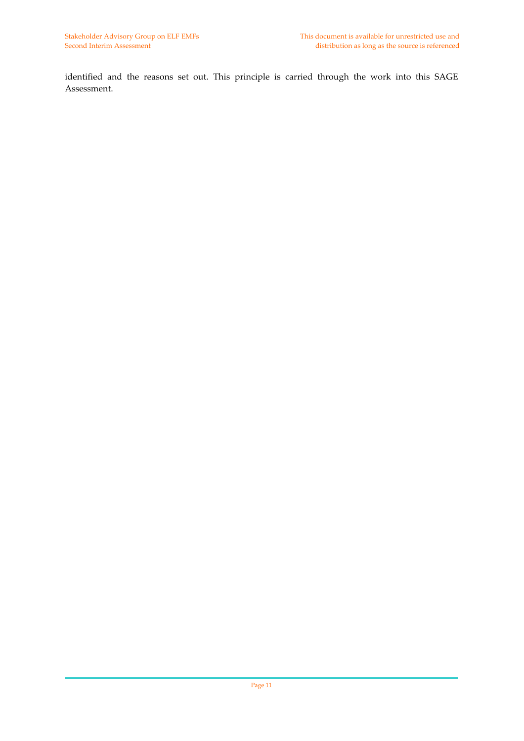identified and the reasons set out. This principle is carried through the work into this SAGE Assessment.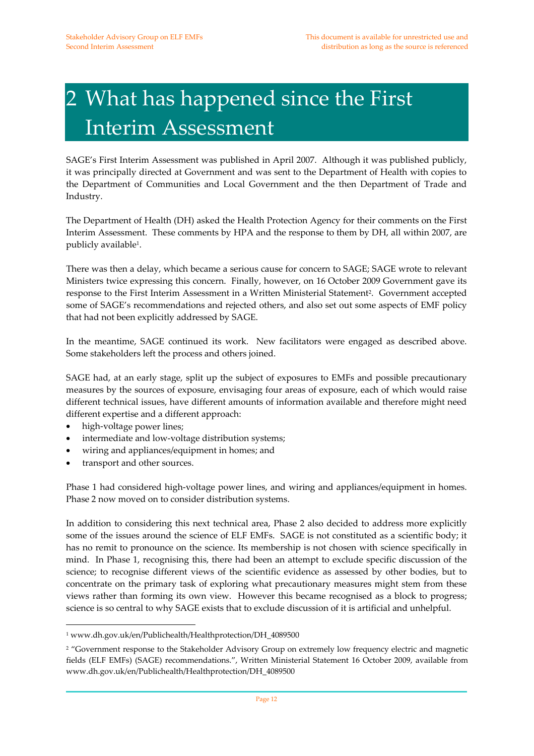# 2 What has happened since the First Interim Assessment

SAGE's First Interim Assessment was published in April 2007. Although it was published publicly, it was principally directed at Government and was sent to the Department of Health with copies to the Department of Communities and Local Government and the then Department of Trade and Industry.

The Department of Health (DH) asked the Health Protection Agency for their comments on the First Interim Assessment. These comments by HPA and the response to them by DH, all within 2007, are publicly available[1].

There was then a delay, which became a serious cause for concern to SAGE; SAGE wrote to relevant Ministers twice expressing this concern. Finally, however, on 16 October 2009 Government gave its response to the First Interim Assessment in a Written Ministerial Statement[2]. Government accepted some of SAGE's recommendations and rejected others, and also set out some aspects of EMF policy that had not been explicitly addressed by SAGE.

In the meantime, SAGE continued its work. New facilitators were engaged as described above. Some stakeholders left the process and others joined.

SAGE had, at an early stage, split up the subject of exposures to EMFs and possible precautionary measures by the sources of exposure, envisaging four areas of exposure, each of which would raise different technical issues, have different amounts of information available and therefore might need different expertise and a different approach:

- high-voltage power lines;
- intermediate and low-voltage distribution systems;
- wiring and appliances/equipment in homes; and
- transport and other sources.

Phase 1 had considered high-voltage power lines, and wiring and appliances/equipment in homes. Phase 2 now moved on to consider distribution systems.

In addition to considering this next technical area, Phase 2 also decided to address more explicitly some of the issues around the science of ELF EMFs. SAGE is not constituted as a scientific body; it has no remit to pronounce on the science. Its membership is not chosen with science specifically in mind. In Phase 1, recognising this, there had been an attempt to exclude specific discussion of the science; to recognise different views of the scientific evidence as assessed by other bodies, but to concentrate on the primary task of exploring what precautionary measures might stem from these views rather than forming its own view. However this became recognised as a block to progress; science is so central to why SAGE exists that to exclude discussion of it is artificial and unhelpful.

---

[1] www.dh.gov.uk/en/Publichealth/Healthprotection/DH_4089500

[2] "Government response to the Stakeholder Advisory Group on extremely low frequency electric and magnetic fields (ELF EMFs) (SAGE) recommendations.", Written Ministerial Statement 16 October 2009, available from www.dh.gov.uk/en/Publichealth/Healthprotection/DH_4089500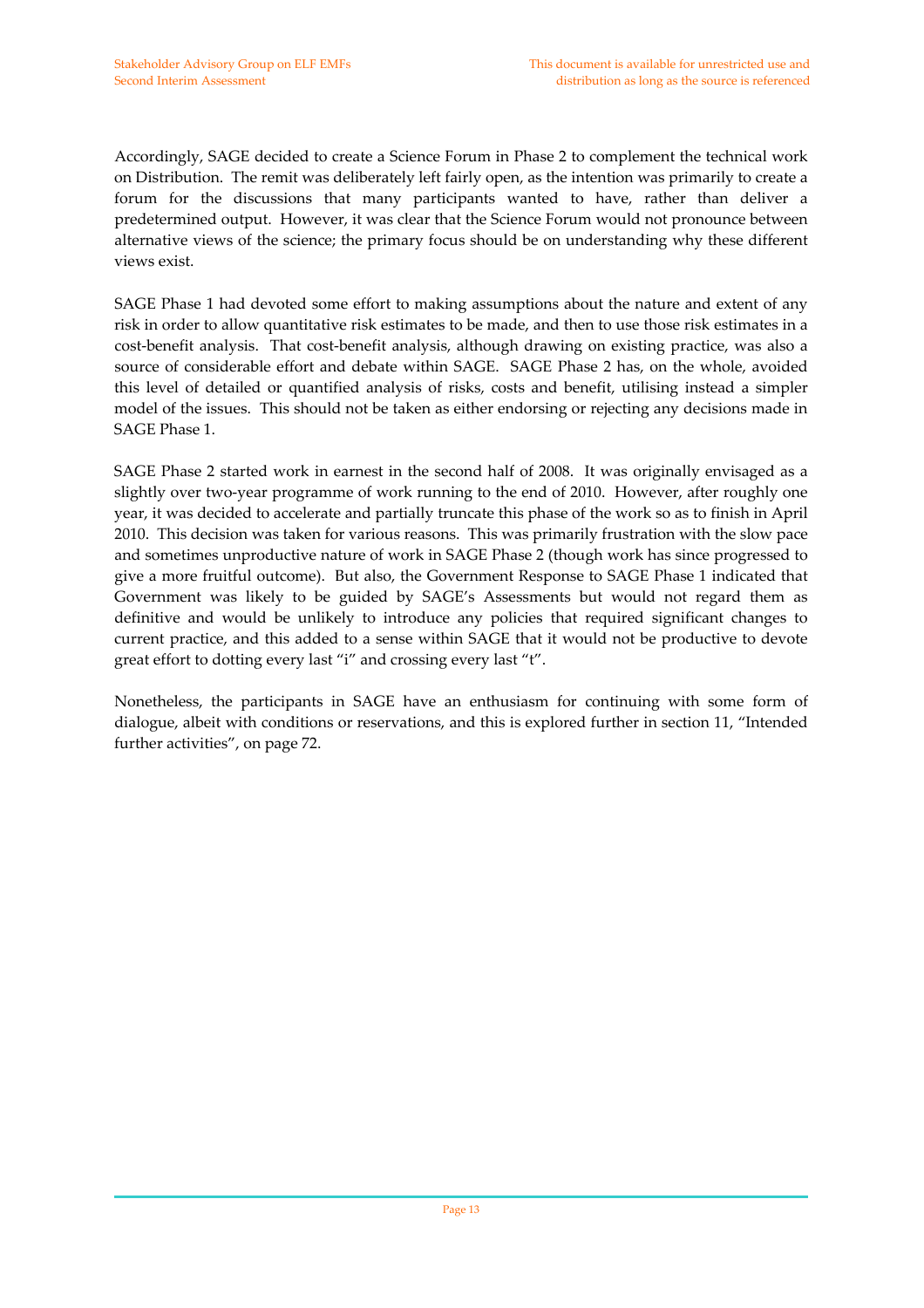Accordingly, SAGE decided to create a Science Forum in Phase 2 to complement the technical work on Distribution. The remit was deliberately left fairly open, as the intention was primarily to create a forum for the discussions that many participants wanted to have, rather than deliver a predetermined output. However, it was clear that the Science Forum would not pronounce between alternative views of the science; the primary focus should be on understanding why these different views exist.

SAGE Phase 1 had devoted some effort to making assumptions about the nature and extent of any risk in order to allow quantitative risk estimates to be made, and then to use those risk estimates in a cost-benefit analysis. That cost-benefit analysis, although drawing on existing practice, was also a source of considerable effort and debate within SAGE. SAGE Phase 2 has, on the whole, avoided this level of detailed or quantified analysis of risks, costs and benefit, utilising instead a simpler model of the issues. This should not be taken as either endorsing or rejecting any decisions made in SAGE Phase 1.

SAGE Phase 2 started work in earnest in the second half of 2008. It was originally envisaged as a slightly over two-year programme of work running to the end of 2010. However, after roughly one year, it was decided to accelerate and partially truncate this phase of the work so as to finish in April 2010. This decision was taken for various reasons. This was primarily frustration with the slow pace and sometimes unproductive nature of work in SAGE Phase 2 (though work has since progressed to give a more fruitful outcome). But also, the Government Response to SAGE Phase 1 indicated that Government was likely to be guided by SAGE's Assessments but would not regard them as definitive and would be unlikely to introduce any policies that required significant changes to current practice, and this added to a sense within SAGE that it would not be productive to devote great effort to dotting every last "i" and crossing every last "t".

Nonetheless, the participants in SAGE have an enthusiasm for continuing with some form of dialogue, albeit with conditions or reservations, and this is explored further in section 11, "Intended further activities", on page 72.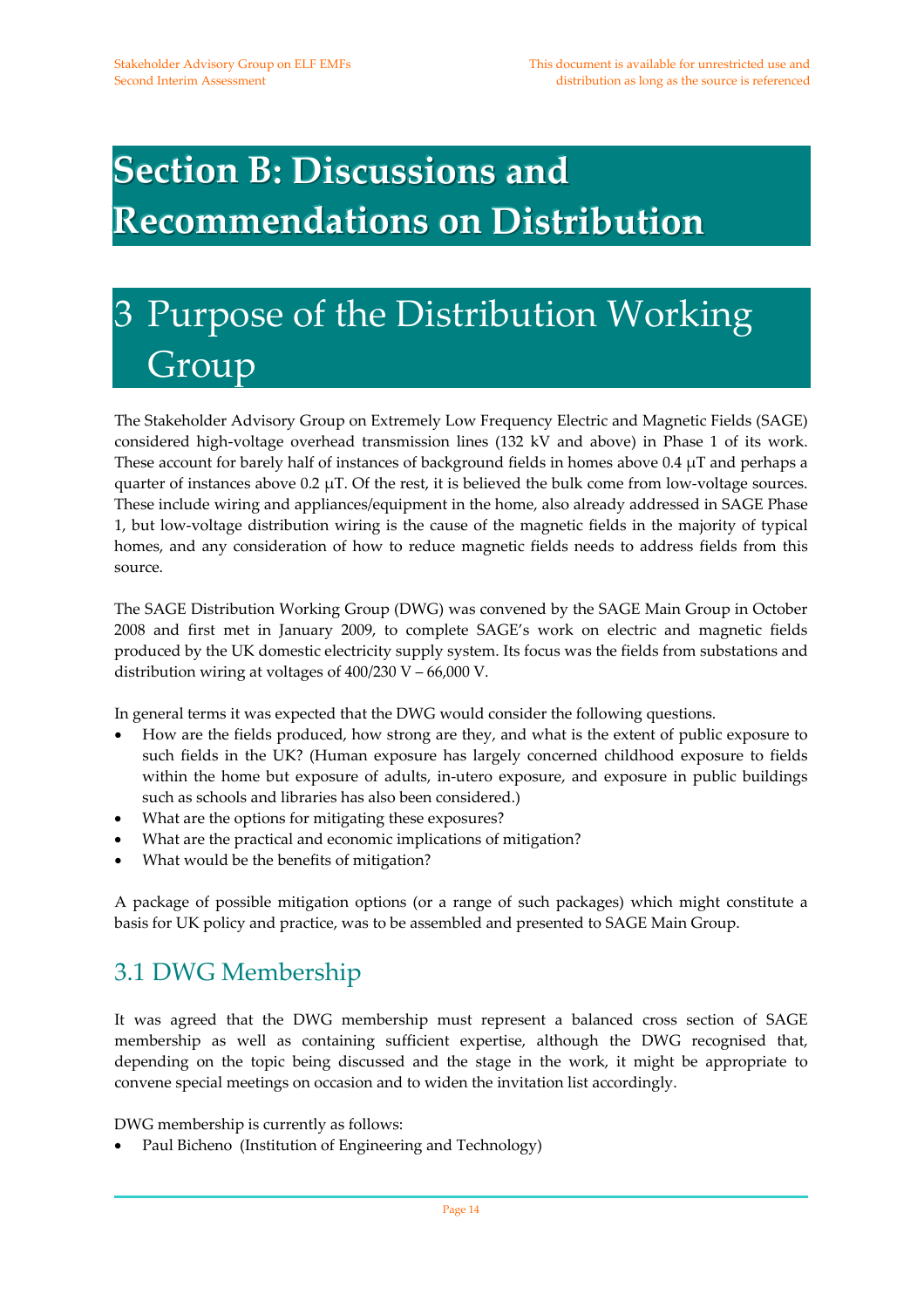# Section B: Discussions and Recommendations on Distribution

# 3 Purpose of the Distribution Working Group

The Stakeholder Advisory Group on Extremely Low Frequency Electric and Magnetic Fields (SAGE) considered high-voltage overhead transmission lines (132 kV and above) in Phase 1 of its work. These account for barely half of instances of background fields in homes above 0.4 μT and perhaps a quarter of instances above 0.2 μT. Of the rest, it is believed the bulk come from low-voltage sources. These include wiring and appliances/equipment in the home, also already addressed in SAGE Phase 1, but low-voltage distribution wiring is the cause of the magnetic fields in the majority of typical homes, and any consideration of how to reduce magnetic fields needs to address fields from this source.

The SAGE Distribution Working Group (DWG) was convened by the SAGE Main Group in October 2008 and first met in January 2009, to complete SAGE's work on electric and magnetic fields produced by the UK domestic electricity supply system. Its focus was the fields from substations and distribution wiring at voltages of 400/230 V – 66,000 V.

In general terms it was expected that the DWG would consider the following questions.

- How are the fields produced, how strong are they, and what is the extent of public exposure to such fields in the UK? (Human exposure has largely concerned childhood exposure to fields within the home but exposure of adults, in-utero exposure, and exposure in public buildings such as schools and libraries has also been considered.)
- What are the options for mitigating these exposures?
- What are the practical and economic implications of mitigation?
- What would be the benefits of mitigation?

A package of possible mitigation options (or a range of such packages) which might constitute a basis for UK policy and practice, was to be assembled and presented to SAGE Main Group.

## 3.1 DWG Membership

It was agreed that the DWG membership must represent a balanced cross section of SAGE membership as well as containing sufficient expertise, although the DWG recognised that, depending on the topic being discussed and the stage in the work, it might be appropriate to convene special meetings on occasion and to widen the invitation list accordingly.

DWG membership is currently as follows:

- Paul Bicheno (Institution of Engineering and Technology)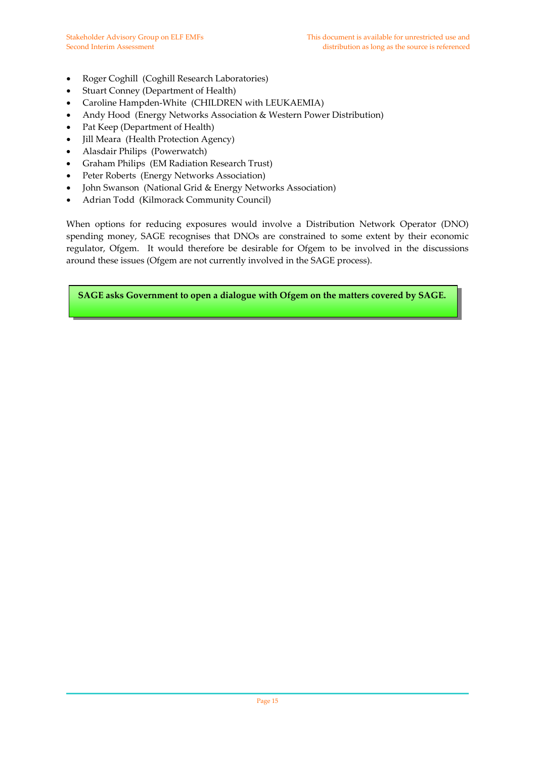- Roger Coghill (Coghill Research Laboratories)
- Stuart Conney (Department of Health)
- Caroline Hampden-White (CHILDREN with LEUKAEMIA)
- Andy Hood (Energy Networks Association & Western Power Distribution)
- Pat Keep (Department of Health)
- Jill Meara (Health Protection Agency)
- Alasdair Philips (Powerwatch)
- Graham Philips (EM Radiation Research Trust)
- Peter Roberts (Energy Networks Association)
- John Swanson (National Grid & Energy Networks Association)
- Adrian Todd (Kilmorack Community Council)

When options for reducing exposures would involve a Distribution Network Operator (DNO) spending money, SAGE recognises that DNOs are constrained to some extent by their economic regulator, Ofgem. It would therefore be desirable for Ofgem to be involved in the discussions around these issues (Ofgem are not currently involved in the SAGE process).

**SAGE asks Government to open a dialogue with Ofgem on the matters covered by SAGE.**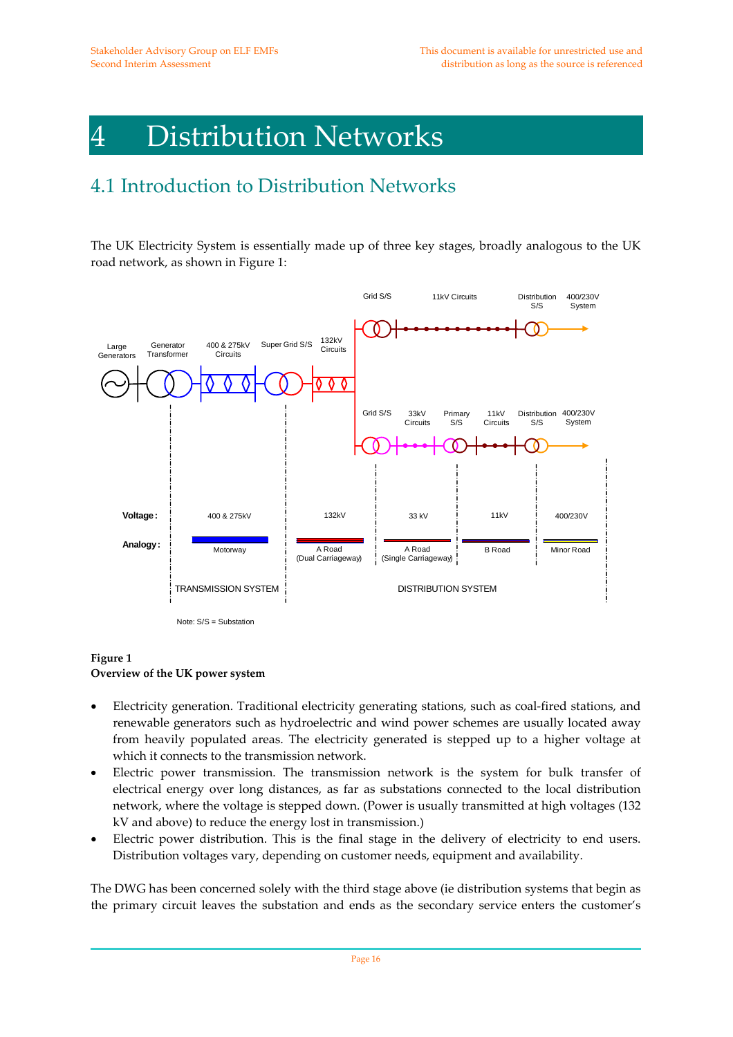# 4 Distribution Networks

## 4.1 Introduction to Distribution Networks

The UK Electricity System is essentially made up of three key stages, broadly analogous to the UK road network, as shown in Figure 1:

**Figure 1**
**Overview of the UK power system**

- Electricity generation. Traditional electricity generating stations, such as coal-fired stations, and renewable generators such as hydroelectric and wind power schemes are usually located away from heavily populated areas. The electricity generated is stepped up to a higher voltage at which it connects to the transmission network.
- Electric power transmission. The transmission network is the system for bulk transfer of electrical energy over long distances, as far as substations connected to the local distribution network, where the voltage is stepped down. (Power is usually transmitted at high voltages (132 kV and above) to reduce the energy lost in transmission.)
- Electric power distribution. This is the final stage in the delivery of electricity to end users. Distribution voltages vary, depending on customer needs, equipment and availability.

The DWG has been concerned solely with the third stage above (ie distribution systems that begin as the primary circuit leaves the substation and ends as the secondary service enters the customer's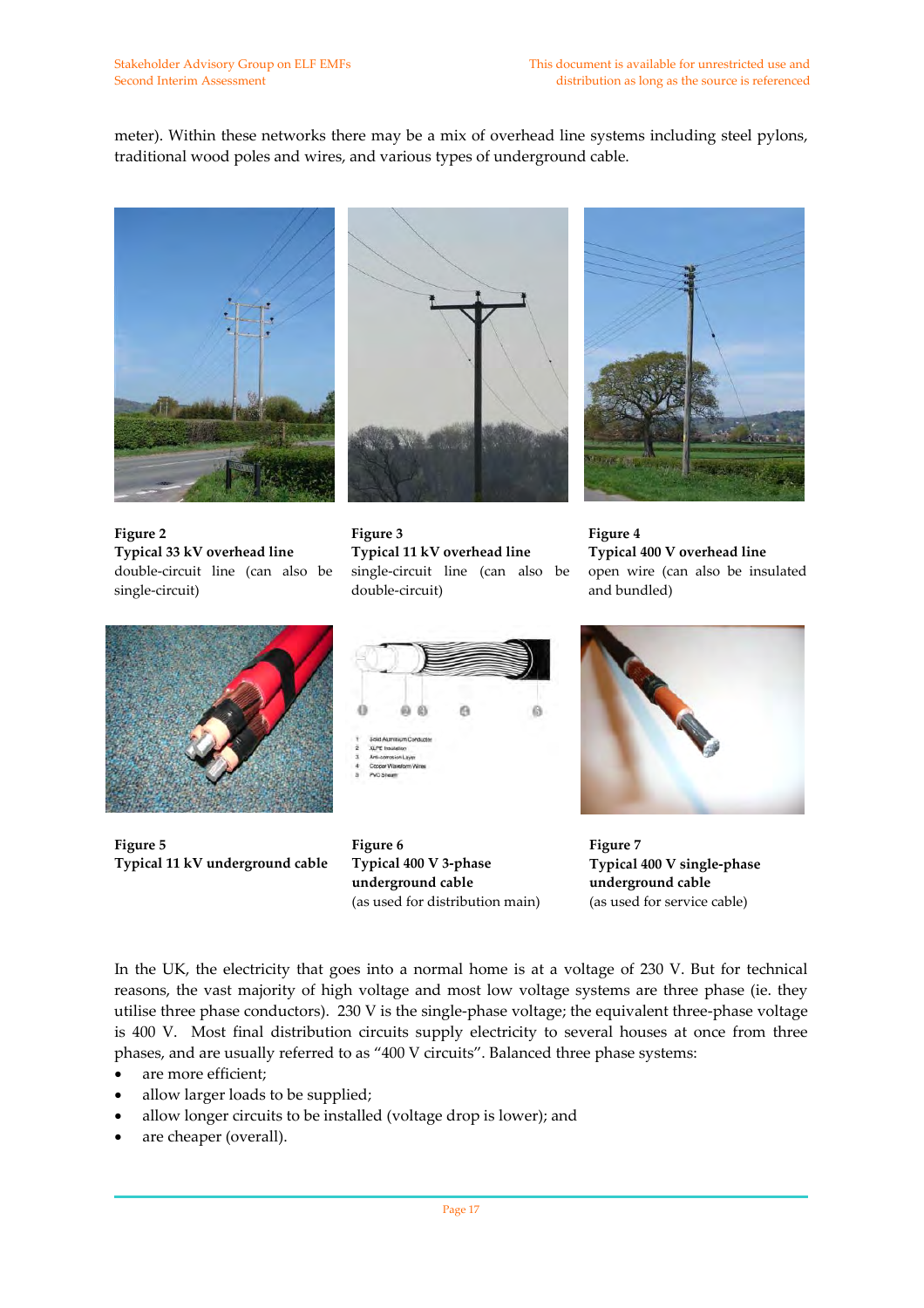meter). Within these networks there may be a mix of overhead line systems including steel pylons, traditional wood poles and wires, and various types of underground cable.

**Figure 2**
**Typical 33 kV overhead line**
double-circuit line (can also be single-circuit)

**Figure 3**
**Typical 11 kV overhead line**
single-circuit line (can also be double-circuit)

**Figure 4**
**Typical 400 V overhead line**
open wire (can also be insulated and bundled)

**Figure 5**
**Typical 11 kV underground cable**

1 Solid Aluminium Conductor
2 XLPE Insulation
3 Anti-corrosion Layer
4 Copper Waveform Wires
5 PVC Sheath

**Figure 6**
**Typical 400 V 3-phase underground cable**
(as used for distribution main)

**Figure 7**
**Typical 400 V single-phase underground cable**
(as used for service cable)

In the UK, the electricity that goes into a normal home is at a voltage of 230 V. But for technical reasons, the vast majority of high voltage and most low voltage systems are three phase (ie. they utilise three phase conductors). 230 V is the single-phase voltage; the equivalent three-phase voltage is 400 V. Most final distribution circuits supply electricity to several houses at once from three phases, and are usually referred to as "400 V circuits". Balanced three phase systems:

- are more efficient;
- allow larger loads to be supplied;
- allow longer circuits to be installed (voltage drop is lower); and
- are cheaper (overall).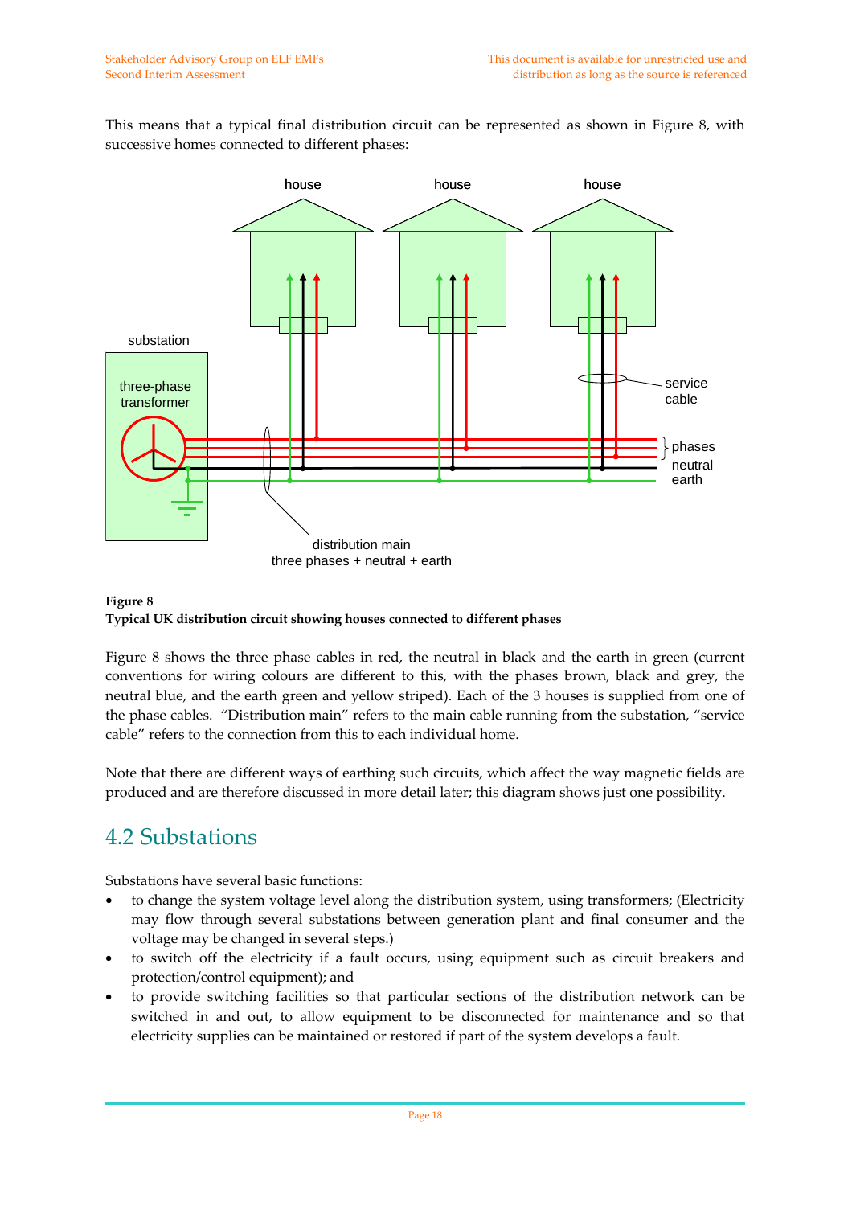This means that a typical final distribution circuit can be represented as shown in Figure 8, with successive homes connected to different phases:

**Figure 8**
**Typical UK distribution circuit showing houses connected to different phases**

Figure 8 shows the three phase cables in red, the neutral in black and the earth in green (current conventions for wiring colours are different to this, with the phases brown, black and grey, the neutral blue, and the earth green and yellow striped). Each of the 3 houses is supplied from one of the phase cables. "Distribution main" refers to the main cable running from the substation, "service cable" refers to the connection from this to each individual home.

Note that there are different ways of earthing such circuits, which affect the way magnetic fields are produced and are therefore discussed in more detail later; this diagram shows just one possibility.

## 4.2 Substations

Substations have several basic functions:

- to change the system voltage level along the distribution system, using transformers; (Electricity may flow through several substations between generation plant and final consumer and the voltage may be changed in several steps.)
- to switch off the electricity if a fault occurs, using equipment such as circuit breakers and protection/control equipment); and
- to provide switching facilities so that particular sections of the distribution network can be switched in and out, to allow equipment to be disconnected for maintenance and so that electricity supplies can be maintained or restored if part of the system develops a fault.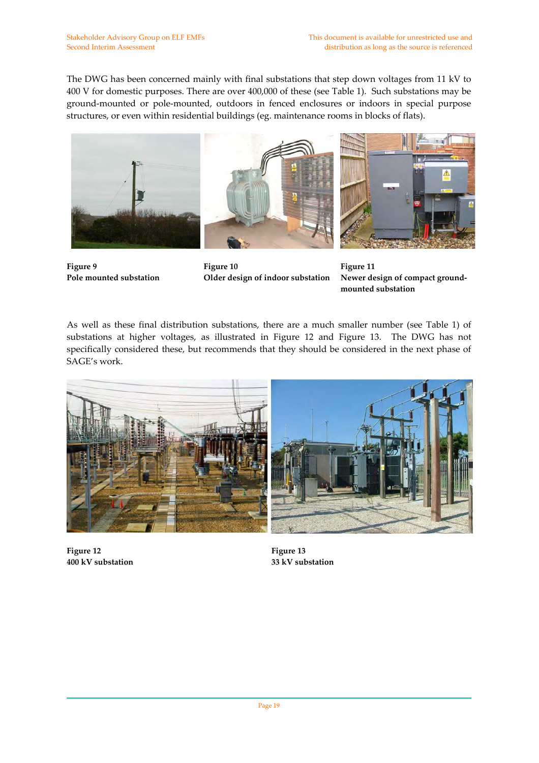The DWG has been concerned mainly with final substations that step down voltages from 11 kV to 400 V for domestic purposes. There are over 400,000 of these (see Table 1). Such substations may be ground-mounted or pole-mounted, outdoors in fenced enclosures or indoors in special purpose structures, or even within residential buildings (eg. maintenance rooms in blocks of flats).

**Figure 9**
**Pole mounted substation**

**Figure 10**
**Older design of indoor substation**

**Figure 11**
**Newer design of compact ground-mounted substation**

As well as these final distribution substations, there are a much smaller number (see Table 1) of substations at higher voltages, as illustrated in Figure 12 and Figure 13. The DWG has not specifically considered these, but recommends that they should be considered in the next phase of SAGE's work.

**Figure 12**
**400 kV substation**

**Figure 13**
**33 kV substation**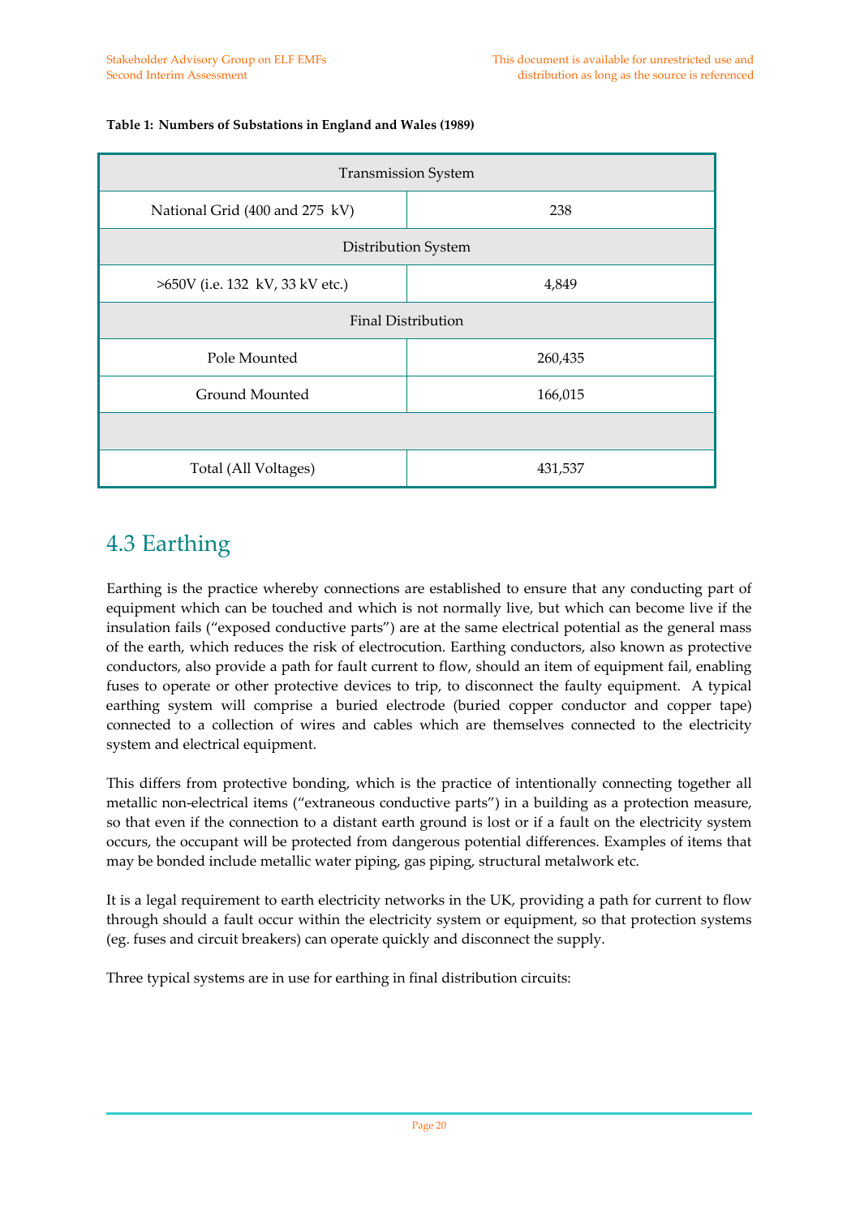**Table 1: Numbers of Substations in England and Wales (1989)**

| Transmission System | |
|---|---|
| National Grid (400 and 275 kV) | 238 |
| Distribution System | |
| >650V (i.e. 132 kV, 33 kV etc.) | 4,849 |
| Final Distribution | |
| Pole Mounted | 260,435 |
| Ground Mounted | 166,015 |
| | |
| Total (All Voltages) | 431,537 |

## 4.3 Earthing

Earthing is the practice whereby connections are established to ensure that any conducting part of equipment which can be touched and which is not normally live, but which can become live if the insulation fails ("exposed conductive parts") are at the same electrical potential as the general mass of the earth, which reduces the risk of electrocution. Earthing conductors, also known as protective conductors, also provide a path for fault current to flow, should an item of equipment fail, enabling fuses to operate or other protective devices to trip, to disconnect the faulty equipment. A typical earthing system will comprise a buried electrode (buried copper conductor and copper tape) connected to a collection of wires and cables which are themselves connected to the electricity system and electrical equipment.

This differs from protective bonding, which is the practice of intentionally connecting together all metallic non-electrical items ("extraneous conductive parts") in a building as a protection measure, so that even if the connection to a distant earth ground is lost or if a fault on the electricity system occurs, the occupant will be protected from dangerous potential differences. Examples of items that may be bonded include metallic water piping, gas piping, structural metalwork etc.

It is a legal requirement to earth electricity networks in the UK, providing a path for current to flow through should a fault occur within the electricity system or equipment, so that protection systems (eg. fuses and circuit breakers) can operate quickly and disconnect the supply.

Three typical systems are in use for earthing in final distribution circuits: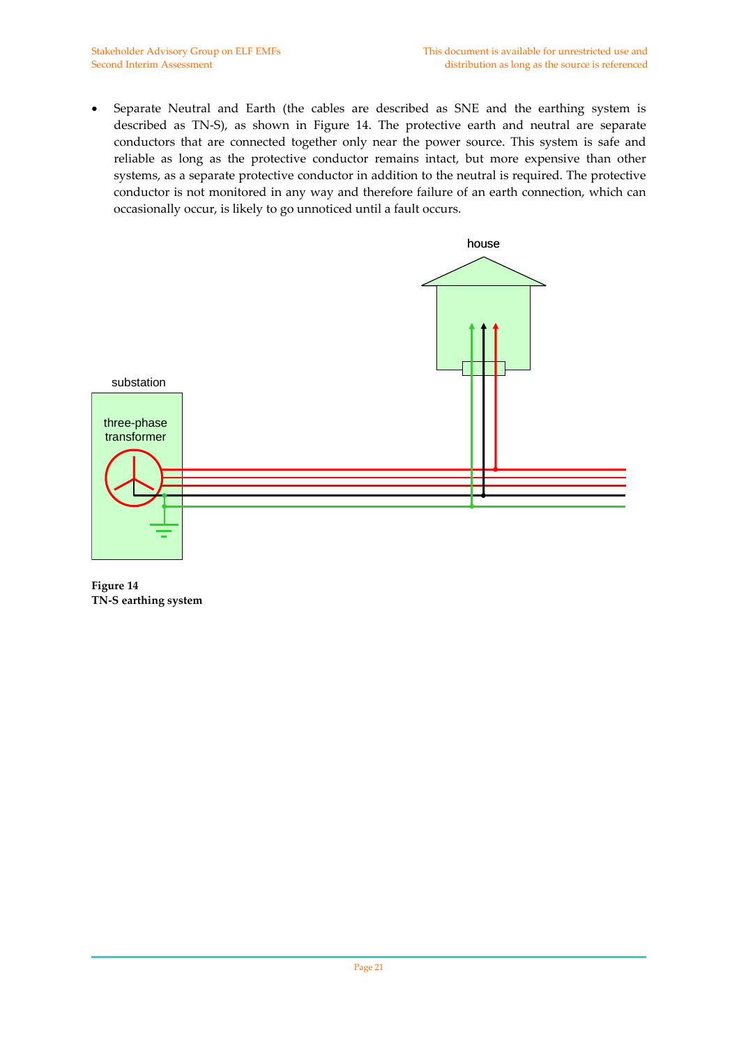- Separate Neutral and Earth (the cables are described as SNE and the earthing system is described as TN-S), as shown in Figure 14. The protective earth and neutral are separate conductors that are connected together only near the power source. This system is safe and reliable as long as the protective conductor remains intact, but more expensive than other systems, as a separate protective conductor in addition to the neutral is required. The protective conductor is not monitored in any way and therefore failure of an earth connection, which can occasionally occur, is likely to go unnoticed until a fault occurs.

**Figure 14**
**TN-S earthing system**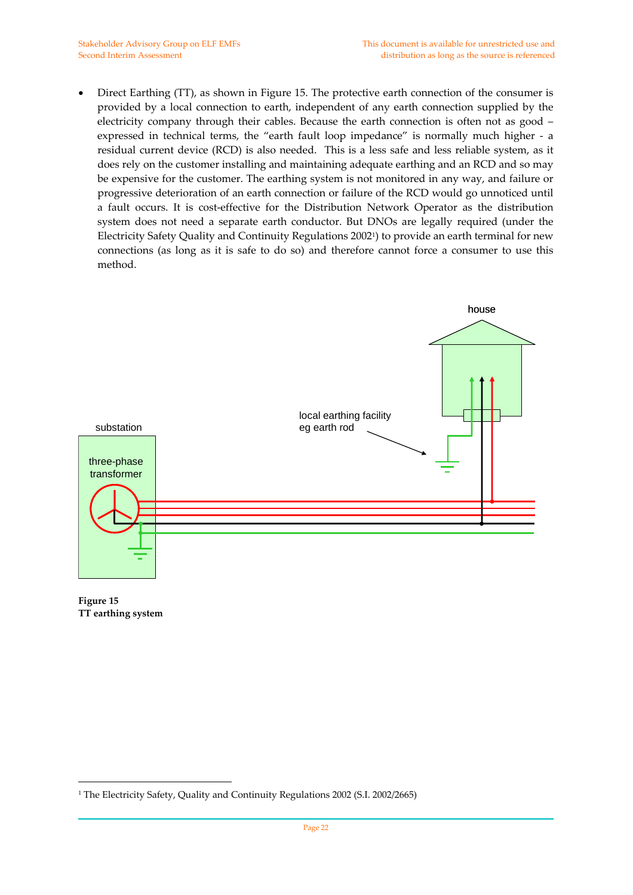- Direct Earthing (TT), as shown in Figure 15. The protective earth connection of the consumer is provided by a local connection to earth, independent of any earth connection supplied by the electricity company through their cables. Because the earth connection is often not as good – expressed in technical terms, the "earth fault loop impedance" is normally much higher - a residual current device (RCD) is also needed. This is a less safe and less reliable system, as it does rely on the customer installing and maintaining adequate earthing and an RCD and so may be expensive for the customer. The earthing system is not monitored in any way, and failure or progressive deterioration of an earth connection or failure of the RCD would go unnoticed until a fault occurs. It is cost-effective for the Distribution Network Operator as the distribution system does not need a separate earth conductor. But DNOs are legally required (under the Electricity Safety Quality and Continuity Regulations 2002[1]) to provide an earth terminal for new connections (as long as it is safe to do so) and therefore cannot force a consumer to use this method.

**Figure 15**
**TT earthing system**

[1] The Electricity Safety, Quality and Continuity Regulations 2002 (S.I. 2002/2665)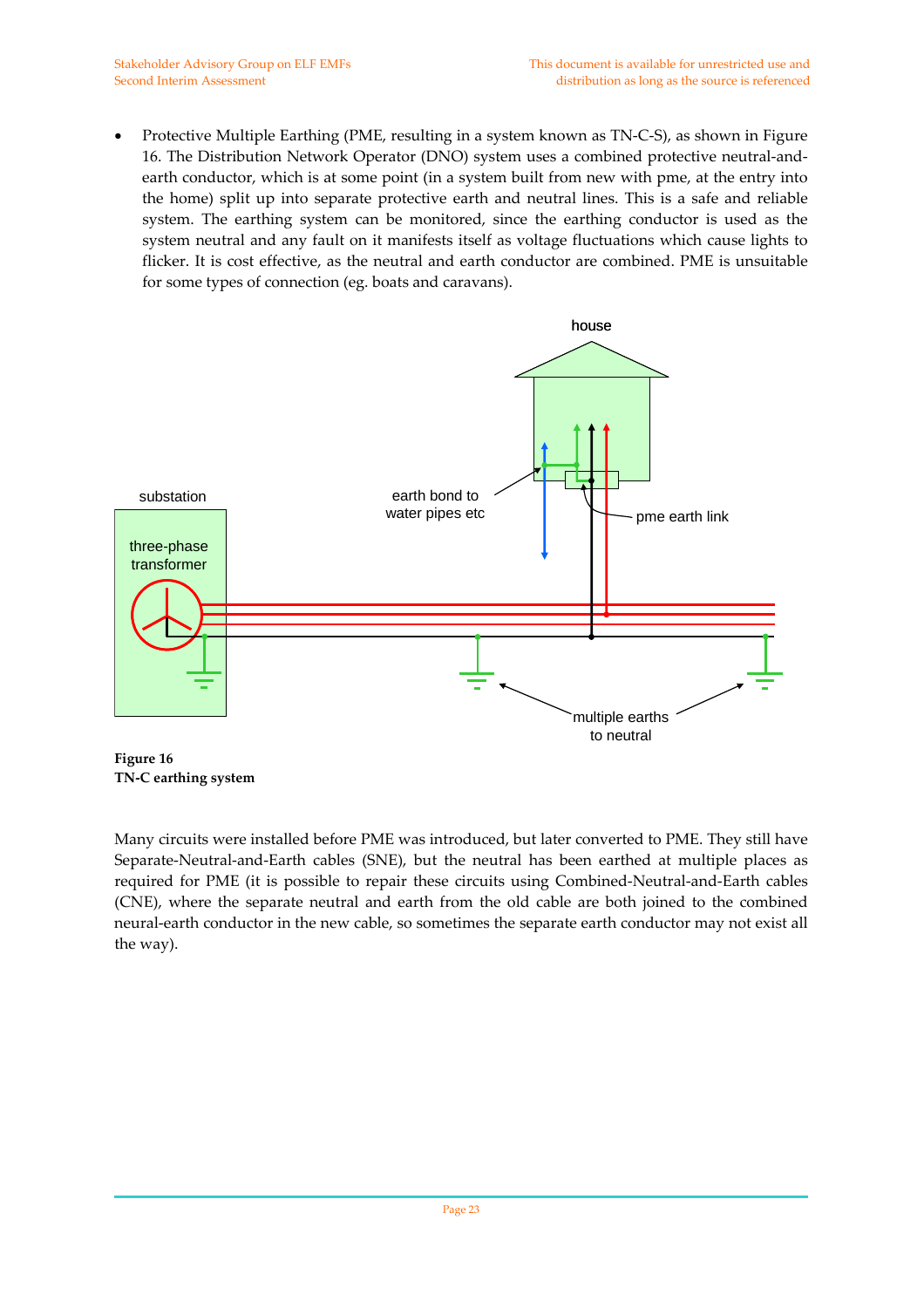- Protective Multiple Earthing (PME, resulting in a system known as TN-C-S), as shown in Figure 16. The Distribution Network Operator (DNO) system uses a combined protective neutral-and-earth conductor, which is at some point (in a system built from new with pme, at the entry into the home) split up into separate protective earth and neutral lines. This is a safe and reliable system. The earthing system can be monitored, since the earthing conductor is used as the system neutral and any fault on it manifests itself as voltage fluctuations which cause lights to flicker. It is cost effective, as the neutral and earth conductor are combined. PME is unsuitable for some types of connection (eg. boats and caravans).

**Figure 16**
**TN-C earthing system**

Many circuits were installed before PME was introduced, but later converted to PME. They still have Separate-Neutral-and-Earth cables (SNE), but the neutral has been earthed at multiple places as required for PME (it is possible to repair these circuits using Combined-Neutral-and-Earth cables (CNE), where the separate neutral and earth from the old cable are both joined to the combined neural-earth conductor in the new cable, so sometimes the separate earth conductor may not exist all the way).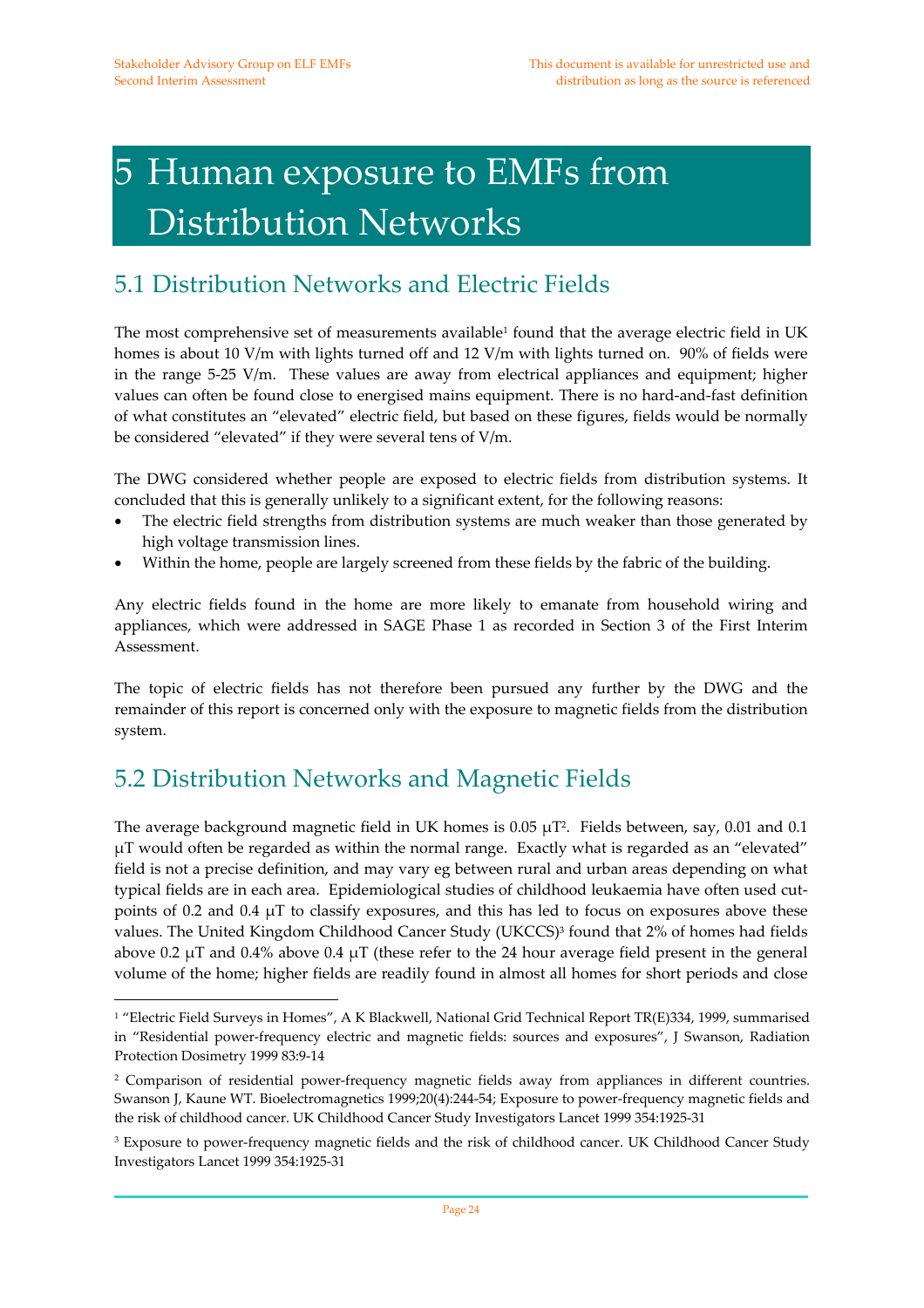# 5 Human exposure to EMFs from Distribution Networks

## 5.1 Distribution Networks and Electric Fields

The most comprehensive set of measurements available[1] found that the average electric field in UK homes is about 10 V/m with lights turned off and 12 V/m with lights turned on. 90% of fields were in the range 5-25 V/m. These values are away from electrical appliances and equipment; higher values can often be found close to energised mains equipment. There is no hard-and-fast definition of what constitutes an "elevated" electric field, but based on these figures, fields would be normally be considered "elevated" if they were several tens of V/m.

The DWG considered whether people are exposed to electric fields from distribution systems. It concluded that this is generally unlikely to a significant extent, for the following reasons:

- The electric field strengths from distribution systems are much weaker than those generated by high voltage transmission lines.
- Within the home, people are largely screened from these fields by the fabric of the building.

Any electric fields found in the home are more likely to emanate from household wiring and appliances, which were addressed in SAGE Phase 1 as recorded in Section 3 of the First Interim Assessment.

The topic of electric fields has not therefore been pursued any further by the DWG and the remainder of this report is concerned only with the exposure to magnetic fields from the distribution system.

## 5.2 Distribution Networks and Magnetic Fields

The average background magnetic field in UK homes is 0.05 μT[2]. Fields between, say, 0.01 and 0.1 μT would often be regarded as within the normal range. Exactly what is regarded as an "elevated" field is not a precise definition, and may vary eg between rural and urban areas depending on what typical fields are in each area. Epidemiological studies of childhood leukaemia have often used cut-points of 0.2 and 0.4 μT to classify exposures, and this has led to focus on exposures above these values. The United Kingdom Childhood Cancer Study (UKCCS)[3] found that 2% of homes had fields above 0.2 μT and 0.4% above 0.4 μT (these refer to the 24 hour average field present in the general volume of the home; higher fields are readily found in almost all homes for short periods and close

---

[1] "Electric Field Surveys in Homes", A K Blackwell, National Grid Technical Report TR(E)334, 1999, summarised in "Residential power-frequency electric and magnetic fields: sources and exposures", J Swanson, Radiation Protection Dosimetry 1999 83:9-14

[2] Comparison of residential power-frequency magnetic fields away from appliances in different countries. Swanson J, Kaune WT. Bioelectromagnetics 1999;20(4):244-54; Exposure to power-frequency magnetic fields and the risk of childhood cancer. UK Childhood Cancer Study Investigators Lancet 1999 354:1925-31

[3] Exposure to power-frequency magnetic fields and the risk of childhood cancer. UK Childhood Cancer Study Investigators Lancet 1999 354:1925-31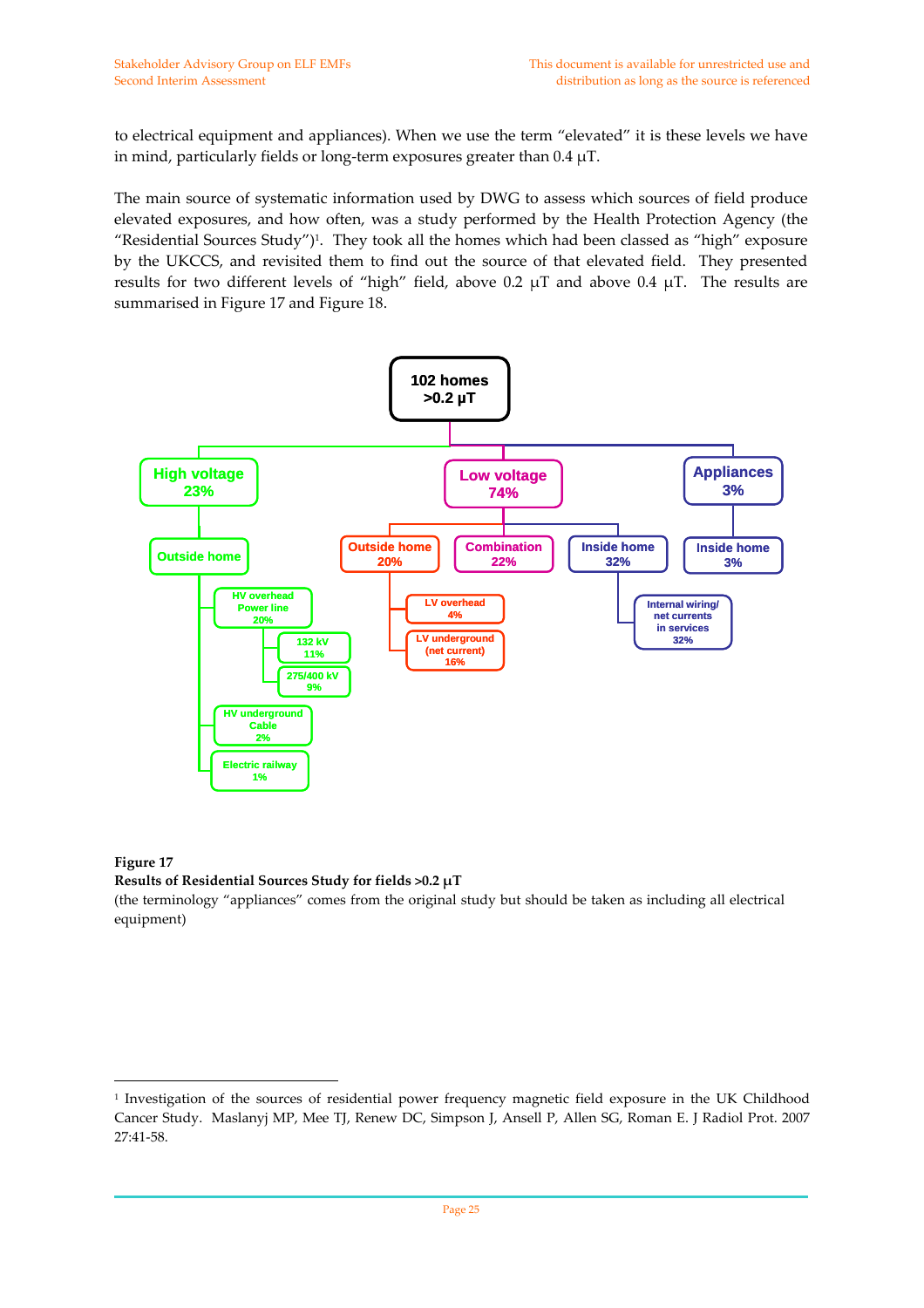to electrical equipment and appliances). When we use the term "elevated" it is these levels we have in mind, particularly fields or long-term exposures greater than 0.4 μT.

The main source of systematic information used by DWG to assess which sources of field produce elevated exposures, and how often, was a study performed by the Health Protection Agency (the "Residential Sources Study")[1]. They took all the homes which had been classed as "high" exposure by the UKCCS, and revisited them to find out the source of that elevated field. They presented results for two different levels of "high" field, above 0.2 μT and above 0.4 μT. The results are summarised in Figure 17 and Figure 18.

- **102 homes >0.2 μT**
  - **High voltage 23%**
    - Outside home
      - HV overhead Power line 20%
        - 132 kV 11%
        - 275/400 kV 9%
      - HV underground Cable 2%
      - Electric railway 1%
  - **Low voltage 74%**
    - Outside home 20%
      - LV overhead 4%
      - LV underground (net current) 16%
    - Combination 22%
    - Inside home 32%
      - Internal wiring/ net currents in services 32%
  - **Appliances 3%**
    - Inside home 3%

**Figure 17**
**Results of Residential Sources Study for fields >0.2 μT**
(the terminology "appliances" comes from the original study but should be taken as including all electrical equipment)

---

[1] Investigation of the sources of residential power frequency magnetic field exposure in the UK Childhood Cancer Study. Maslanyj MP, Mee TJ, Renew DC, Simpson J, Ansell P, Allen SG, Roman E. J Radiol Prot. 2007 27:41-58.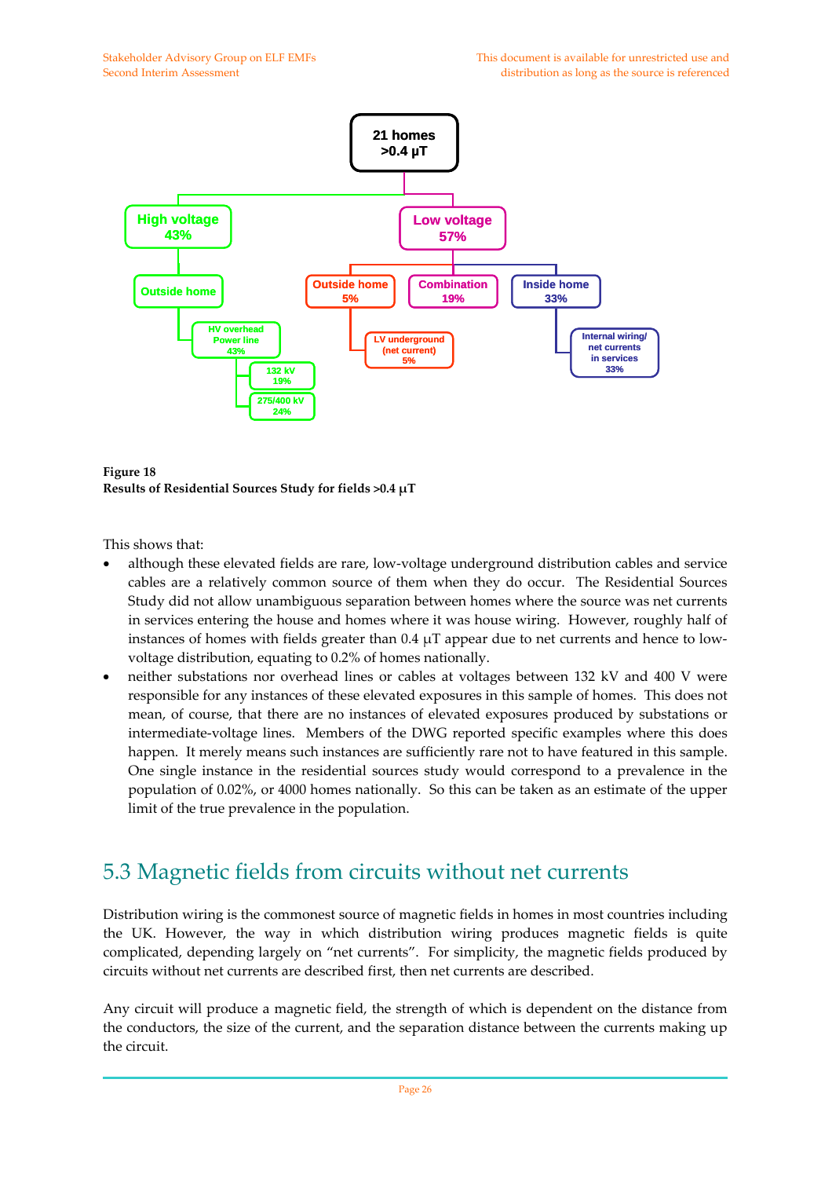21 homes >0.4 μT

- High voltage 43%
  - Outside home
    - HV overhead Power line 43%
      - 132 kV 19%
      - 275/400 kV 24%
- Low voltage 57%
  - Outside home 5%
    - LV underground (net current) 5%
  - Combination 19%
  - Inside home 33%
    - Internal wiring/ net currents in services 33%

**Figure 18**
**Results of Residential Sources Study for fields >0.4 μT**

This shows that:

- although these elevated fields are rare, low-voltage underground distribution cables and service cables are a relatively common source of them when they do occur. The Residential Sources Study did not allow unambiguous separation between homes where the source was net currents in services entering the house and homes where it was house wiring. However, roughly half of instances of homes with fields greater than 0.4 μT appear due to net currents and hence to low-voltage distribution, equating to 0.2% of homes nationally.
- neither substations nor overhead lines or cables at voltages between 132 kV and 400 V were responsible for any instances of these elevated exposures in this sample of homes. This does not mean, of course, that there are no instances of elevated exposures produced by substations or intermediate-voltage lines. Members of the DWG reported specific examples where this does happen. It merely means such instances are sufficiently rare not to have featured in this sample. One single instance in the residential sources study would correspond to a prevalence in the population of 0.02%, or 4000 homes nationally. So this can be taken as an estimate of the upper limit of the true prevalence in the population.

## 5.3 Magnetic fields from circuits without net currents

Distribution wiring is the commonest source of magnetic fields in homes in most countries including the UK. However, the way in which distribution wiring produces magnetic fields is quite complicated, depending largely on "net currents". For simplicity, the magnetic fields produced by circuits without net currents are described first, then net currents are described.

Any circuit will produce a magnetic field, the strength of which is dependent on the distance from the conductors, the size of the current, and the separation distance between the currents making up the circuit.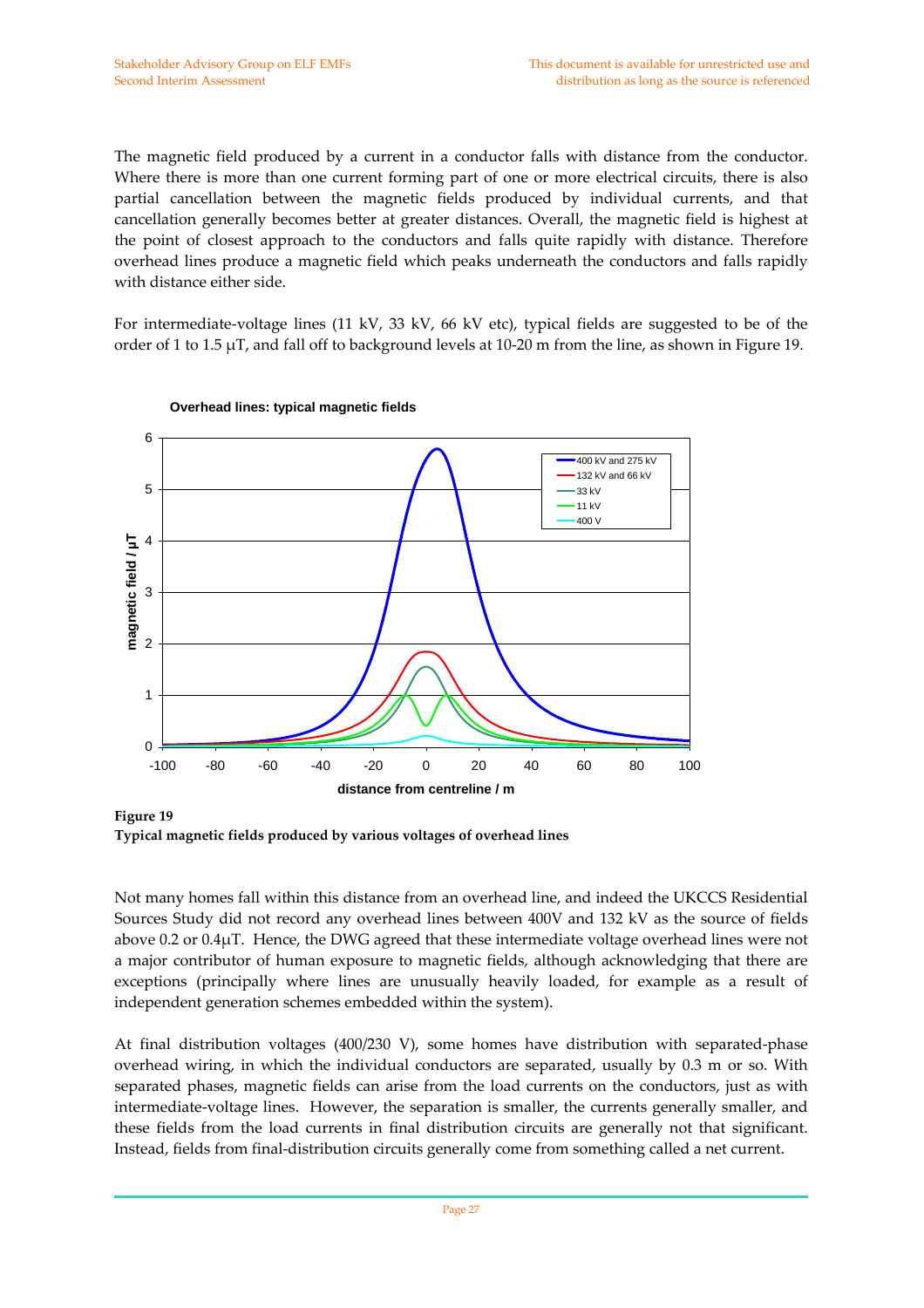The magnetic field produced by a current in a conductor falls with distance from the conductor. Where there is more than one current forming part of one or more electrical circuits, there is also partial cancellation between the magnetic fields produced by individual currents, and that cancellation generally becomes better at greater distances. Overall, the magnetic field is highest at the point of closest approach to the conductors and falls quite rapidly with distance. Therefore overhead lines produce a magnetic field which peaks underneath the conductors and falls rapidly with distance either side.

For intermediate-voltage lines (11 kV, 33 kV, 66 kV etc), typical fields are suggested to be of the order of 1 to 1.5 μT, and fall off to background levels at 10-20 m from the line, as shown in Figure 19.

**Figure 19**
**Typical magnetic fields produced by various voltages of overhead lines**

Not many homes fall within this distance from an overhead line, and indeed the UKCCS Residential Sources Study did not record any overhead lines between 400V and 132 kV as the source of fields above 0.2 or 0.4μT. Hence, the DWG agreed that these intermediate voltage overhead lines were not a major contributor of human exposure to magnetic fields, although acknowledging that there are exceptions (principally where lines are unusually heavily loaded, for example as a result of independent generation schemes embedded within the system).

At final distribution voltages (400/230 V), some homes have distribution with separated-phase overhead wiring, in which the individual conductors are separated, usually by 0.3 m or so. With separated phases, magnetic fields can arise from the load currents on the conductors, just as with intermediate-voltage lines. However, the separation is smaller, the currents generally smaller, and these fields from the load currents in final distribution circuits are generally not that significant. Instead, fields from final-distribution circuits generally come from something called a net current.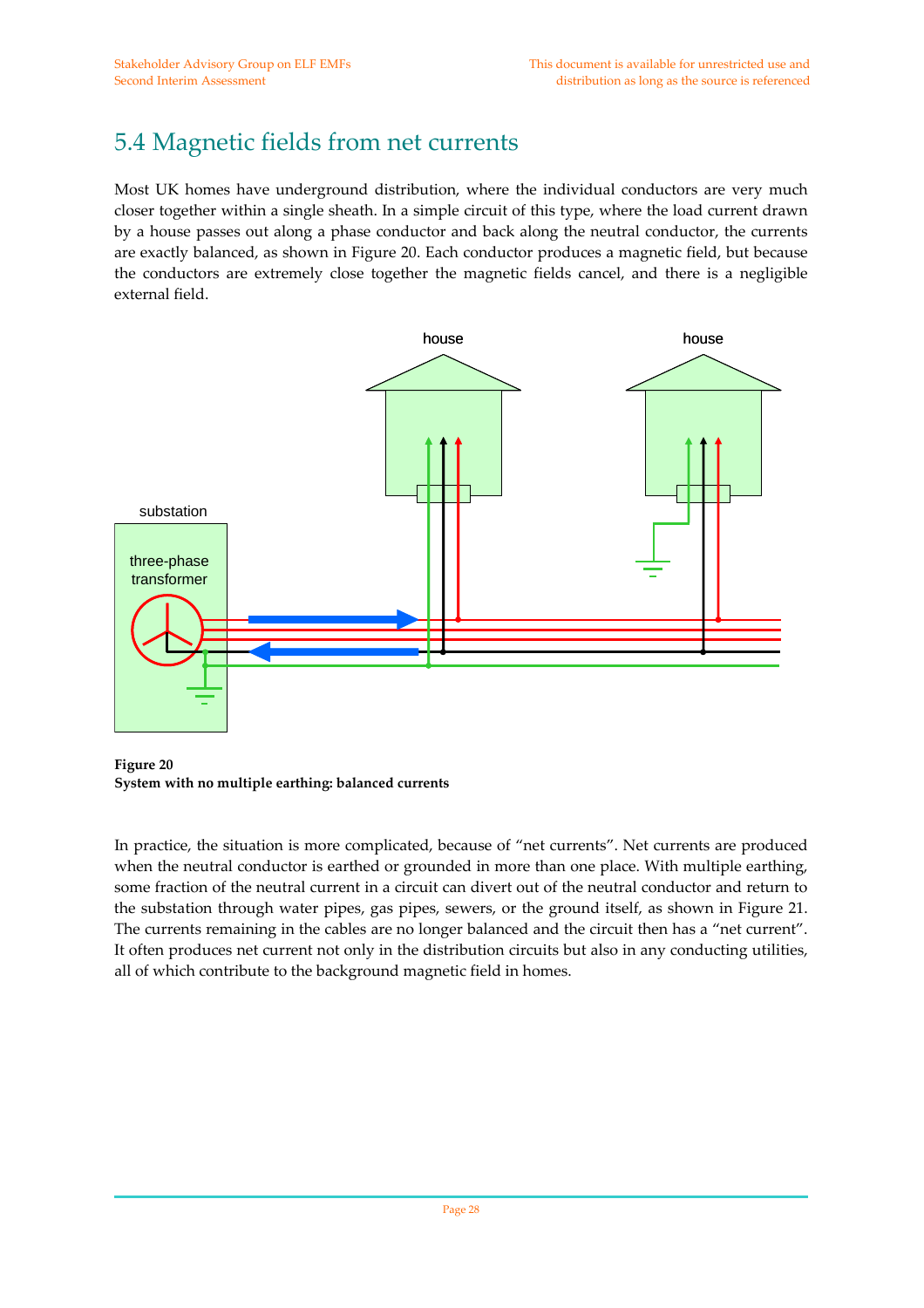# 5.4 Magnetic fields from net currents

Most UK homes have underground distribution, where the individual conductors are very much closer together within a single sheath. In a simple circuit of this type, where the load current drawn by a house passes out along a phase conductor and back along the neutral conductor, the currents are exactly balanced, as shown in Figure 20. Each conductor produces a magnetic field, but because the conductors are extremely close together the magnetic fields cancel, and there is a negligible external field.

**Figure 20**
**System with no multiple earthing: balanced currents**

In practice, the situation is more complicated, because of "net currents". Net currents are produced when the neutral conductor is earthed or grounded in more than one place. With multiple earthing, some fraction of the neutral current in a circuit can divert out of the neutral conductor and return to the substation through water pipes, gas pipes, sewers, or the ground itself, as shown in Figure 21. The currents remaining in the cables are no longer balanced and the circuit then has a "net current". It often produces net current not only in the distribution circuits but also in any conducting utilities, all of which contribute to the background magnetic field in homes.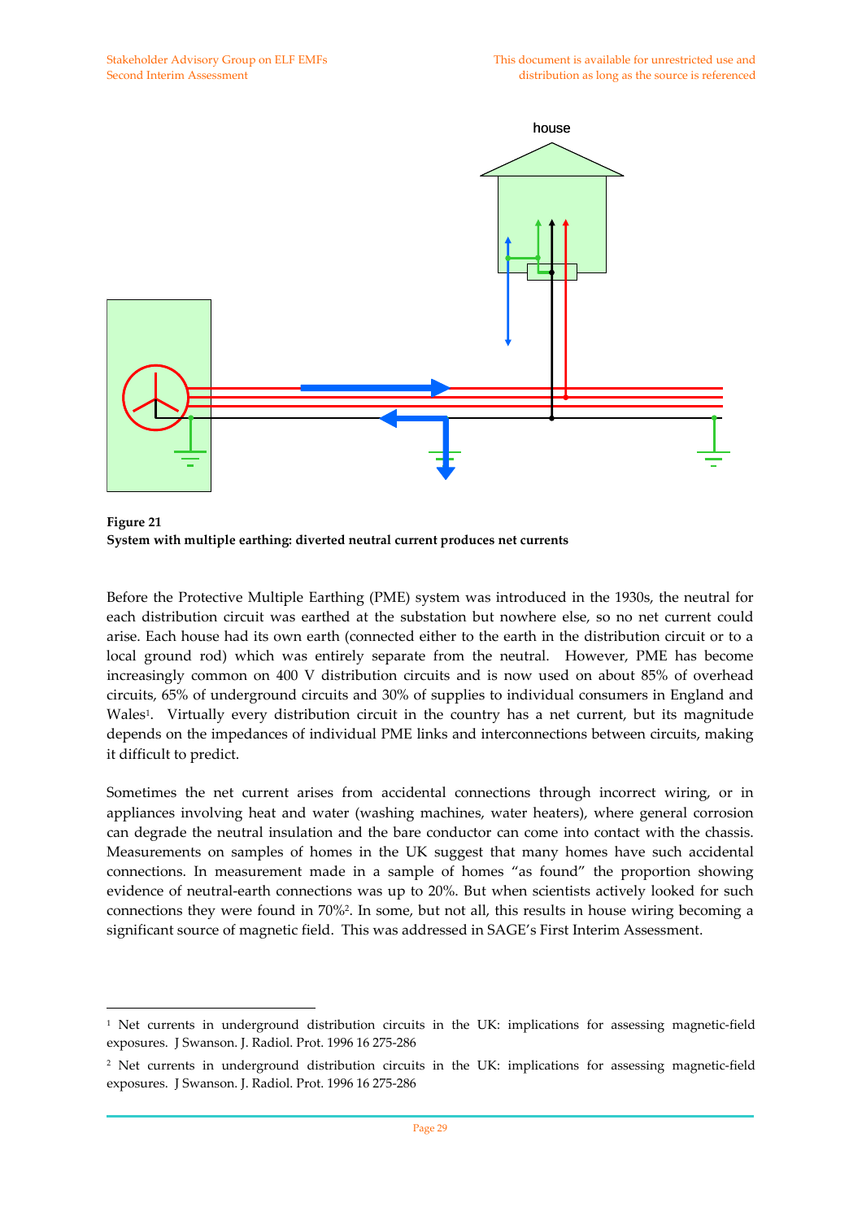house

**Figure 21**
**System with multiple earthing: diverted neutral current produces net currents**

Before the Protective Multiple Earthing (PME) system was introduced in the 1930s, the neutral for each distribution circuit was earthed at the substation but nowhere else, so no net current could arise. Each house had its own earth (connected either to the earth in the distribution circuit or to a local ground rod) which was entirely separate from the neutral. However, PME has become increasingly common on 400 V distribution circuits and is now used on about 85% of overhead circuits, 65% of underground circuits and 30% of supplies to individual consumers in England and Wales[1]. Virtually every distribution circuit in the country has a net current, but its magnitude depends on the impedances of individual PME links and interconnections between circuits, making it difficult to predict.

Sometimes the net current arises from accidental connections through incorrect wiring, or in appliances involving heat and water (washing machines, water heaters), where general corrosion can degrade the neutral insulation and the bare conductor can come into contact with the chassis. Measurements on samples of homes in the UK suggest that many homes have such accidental connections. In measurement made in a sample of homes "as found" the proportion showing evidence of neutral-earth connections was up to 20%. But when scientists actively looked for such connections they were found in 70%[2]. In some, but not all, this results in house wiring becoming a significant source of magnetic field. This was addressed in SAGE's First Interim Assessment.

---

[1] Net currents in underground distribution circuits in the UK: implications for assessing magnetic-field exposures. J Swanson. J. Radiol. Prot. 1996 16 275-286

[2] Net currents in underground distribution circuits in the UK: implications for assessing magnetic-field exposures. J Swanson. J. Radiol. Prot. 1996 16 275-286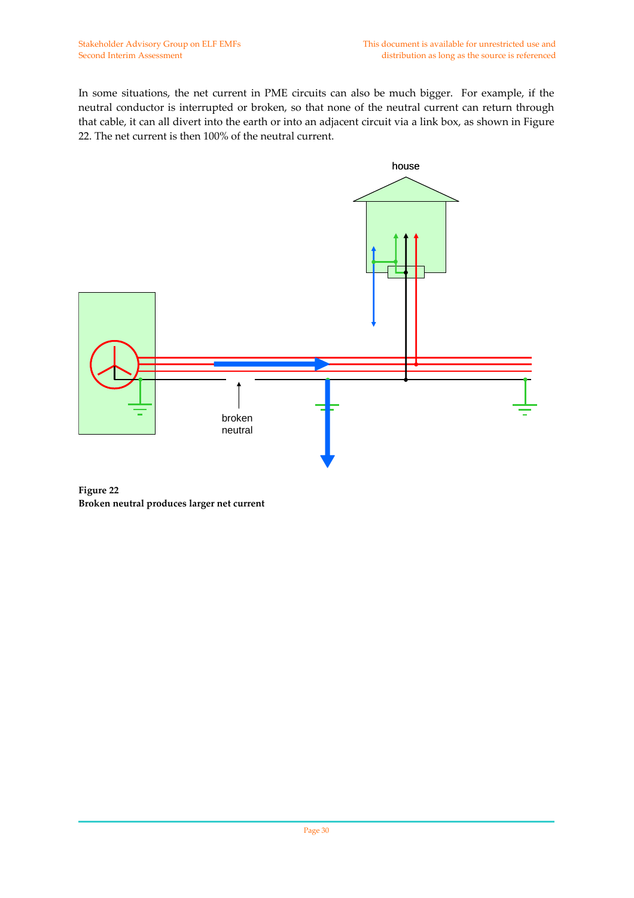In some situations, the net current in PME circuits can also be much bigger. For example, if the neutral conductor is interrupted or broken, so that none of the neutral current can return through that cable, it can all divert into the earth or into an adjacent circuit via a link box, as shown in Figure 22. The net current is then 100% of the neutral current.

**Figure 22**
**Broken neutral produces larger net current**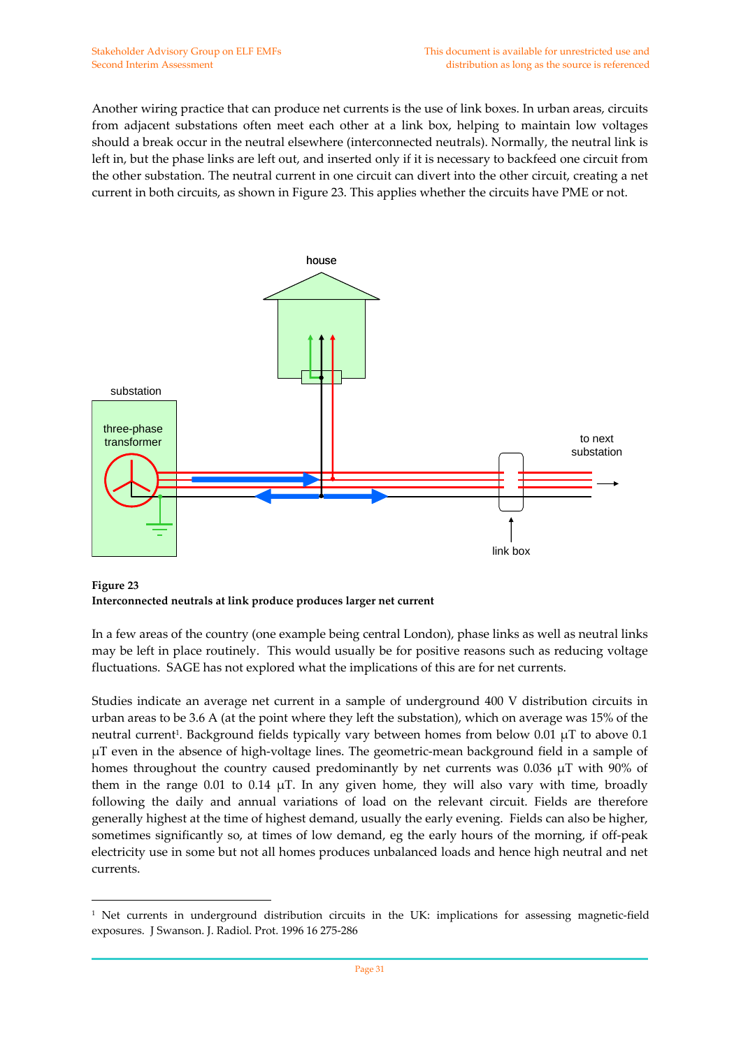Another wiring practice that can produce net currents is the use of link boxes. In urban areas, circuits from adjacent substations often meet each other at a link box, helping to maintain low voltages should a break occur in the neutral elsewhere (interconnected neutrals). Normally, the neutral link is left in, but the phase links are left out, and inserted only if it is necessary to backfeed one circuit from the other substation. The neutral current in one circuit can divert into the other circuit, creating a net current in both circuits, as shown in Figure 23. This applies whether the circuits have PME or not.

**Figure 23**
**Interconnected neutrals at link produce produces larger net current**

In a few areas of the country (one example being central London), phase links as well as neutral links may be left in place routinely. This would usually be for positive reasons such as reducing voltage fluctuations. SAGE has not explored what the implications of this are for net currents.

Studies indicate an average net current in a sample of underground 400 V distribution circuits in urban areas to be 3.6 A (at the point where they left the substation), which on average was 15% of the neutral current[1]. Background fields typically vary between homes from below 0.01 µT to above 0.1 µT even in the absence of high-voltage lines. The geometric-mean background field in a sample of homes throughout the country caused predominantly by net currents was 0.036 µT with 90% of them in the range 0.01 to 0.14 µT. In any given home, they will also vary with time, broadly following the daily and annual variations of load on the relevant circuit. Fields are therefore generally highest at the time of highest demand, usually the early evening. Fields can also be higher, sometimes significantly so, at times of low demand, eg the early hours of the morning, if off-peak electricity use in some but not all homes produces unbalanced loads and hence high neutral and net currents.

[1] Net currents in underground distribution circuits in the UK: implications for assessing magnetic-field exposures. J Swanson. J. Radiol. Prot. 1996 16 275-286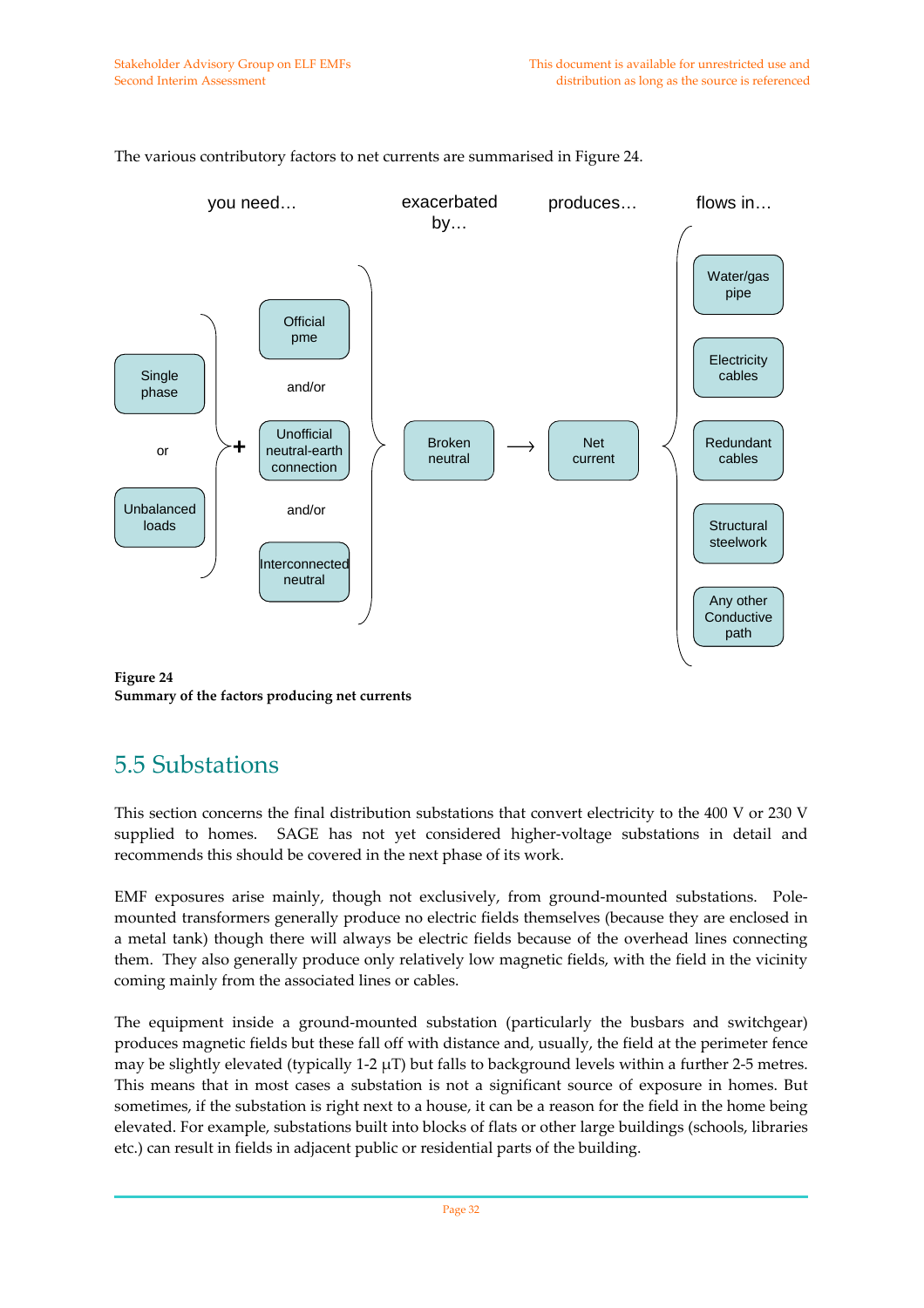The various contributory factors to net currents are summarised in Figure 24.

you need… | exacerbated by… | produces… | flows in…

Single phase or Unbalanced loads + Official pme and/or Unofficial neutral-earth connection and/or Interconnected neutral → Broken neutral → Net current → Water/gas pipe, Electricity cables, Redundant cables, Structural steelwork, Any other Conductive path

**Figure 24**
**Summary of the factors producing net currents**

## 5.5 Substations

This section concerns the final distribution substations that convert electricity to the 400 V or 230 V supplied to homes. SAGE has not yet considered higher-voltage substations in detail and recommends this should be covered in the next phase of its work.

EMF exposures arise mainly, though not exclusively, from ground-mounted substations. Pole-mounted transformers generally produce no electric fields themselves (because they are enclosed in a metal tank) though there will always be electric fields because of the overhead lines connecting them. They also generally produce only relatively low magnetic fields, with the field in the vicinity coming mainly from the associated lines or cables.

The equipment inside a ground-mounted substation (particularly the busbars and switchgear) produces magnetic fields but these fall off with distance and, usually, the field at the perimeter fence may be slightly elevated (typically 1-2 μT) but falls to background levels within a further 2-5 metres. This means that in most cases a substation is not a significant source of exposure in homes. But sometimes, if the substation is right next to a house, it can be a reason for the field in the home being elevated. For example, substations built into blocks of flats or other large buildings (schools, libraries etc.) can result in fields in adjacent public or residential parts of the building.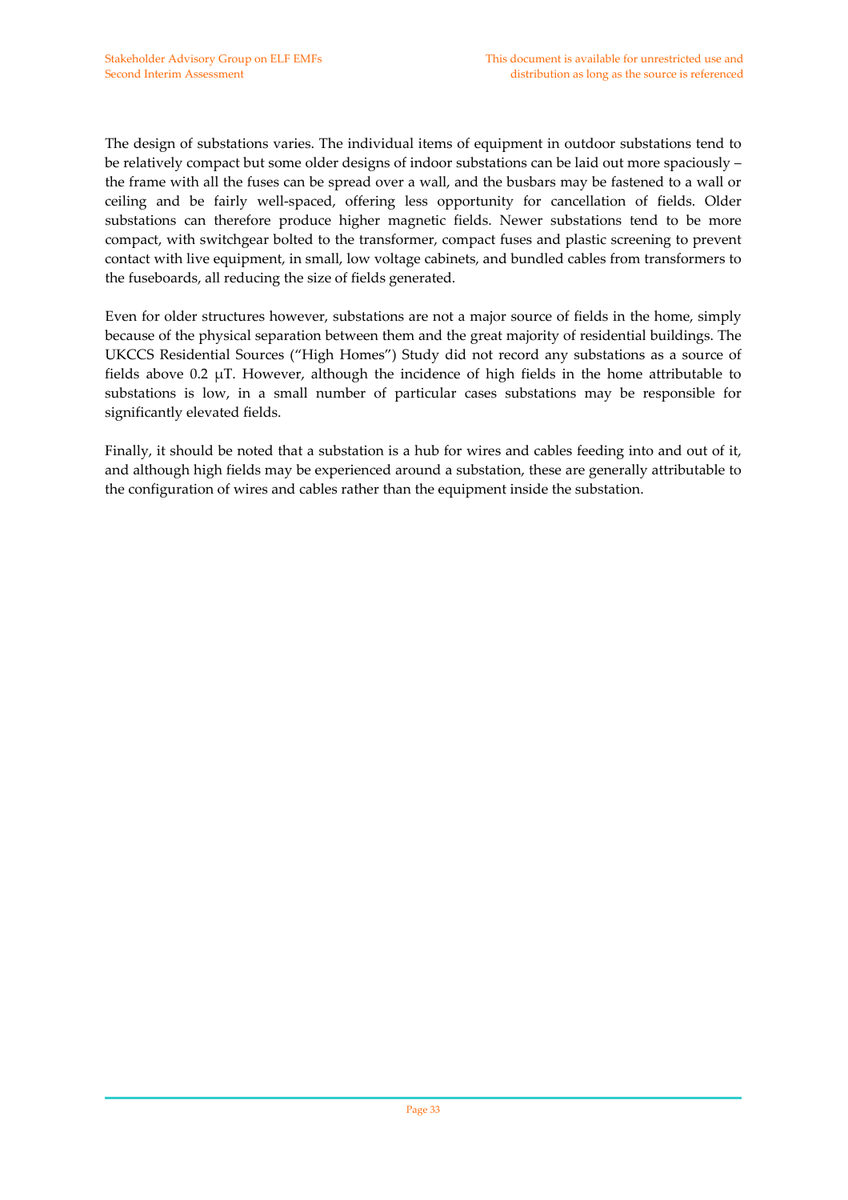The design of substations varies. The individual items of equipment in outdoor substations tend to be relatively compact but some older designs of indoor substations can be laid out more spaciously – the frame with all the fuses can be spread over a wall, and the busbars may be fastened to a wall or ceiling and be fairly well-spaced, offering less opportunity for cancellation of fields. Older substations can therefore produce higher magnetic fields. Newer substations tend to be more compact, with switchgear bolted to the transformer, compact fuses and plastic screening to prevent contact with live equipment, in small, low voltage cabinets, and bundled cables from transformers to the fuseboards, all reducing the size of fields generated.

Even for older structures however, substations are not a major source of fields in the home, simply because of the physical separation between them and the great majority of residential buildings. The UKCCS Residential Sources ("High Homes") Study did not record any substations as a source of fields above 0.2 μT. However, although the incidence of high fields in the home attributable to substations is low, in a small number of particular cases substations may be responsible for significantly elevated fields.

Finally, it should be noted that a substation is a hub for wires and cables feeding into and out of it, and although high fields may be experienced around a substation, these are generally attributable to the configuration of wires and cables rather than the equipment inside the substation.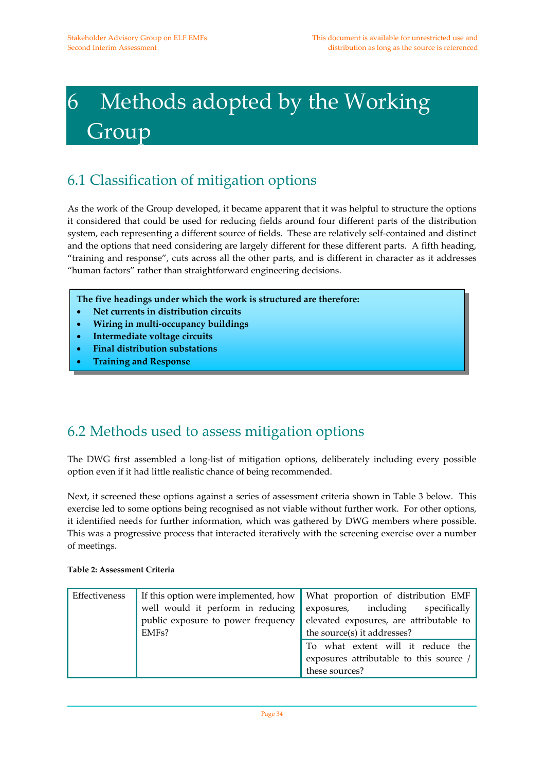# 6 Methods adopted by the Working Group

## 6.1 Classification of mitigation options

As the work of the Group developed, it became apparent that it was helpful to structure the options it considered that could be used for reducing fields around four different parts of the distribution system, each representing a different source of fields. These are relatively self-contained and distinct and the options that need considering are largely different for these different parts. A fifth heading, "training and response", cuts across all the other parts, and is different in character as it addresses "human factors" rather than straightforward engineering decisions.

**The five headings under which the work is structured are therefore:**

- **Net currents in distribution circuits**
- **Wiring in multi-occupancy buildings**
- **Intermediate voltage circuits**
- **Final distribution substations**
- **Training and Response**

## 6.2 Methods used to assess mitigation options

The DWG first assembled a long-list of mitigation options, deliberately including every possible option even if it had little realistic chance of being recommended.

Next, it screened these options against a series of assessment criteria shown in Table 3 below. This exercise led to some options being recognised as not viable without further work. For other options, it identified needs for further information, which was gathered by DWG members where possible. This was a progressive process that interacted iteratively with the screening exercise over a number of meetings.

**Table 2: Assessment Criteria**

| | | |
|---|---|---|
| Effectiveness | If this option were implemented, how well would it perform in reducing public exposure to power frequency EMFs? | What proportion of distribution EMF exposures, including specifically elevated exposures, are attributable to the source(s) it addresses? |
| | | To what extent will it reduce the exposures attributable to this source / these sources? |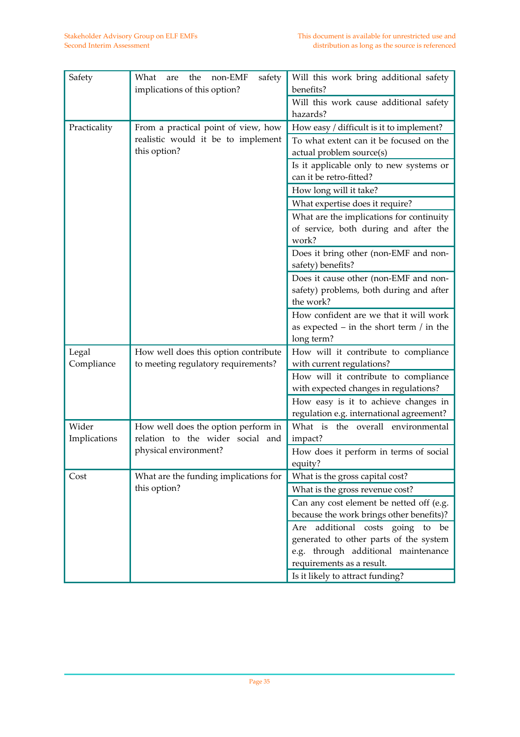| | | |
|---|---|---|
| Safety | What are the non-EMF safety implications of this option? | Will this work bring additional safety benefits? |
| | | Will this work cause additional safety hazards? |
| Practicality | From a practical point of view, how realistic would it be to implement this option? | How easy / difficult is it to implement? |
| | | To what extent can it be focused on the actual problem source(s) |
| | | Is it applicable only to new systems or can it be retro-fitted? |
| | | How long will it take? |
| | | What expertise does it require? |
| | | What are the implications for continuity of service, both during and after the work? |
| | | Does it bring other (non-EMF and non-safety) benefits? |
| | | Does it cause other (non-EMF and non-safety) problems, both during and after the work? |
| | | How confident are we that it will work as expected – in the short term / in the long term? |
| Legal Compliance | How well does this option contribute to meeting regulatory requirements? | How will it contribute to compliance with current regulations? |
| | | How will it contribute to compliance with expected changes in regulations? |
| | | How easy is it to achieve changes in regulation e.g. international agreement? |
| Wider Implications | How well does the option perform in relation to the wider social and physical environment? | What is the overall environmental impact? |
| | | How does it perform in terms of social equity? |
| Cost | What are the funding implications for this option? | What is the gross capital cost? |
| | | What is the gross revenue cost? |
| | | Can any cost element be netted off (e.g. because the work brings other benefits)? |
| | | Are additional costs going to be generated to other parts of the system e.g. through additional maintenance requirements as a result. |
| | | Is it likely to attract funding? |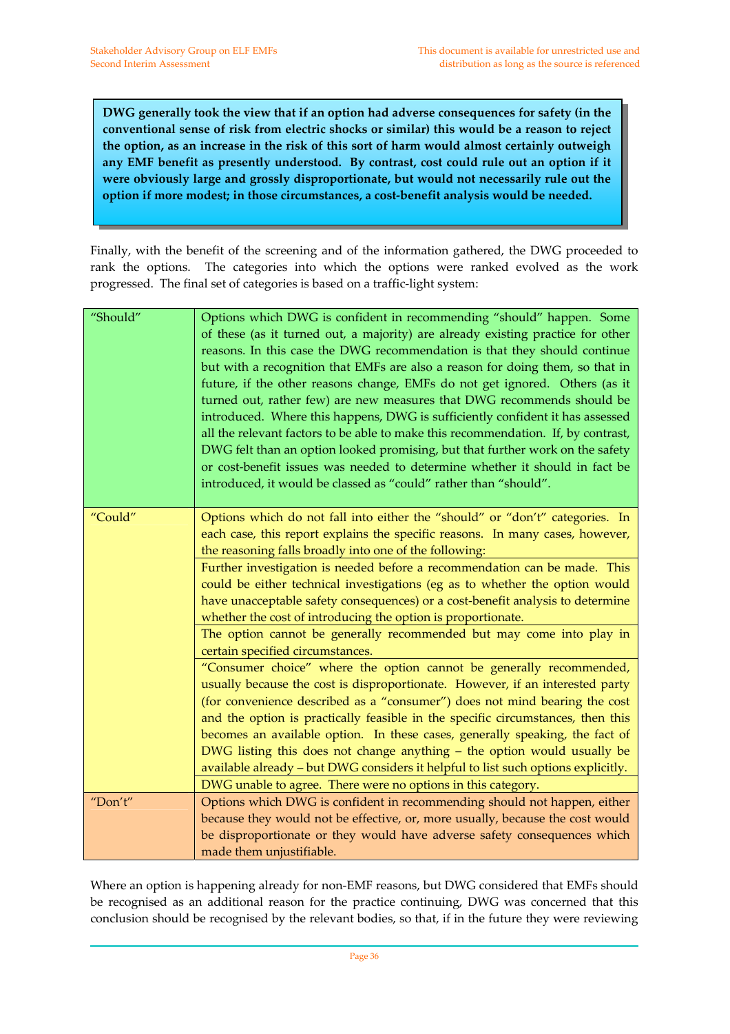**DWG generally took the view that if an option had adverse consequences for safety (in the conventional sense of risk from electric shocks or similar) this would be a reason to reject the option, as an increase in the risk of this sort of harm would almost certainly outweigh any EMF benefit as presently understood. By contrast, cost could rule out an option if it were obviously large and grossly disproportionate, but would not necessarily rule out the option if more modest; in those circumstances, a cost-benefit analysis would be needed.**

Finally, with the benefit of the screening and of the information gathered, the DWG proceeded to rank the options. The categories into which the options were ranked evolved as the work progressed. The final set of categories is based on a traffic-light system:

| | |
|---|---|
| "Should" | Options which DWG is confident in recommending "should" happen. Some of these (as it turned out, a majority) are already existing practice for other reasons. In this case the DWG recommendation is that they should continue but with a recognition that EMFs are also a reason for doing them, so that in future, if the other reasons change, EMFs do not get ignored. Others (as it turned out, rather few) are new measures that DWG recommends should be introduced. Where this happens, DWG is sufficiently confident it has assessed all the relevant factors to be able to make this recommendation. If, by contrast, DWG felt than an option looked promising, but that further work on the safety or cost-benefit issues was needed to determine whether it should in fact be introduced, it would be classed as "could" rather than "should". |
| "Could" | Options which do not fall into either the "should" or "don't" categories. In each case, this report explains the specific reasons. In many cases, however, the reasoning falls broadly into one of the following: |
| | Further investigation is needed before a recommendation can be made. This could be either technical investigations (eg as to whether the option would have unacceptable safety consequences) or a cost-benefit analysis to determine whether the cost of introducing the option is proportionate. |
| | The option cannot be generally recommended but may come into play in certain specified circumstances. |
| | "Consumer choice" where the option cannot be generally recommended, usually because the cost is disproportionate. However, if an interested party (for convenience described as a "consumer") does not mind bearing the cost and the option is practically feasible in the specific circumstances, then this becomes an available option. In these cases, generally speaking, the fact of DWG listing this does not change anything – the option would usually be available already – but DWG considers it helpful to list such options explicitly. |
| | DWG unable to agree. There were no options in this category. |
| "Don't" | Options which DWG is confident in recommending should not happen, either because they would not be effective, or, more usually, because the cost would be disproportionate or they would have adverse safety consequences which made them unjustifiable. |

Where an option is happening already for non-EMF reasons, but DWG considered that EMFs should be recognised as an additional reason for the practice continuing, DWG was concerned that this conclusion should be recognised by the relevant bodies, so that, if in the future they were reviewing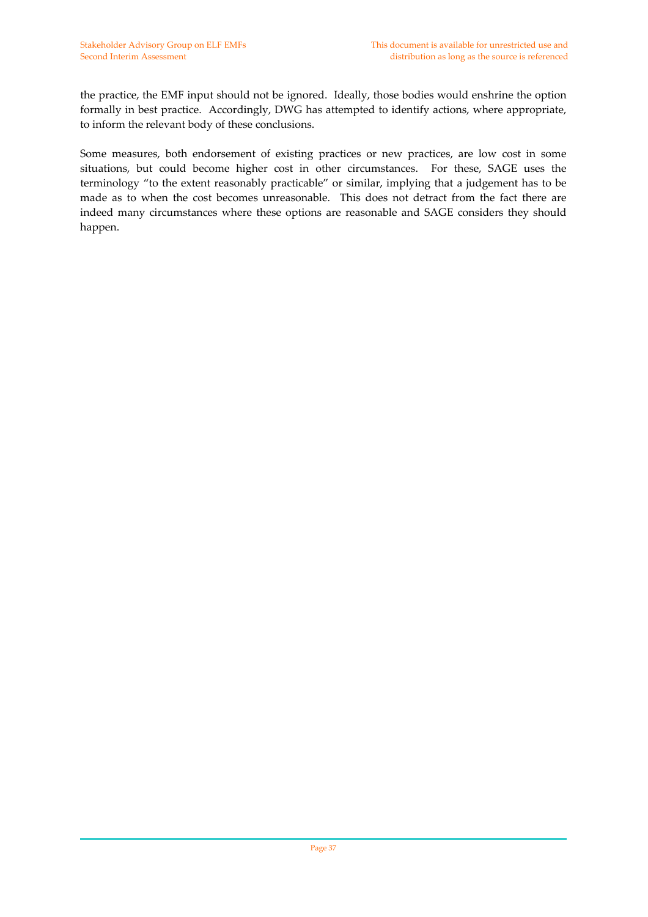the practice, the EMF input should not be ignored. Ideally, those bodies would enshrine the option formally in best practice. Accordingly, DWG has attempted to identify actions, where appropriate, to inform the relevant body of these conclusions.

Some measures, both endorsement of existing practices or new practices, are low cost in some situations, but could become higher cost in other circumstances. For these, SAGE uses the terminology "to the extent reasonably practicable" or similar, implying that a judgement has to be made as to when the cost becomes unreasonable. This does not detract from the fact there are indeed many circumstances where these options are reasonable and SAGE considers they should happen.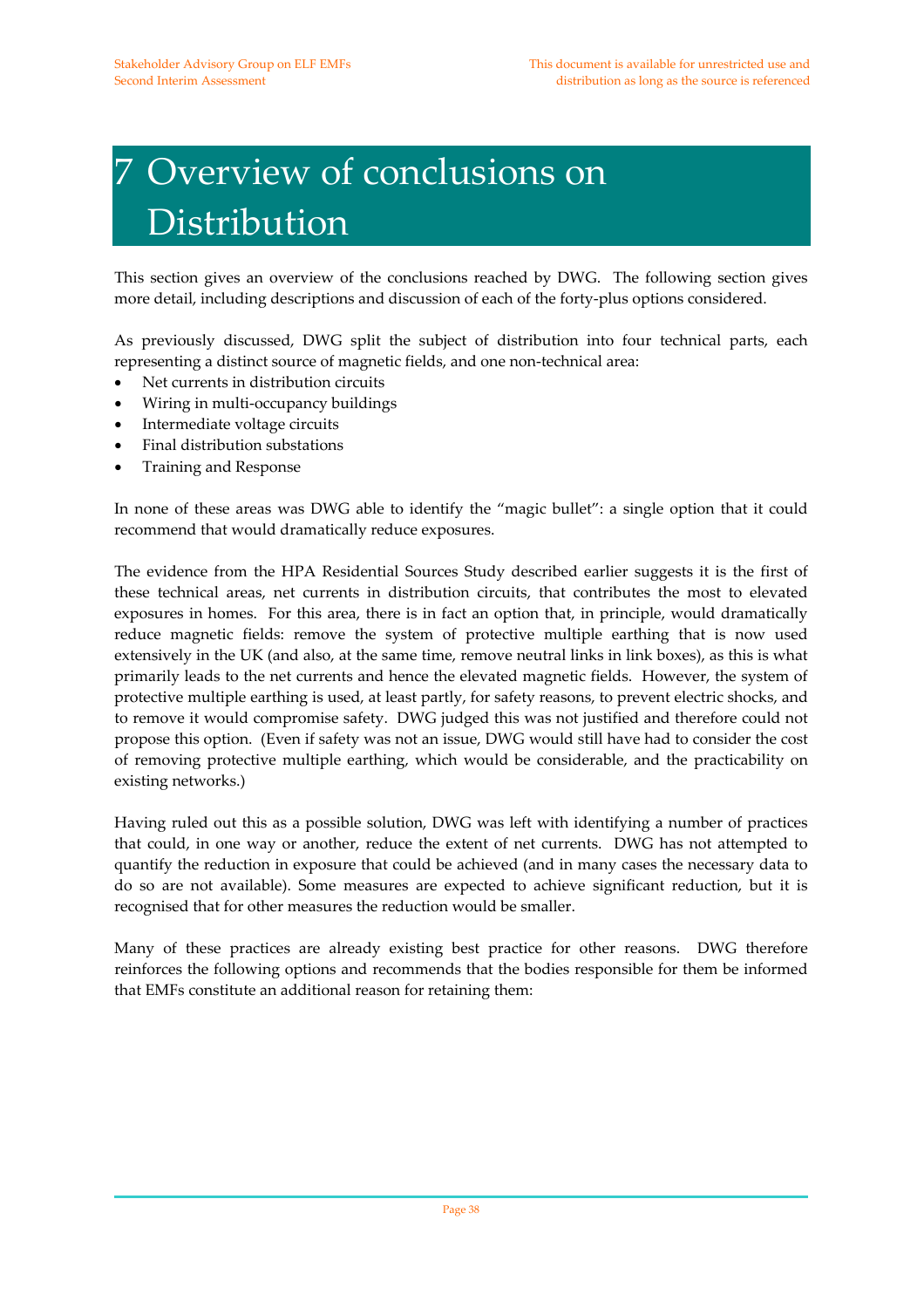# 7 Overview of conclusions on Distribution

This section gives an overview of the conclusions reached by DWG. The following section gives more detail, including descriptions and discussion of each of the forty-plus options considered.

As previously discussed, DWG split the subject of distribution into four technical parts, each representing a distinct source of magnetic fields, and one non-technical area:

- Net currents in distribution circuits
- Wiring in multi-occupancy buildings
- Intermediate voltage circuits
- Final distribution substations
- Training and Response

In none of these areas was DWG able to identify the "magic bullet": a single option that it could recommend that would dramatically reduce exposures.

The evidence from the HPA Residential Sources Study described earlier suggests it is the first of these technical areas, net currents in distribution circuits, that contributes the most to elevated exposures in homes. For this area, there is in fact an option that, in principle, would dramatically reduce magnetic fields: remove the system of protective multiple earthing that is now used extensively in the UK (and also, at the same time, remove neutral links in link boxes), as this is what primarily leads to the net currents and hence the elevated magnetic fields. However, the system of protective multiple earthing is used, at least partly, for safety reasons, to prevent electric shocks, and to remove it would compromise safety. DWG judged this was not justified and therefore could not propose this option. (Even if safety was not an issue, DWG would still have had to consider the cost of removing protective multiple earthing, which would be considerable, and the practicability on existing networks.)

Having ruled out this as a possible solution, DWG was left with identifying a number of practices that could, in one way or another, reduce the extent of net currents. DWG has not attempted to quantify the reduction in exposure that could be achieved (and in many cases the necessary data to do so are not available). Some measures are expected to achieve significant reduction, but it is recognised that for other measures the reduction would be smaller.

Many of these practices are already existing best practice for other reasons. DWG therefore reinforces the following options and recommends that the bodies responsible for them be informed that EMFs constitute an additional reason for retaining them: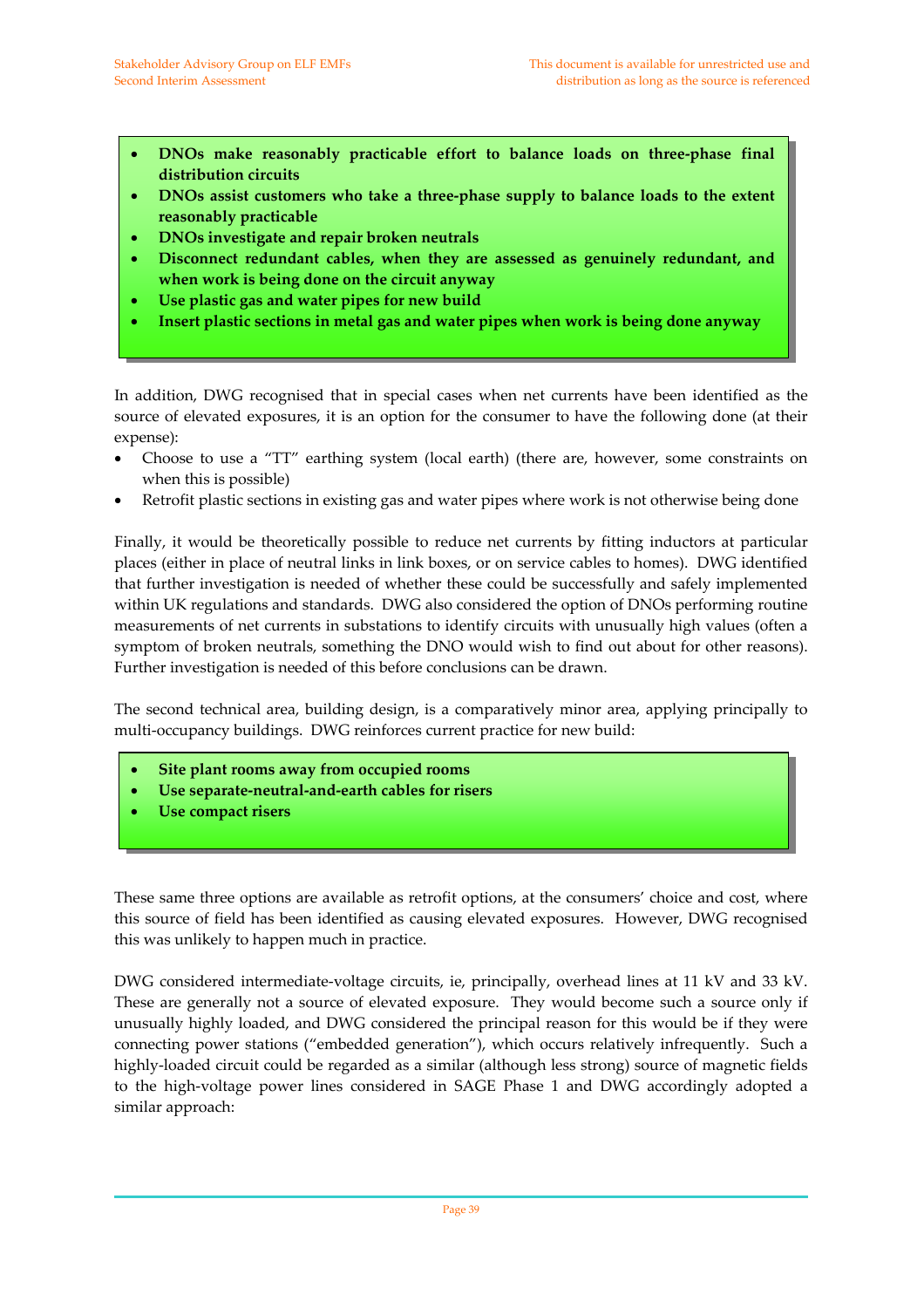- **DNOs make reasonably practicable effort to balance loads on three-phase final distribution circuits**
- **DNOs assist customers who take a three-phase supply to balance loads to the extent reasonably practicable**
- **DNOs investigate and repair broken neutrals**
- **Disconnect redundant cables, when they are assessed as genuinely redundant, and when work is being done on the circuit anyway**
- **Use plastic gas and water pipes for new build**
- **Insert plastic sections in metal gas and water pipes when work is being done anyway**

In addition, DWG recognised that in special cases when net currents have been identified as the source of elevated exposures, it is an option for the consumer to have the following done (at their expense):

- Choose to use a "TT" earthing system (local earth) (there are, however, some constraints on when this is possible)
- Retrofit plastic sections in existing gas and water pipes where work is not otherwise being done

Finally, it would be theoretically possible to reduce net currents by fitting inductors at particular places (either in place of neutral links in link boxes, or on service cables to homes). DWG identified that further investigation is needed of whether these could be successfully and safely implemented within UK regulations and standards. DWG also considered the option of DNOs performing routine measurements of net currents in substations to identify circuits with unusually high values (often a symptom of broken neutrals, something the DNO would wish to find out about for other reasons). Further investigation is needed of this before conclusions can be drawn.

The second technical area, building design, is a comparatively minor area, applying principally to multi-occupancy buildings. DWG reinforces current practice for new build:

- **Site plant rooms away from occupied rooms**
- **Use separate-neutral-and-earth cables for risers**
- **Use compact risers**

These same three options are available as retrofit options, at the consumers' choice and cost, where this source of field has been identified as causing elevated exposures. However, DWG recognised this was unlikely to happen much in practice.

DWG considered intermediate-voltage circuits, ie, principally, overhead lines at 11 kV and 33 kV. These are generally not a source of elevated exposure. They would become such a source only if unusually highly loaded, and DWG considered the principal reason for this would be if they were connecting power stations ("embedded generation"), which occurs relatively infrequently. Such a highly-loaded circuit could be regarded as a similar (although less strong) source of magnetic fields to the high-voltage power lines considered in SAGE Phase 1 and DWG accordingly adopted a similar approach: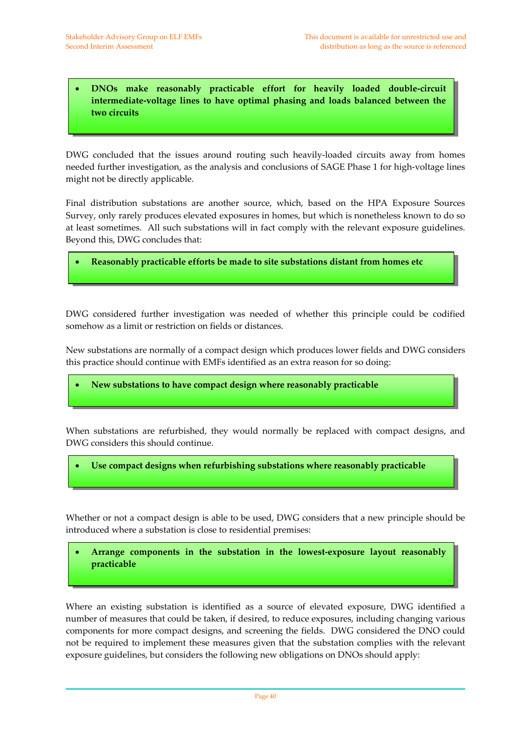- **DNOs make reasonably practicable effort for heavily loaded double-circuit intermediate-voltage lines to have optimal phasing and loads balanced between the two circuits**

DWG concluded that the issues around routing such heavily-loaded circuits away from homes needed further investigation, as the analysis and conclusions of SAGE Phase 1 for high-voltage lines might not be directly applicable.

Final distribution substations are another source, which, based on the HPA Exposure Sources Survey, only rarely produces elevated exposures in homes, but which is nonetheless known to do so at least sometimes. All such substations will in fact comply with the relevant exposure guidelines. Beyond this, DWG concludes that:

- **Reasonably practicable efforts be made to site substations distant from homes etc**

DWG considered further investigation was needed of whether this principle could be codified somehow as a limit or restriction on fields or distances.

New substations are normally of a compact design which produces lower fields and DWG considers this practice should continue with EMFs identified as an extra reason for so doing:

- **New substations to have compact design where reasonably practicable**

When substations are refurbished, they would normally be replaced with compact designs, and DWG considers this should continue.

- **Use compact designs when refurbishing substations where reasonably practicable**

Whether or not a compact design is able to be used, DWG considers that a new principle should be introduced where a substation is close to residential premises:

- **Arrange components in the substation in the lowest-exposure layout reasonably practicable**

Where an existing substation is identified as a source of elevated exposure, DWG identified a number of measures that could be taken, if desired, to reduce exposures, including changing various components for more compact designs, and screening the fields. DWG considered the DNO could not be required to implement these measures given that the substation complies with the relevant exposure guidelines, but considers the following new obligations on DNOs should apply: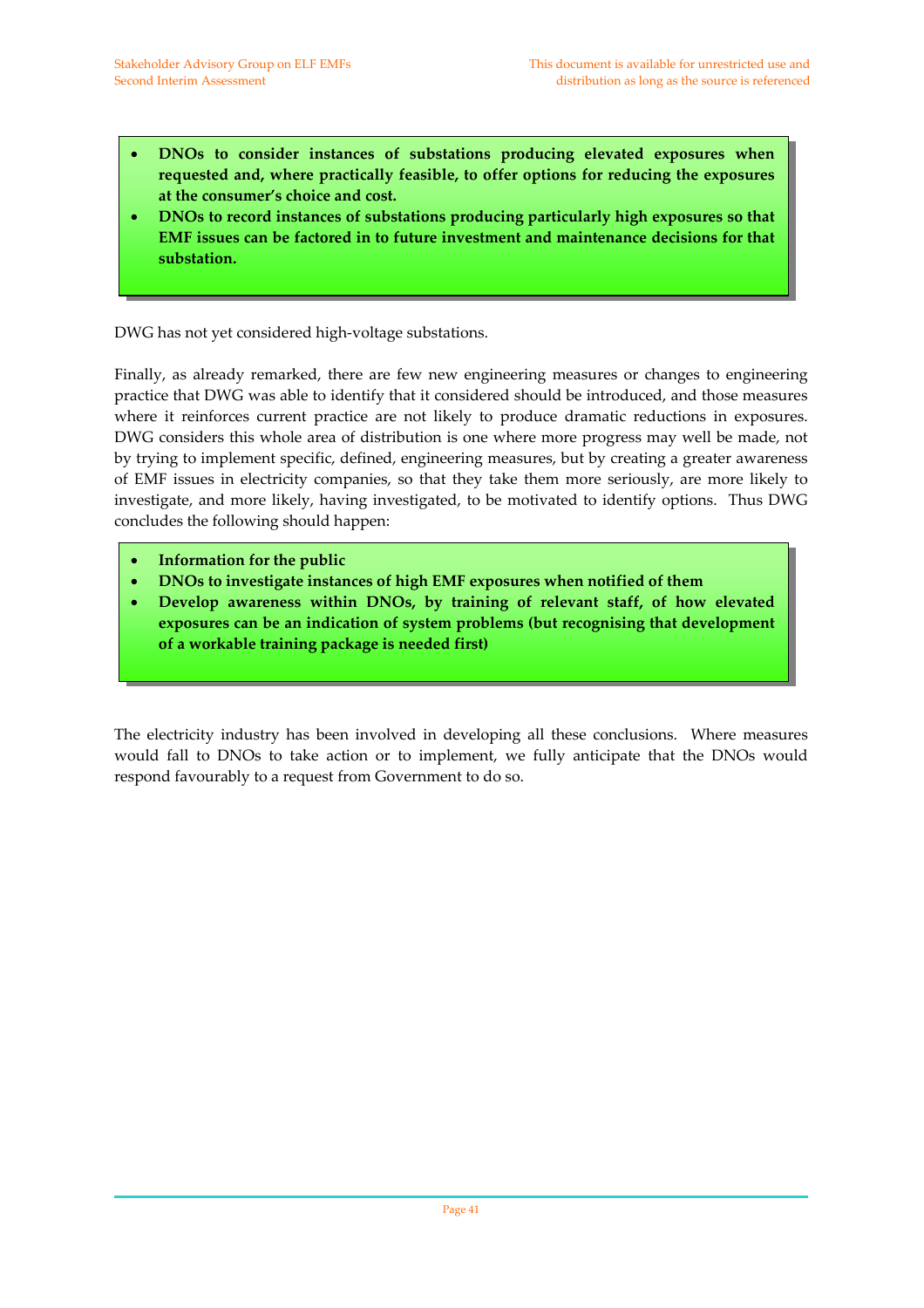- **DNOs to consider instances of substations producing elevated exposures when requested and, where practically feasible, to offer options for reducing the exposures at the consumer's choice and cost.**
- **DNOs to record instances of substations producing particularly high exposures so that EMF issues can be factored in to future investment and maintenance decisions for that substation.**

DWG has not yet considered high-voltage substations.

Finally, as already remarked, there are few new engineering measures or changes to engineering practice that DWG was able to identify that it considered should be introduced, and those measures where it reinforces current practice are not likely to produce dramatic reductions in exposures. DWG considers this whole area of distribution is one where more progress may well be made, not by trying to implement specific, defined, engineering measures, but by creating a greater awareness of EMF issues in electricity companies, so that they take them more seriously, are more likely to investigate, and more likely, having investigated, to be motivated to identify options. Thus DWG concludes the following should happen:

- **Information for the public**
- **DNOs to investigate instances of high EMF exposures when notified of them**
- **Develop awareness within DNOs, by training of relevant staff, of how elevated exposures can be an indication of system problems (but recognising that development of a workable training package is needed first)**

The electricity industry has been involved in developing all these conclusions. Where measures would fall to DNOs to take action or to implement, we fully anticipate that the DNOs would respond favourably to a request from Government to do so.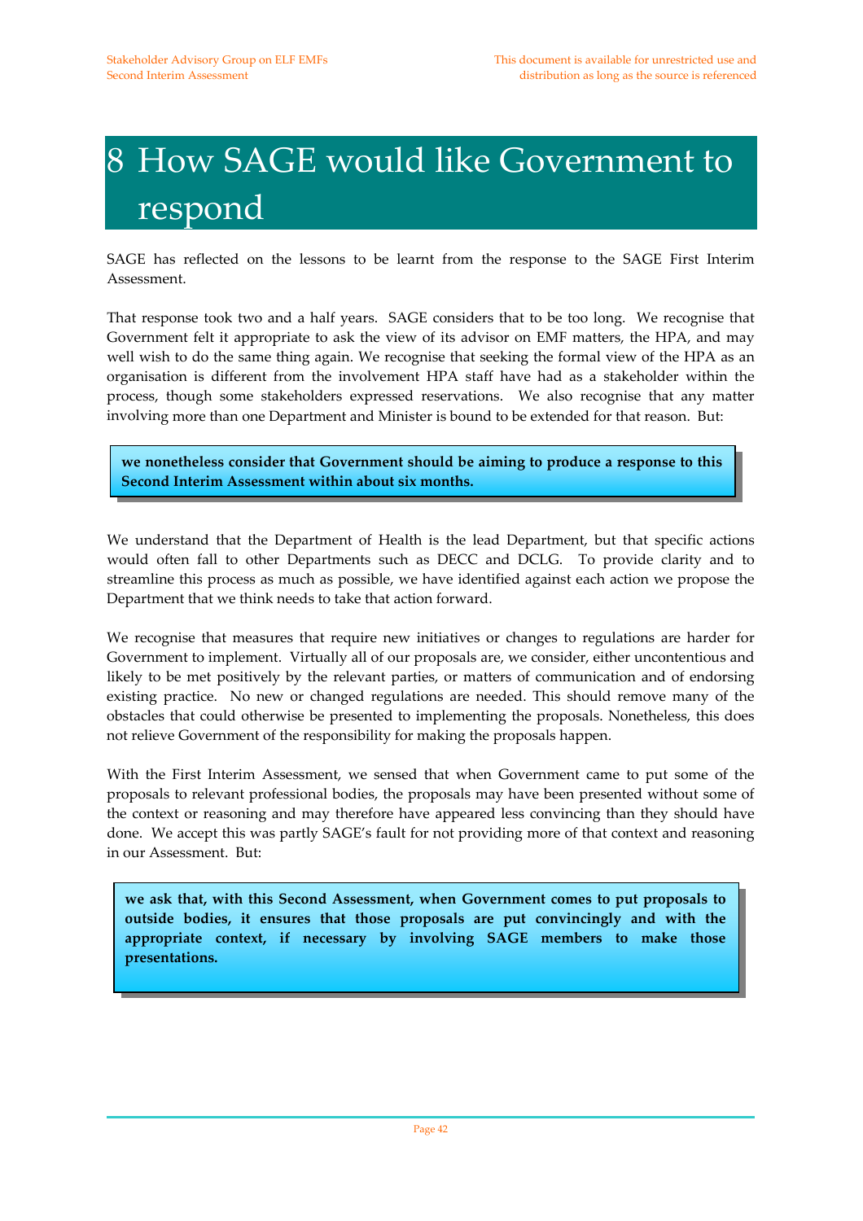# 8 How SAGE would like Government to respond

SAGE has reflected on the lessons to be learnt from the response to the SAGE First Interim Assessment.

That response took two and a half years. SAGE considers that to be too long. We recognise that Government felt it appropriate to ask the view of its advisor on EMF matters, the HPA, and may well wish to do the same thing again. We recognise that seeking the formal view of the HPA as an organisation is different from the involvement HPA staff have had as a stakeholder within the process, though some stakeholders expressed reservations. We also recognise that any matter involving more than one Department and Minister is bound to be extended for that reason. But:

> **we nonetheless consider that Government should be aiming to produce a response to this Second Interim Assessment within about six months.**

We understand that the Department of Health is the lead Department, but that specific actions would often fall to other Departments such as DECC and DCLG. To provide clarity and to streamline this process as much as possible, we have identified against each action we propose the Department that we think needs to take that action forward.

We recognise that measures that require new initiatives or changes to regulations are harder for Government to implement. Virtually all of our proposals are, we consider, either uncontentious and likely to be met positively by the relevant parties, or matters of communication and of endorsing existing practice. No new or changed regulations are needed. This should remove many of the obstacles that could otherwise be presented to implementing the proposals. Nonetheless, this does not relieve Government of the responsibility for making the proposals happen.

With the First Interim Assessment, we sensed that when Government came to put some of the proposals to relevant professional bodies, the proposals may have been presented without some of the context or reasoning and may therefore have appeared less convincing than they should have done. We accept this was partly SAGE's fault for not providing more of that context and reasoning in our Assessment. But:

> **we ask that, with this Second Assessment, when Government comes to put proposals to outside bodies, it ensures that those proposals are put convincingly and with the appropriate context, if necessary by involving SAGE members to make those presentations.**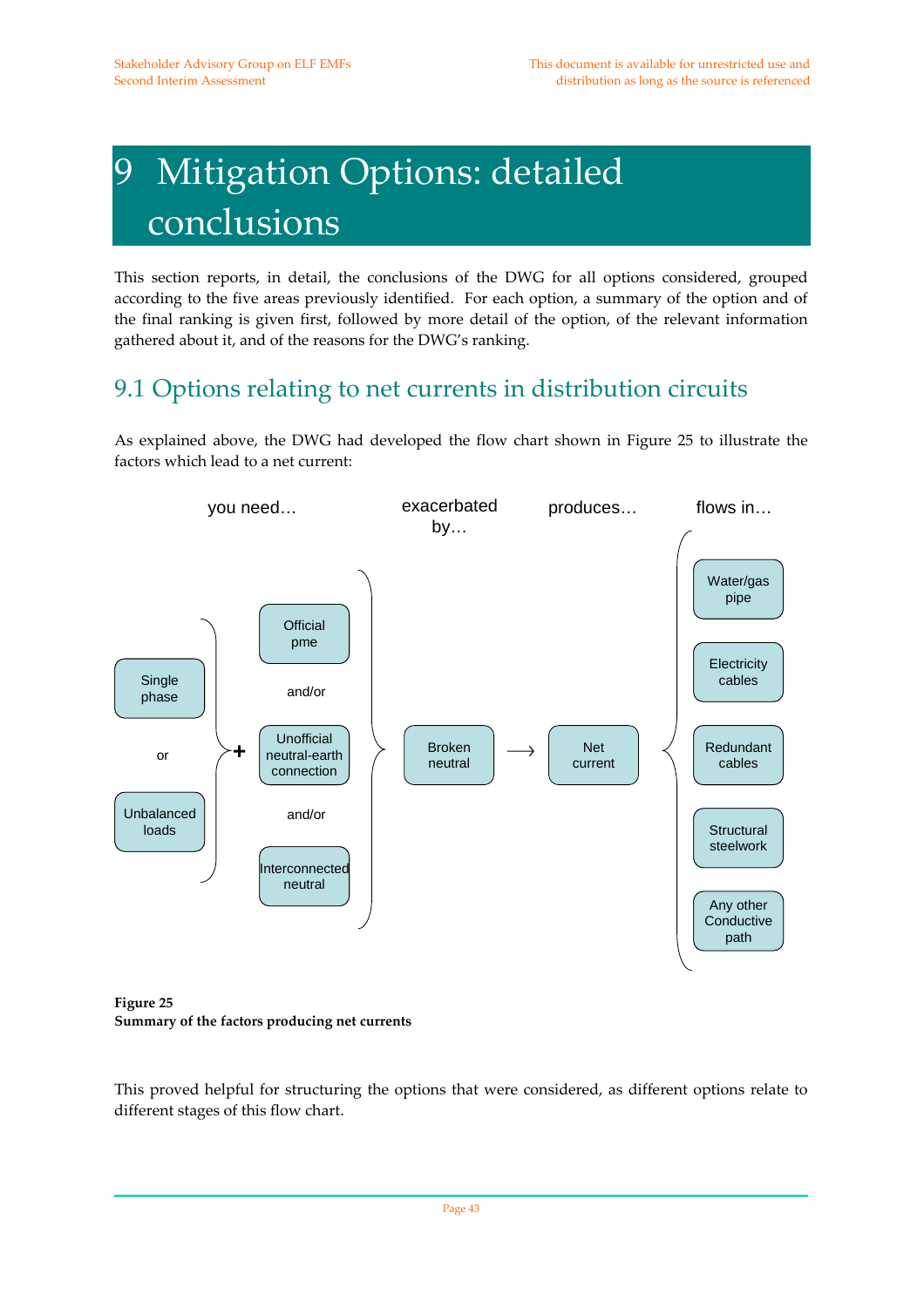# 9 Mitigation Options: detailed conclusions

This section reports, in detail, the conclusions of the DWG for all options considered, grouped according to the five areas previously identified. For each option, a summary of the option and of the final ranking is given first, followed by more detail of the option, of the relevant information gathered about it, and of the reasons for the DWG's ranking.

## 9.1 Options relating to net currents in distribution circuits

As explained above, the DWG had developed the flow chart shown in Figure 25 to illustrate the factors which lead to a net current:

| you need… | | | exacerbated by… | produces… | flows in… |
|---|---|---|---|---|---|
| Single phase or Unbalanced loads | + | Official pme and/or Unofficial neutral-earth connection and/or Interconnected neutral | Broken neutral | → Net current | Water/gas pipe; Electricity cables; Redundant cables; Structural steelwork; Any other Conductive path |

**Figure 25**
**Summary of the factors producing net currents**

This proved helpful for structuring the options that were considered, as different options relate to different stages of this flow chart.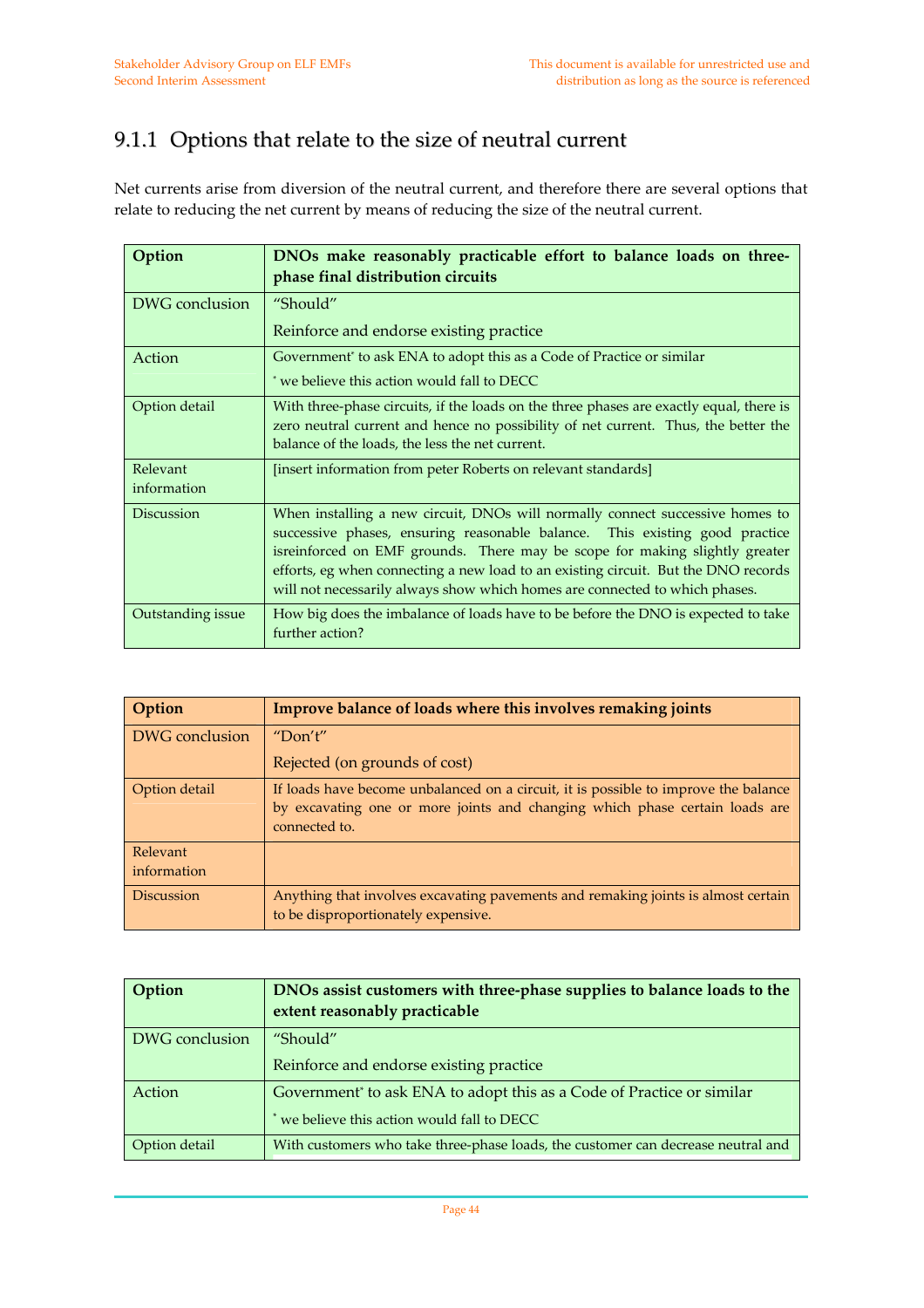### 9.1.1 Options that relate to the size of neutral current

Net currents arise from diversion of the neutral current, and therefore there are several options that relate to reducing the net current by means of reducing the size of the neutral current.

| **Option** | **DNOs make reasonably practicable effort to balance loads on three-phase final distribution circuits** |
|---|---|
| DWG conclusion | "Should"<br>Reinforce and endorse existing practice |
| Action | Government* to ask ENA to adopt this as a Code of Practice or similar<br>* we believe this action would fall to DECC |
| Option detail | With three-phase circuits, if the loads on the three phases are exactly equal, there is zero neutral current and hence no possibility of net current. Thus, the better the balance of the loads, the less the net current. |
| Relevant information | [insert information from peter Roberts on relevant standards] |
| Discussion | When installing a new circuit, DNOs will normally connect successive homes to successive phases, ensuring reasonable balance. This existing good practice isreinforced on EMF grounds. There may be scope for making slightly greater efforts, eg when connecting a new load to an existing circuit. But the DNO records will not necessarily always show which homes are connected to which phases. |
| Outstanding issue | How big does the imbalance of loads have to be before the DNO is expected to take further action? |

| **Option** | **Improve balance of loads where this involves remaking joints** |
|---|---|
| DWG conclusion | "Don't"<br>Rejected (on grounds of cost) |
| Option detail | If loads have become unbalanced on a circuit, it is possible to improve the balance by excavating one or more joints and changing which phase certain loads are connected to. |
| Relevant information | |
| Discussion | Anything that involves excavating pavements and remaking joints is almost certain to be disproportionately expensive. |

| **Option** | **DNOs assist customers with three-phase supplies to balance loads to the extent reasonably practicable** |
|---|---|
| DWG conclusion | "Should"<br>Reinforce and endorse existing practice |
| Action | Government* to ask ENA to adopt this as a Code of Practice or similar<br>* we believe this action would fall to DECC |
| Option detail | With customers who take three-phase loads, the customer can decrease neutral and |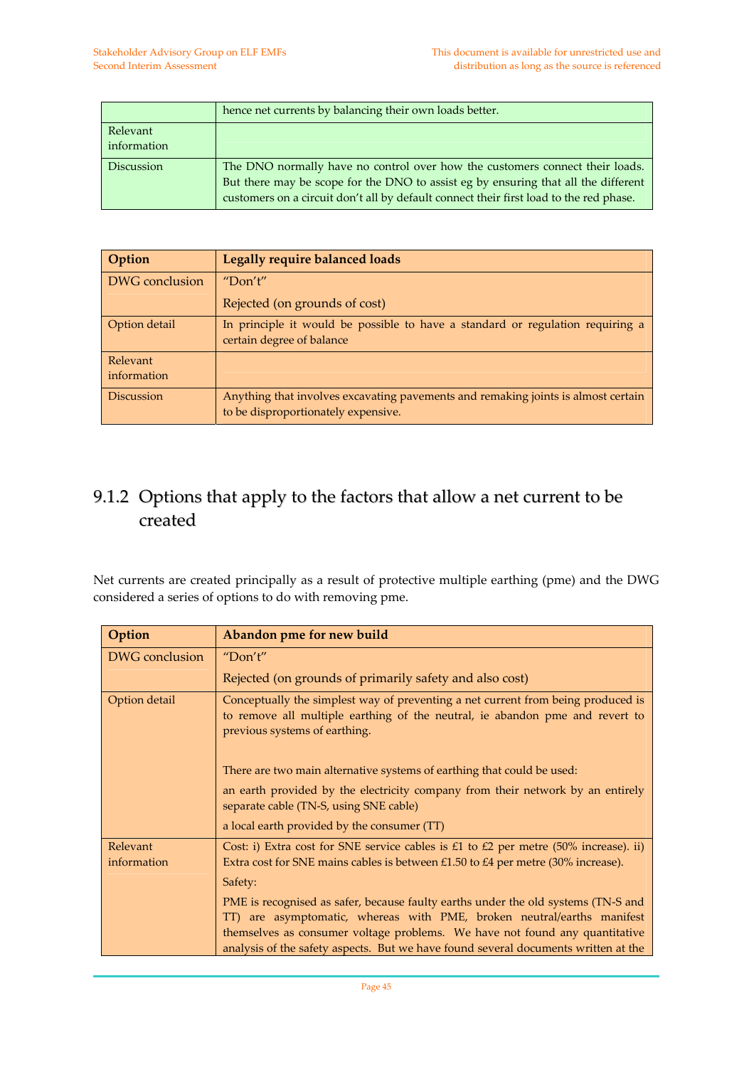|  | hence net currents by balancing their own loads better. |
|---|---|
| Relevant information |  |
| Discussion | The DNO normally have no control over how the customers connect their loads. But there may be scope for the DNO to assist eg by ensuring that all the different customers on a circuit don't all by default connect their first load to the red phase. |

| Option | Legally require balanced loads |
|---|---|
| DWG conclusion | "Don't"<br><br>Rejected (on grounds of cost) |
| Option detail | In principle it would be possible to have a standard or regulation requiring a certain degree of balance |
| Relevant information |  |
| Discussion | Anything that involves excavating pavements and remaking joints is almost certain to be disproportionately expensive. |

### 9.1.2 Options that apply to the factors that allow a net current to be created

Net currents are created principally as a result of protective multiple earthing (pme) and the DWG considered a series of options to do with removing pme.

| Option | Abandon pme for new build |
|---|---|
| DWG conclusion | "Don't"<br><br>Rejected (on grounds of primarily safety and also cost) |
| Option detail | Conceptually the simplest way of preventing a net current from being produced is to remove all multiple earthing of the neutral, ie abandon pme and revert to previous systems of earthing.<br><br>There are two main alternative systems of earthing that could be used:<br><br>an earth provided by the electricity company from their network by an entirely separate cable (TN-S, using SNE cable)<br><br>a local earth provided by the consumer (TT) |
| Relevant information | Cost: i) Extra cost for SNE service cables is £1 to £2 per metre (50% increase). ii) Extra cost for SNE mains cables is between £1.50 to £4 per metre (30% increase).<br><br>Safety:<br><br>PME is recognised as safer, because faulty earths under the old systems (TN-S and TT) are asymptomatic, whereas with PME, broken neutral/earths manifest themselves as consumer voltage problems. We have not found any quantitative analysis of the safety aspects. But we have found several documents written at the |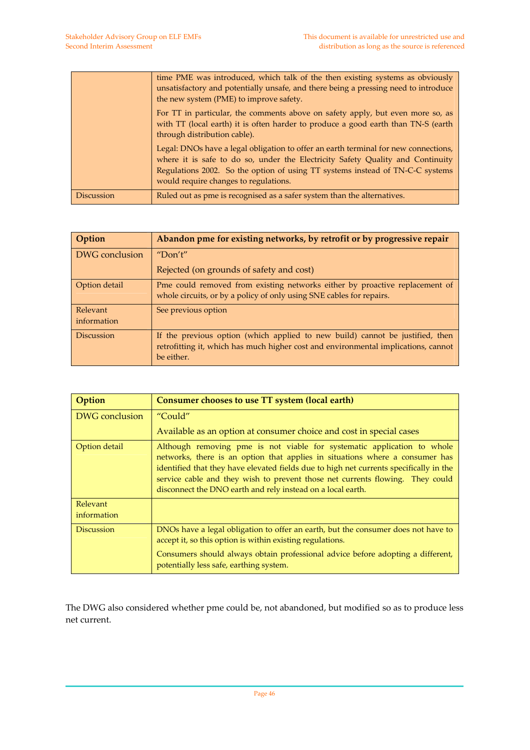| | |
|---|---|
| | time PME was introduced, which talk of the then existing systems as obviously unsatisfactory and potentially unsafe, and there being a pressing need to introduce the new system (PME) to improve safety.<br><br>For TT in particular, the comments above on safety apply, but even more so, as with TT (local earth) it is often harder to produce a good earth than TN-S (earth through distribution cable).<br><br>Legal: DNOs have a legal obligation to offer an earth terminal for new connections, where it is safe to do so, under the Electricity Safety Quality and Continuity Regulations 2002. So the option of using TT systems instead of TN-C-C systems would require changes to regulations. |
| Discussion | Ruled out as pme is recognised as a safer system than the alternatives. |

| **Option** | **Abandon pme for existing networks, by retrofit or by progressive repair** |
|---|---|
| DWG conclusion | "Don't"<br><br>Rejected (on grounds of safety and cost) |
| Option detail | Pme could removed from existing networks either by proactive replacement of whole circuits, or by a policy of only using SNE cables for repairs. |
| Relevant information | See previous option |
| Discussion | If the previous option (which applied to new build) cannot be justified, then retrofitting it, which has much higher cost and environmental implications, cannot be either. |

| **Option** | **Consumer chooses to use TT system (local earth)** |
|---|---|
| DWG conclusion | "Could"<br><br>Available as an option at consumer choice and cost in special cases |
| Option detail | Although removing pme is not viable for systematic application to whole networks, there is an option that applies in situations where a consumer has identified that they have elevated fields due to high net currents specifically in the service cable and they wish to prevent those net currents flowing. They could disconnect the DNO earth and rely instead on a local earth. |
| Relevant information | |
| Discussion | DNOs have a legal obligation to offer an earth, but the consumer does not have to accept it, so this option is within existing regulations.<br><br>Consumers should always obtain professional advice before adopting a different, potentially less safe, earthing system. |

The DWG also considered whether pme could be, not abandoned, but modified so as to produce less net current.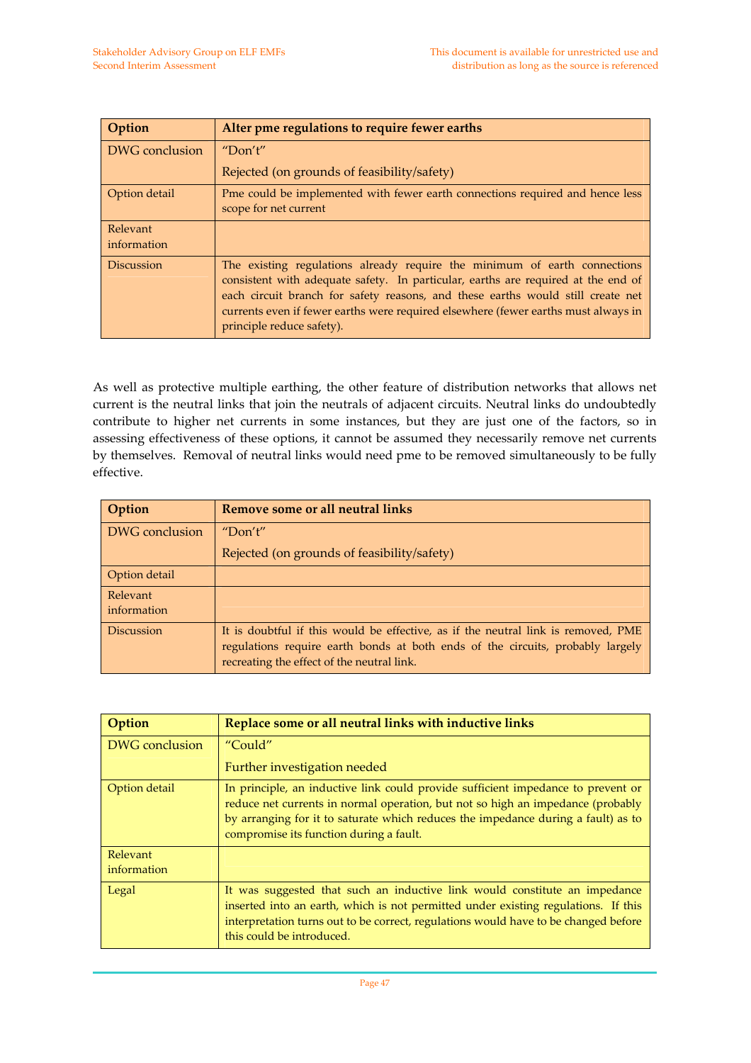| Option | Alter pme regulations to require fewer earths |
|---|---|
| DWG conclusion | "Don't"<br>Rejected (on grounds of feasibility/safety) |
| Option detail | Pme could be implemented with fewer earth connections required and hence less scope for net current |
| Relevant information | |
| Discussion | The existing regulations already require the minimum of earth connections consistent with adequate safety. In particular, earths are required at the end of each circuit branch for safety reasons, and these earths would still create net currents even if fewer earths were required elsewhere (fewer earths must always in principle reduce safety). |

As well as protective multiple earthing, the other feature of distribution networks that allows net current is the neutral links that join the neutrals of adjacent circuits. Neutral links do undoubtedly contribute to higher net currents in some instances, but they are just one of the factors, so in assessing effectiveness of these options, it cannot be assumed they necessarily remove net currents by themselves. Removal of neutral links would need pme to be removed simultaneously to be fully effective.

| Option | Remove some or all neutral links |
|---|---|
| DWG conclusion | "Don't"<br>Rejected (on grounds of feasibility/safety) |
| Option detail | |
| Relevant information | |
| Discussion | It is doubtful if this would be effective, as if the neutral link is removed, PME regulations require earth bonds at both ends of the circuits, probably largely recreating the effect of the neutral link. |

| Option | Replace some or all neutral links with inductive links |
|---|---|
| DWG conclusion | "Could"<br>Further investigation needed |
| Option detail | In principle, an inductive link could provide sufficient impedance to prevent or reduce net currents in normal operation, but not so high an impedance (probably by arranging for it to saturate which reduces the impedance during a fault) as to compromise its function during a fault. |
| Relevant information | |
| Legal | It was suggested that such an inductive link would constitute an impedance inserted into an earth, which is not permitted under existing regulations. If this interpretation turns out to be correct, regulations would have to be changed before this could be introduced. |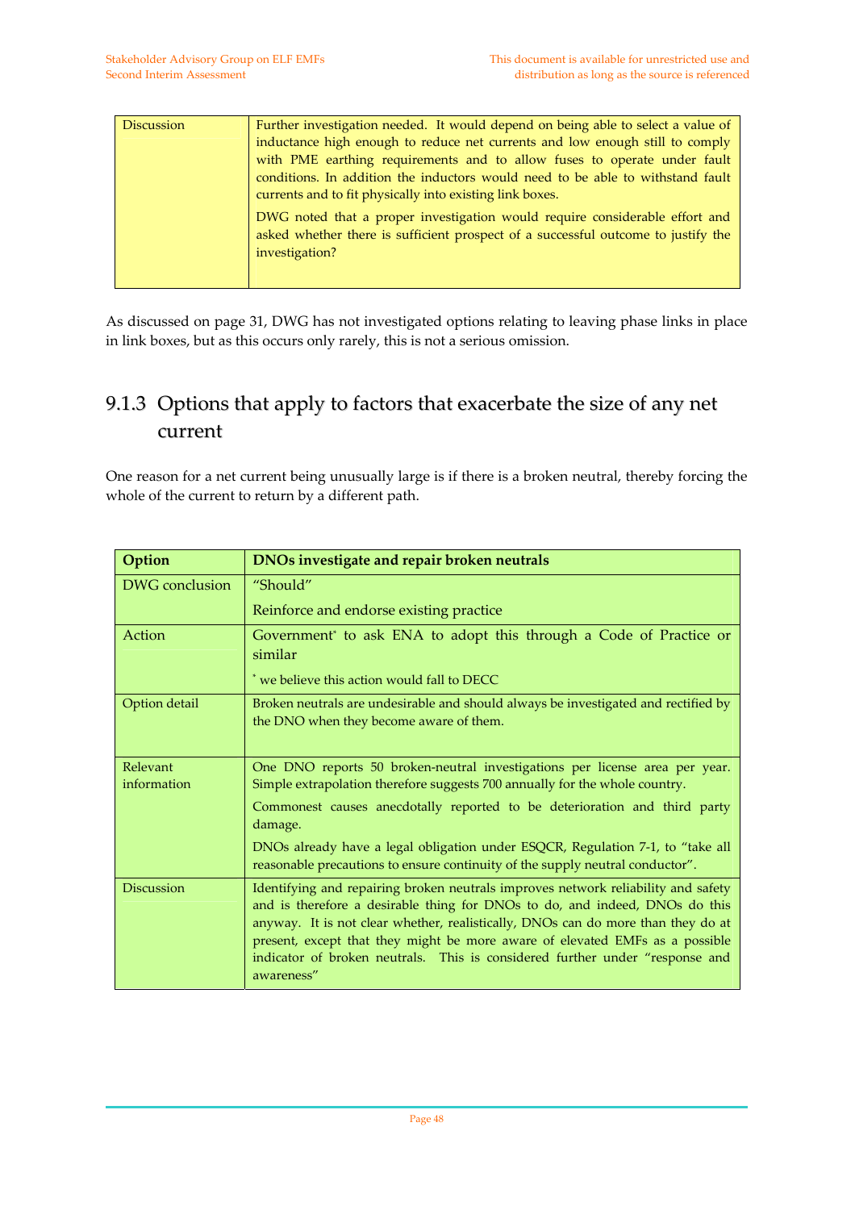| Discussion | Further investigation needed. It would depend on being able to select a value of inductance high enough to reduce net currents and low enough still to comply with PME earthing requirements and to allow fuses to operate under fault conditions. In addition the inductors would need to be able to withstand fault currents and to fit physically into existing link boxes.<br><br>DWG noted that a proper investigation would require considerable effort and asked whether there is sufficient prospect of a successful outcome to justify the investigation? |
|---|---|

As discussed on page 31, DWG has not investigated options relating to leaving phase links in place in link boxes, but as this occurs only rarely, this is not a serious omission.

### 9.1.3 Options that apply to factors that exacerbate the size of any net current

One reason for a net current being unusually large is if there is a broken neutral, thereby forcing the whole of the current to return by a different path.

| **Option** | **DNOs investigate and repair broken neutrals** |
|---|---|
| DWG conclusion | "Should"<br><br>Reinforce and endorse existing practice |
| Action | Government* to ask ENA to adopt this through a Code of Practice or similar<br><br>* we believe this action would fall to DECC |
| Option detail | Broken neutrals are undesirable and should always be investigated and rectified by the DNO when they become aware of them. |
| Relevant information | One DNO reports 50 broken-neutral investigations per license area per year. Simple extrapolation therefore suggests 700 annually for the whole country.<br><br>Commonest causes anecdotally reported to be deterioration and third party damage.<br><br>DNOs already have a legal obligation under ESQCR, Regulation 7-1, to "take all reasonable precautions to ensure continuity of the supply neutral conductor". |
| Discussion | Identifying and repairing broken neutrals improves network reliability and safety and is therefore a desirable thing for DNOs to do, and indeed, DNOs do this anyway. It is not clear whether, realistically, DNOs can do more than they do at present, except that they might be more aware of elevated EMFs as a possible indicator of broken neutrals. This is considered further under "response and awareness" |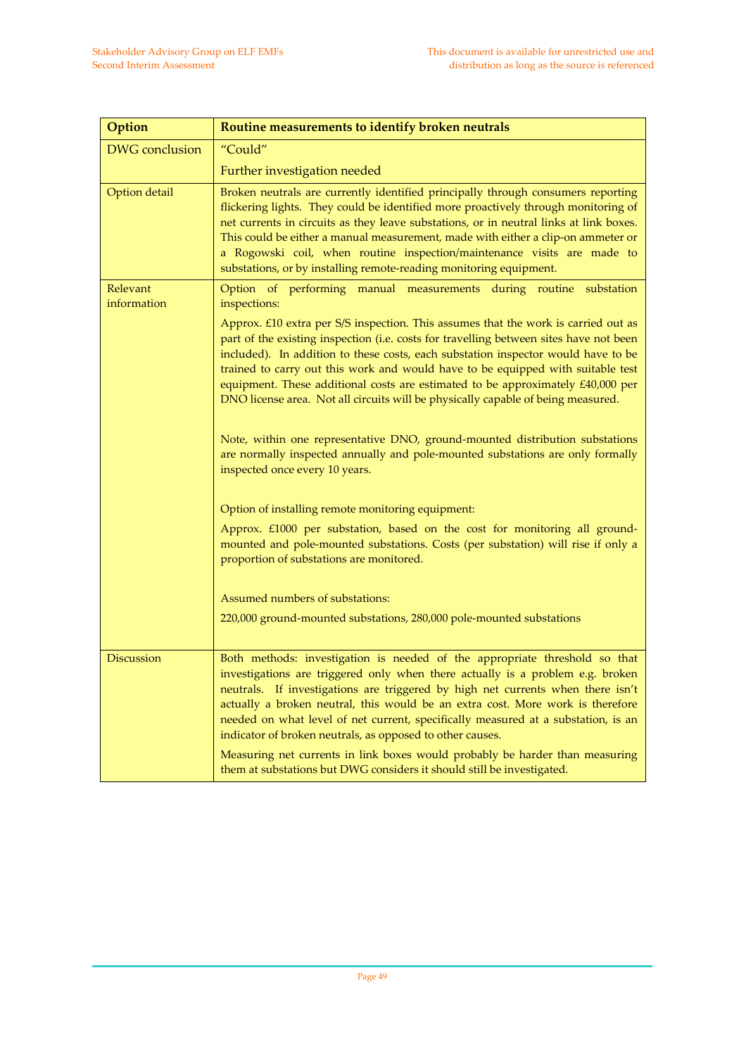| Option | Routine measurements to identify broken neutrals |
|---|---|
| DWG conclusion | "Could"<br><br>Further investigation needed |
| Option detail | Broken neutrals are currently identified principally through consumers reporting flickering lights. They could be identified more proactively through monitoring of net currents in circuits as they leave substations, or in neutral links at link boxes. This could be either a manual measurement, made with either a clip-on ammeter or a Rogowski coil, when routine inspection/maintenance visits are made to substations, or by installing remote-reading monitoring equipment. |
| Relevant information | Option of performing manual measurements during routine substation inspections:<br><br>Approx. £10 extra per S/S inspection. This assumes that the work is carried out as part of the existing inspection (i.e. costs for travelling between sites have not been included). In addition to these costs, each substation inspector would have to be trained to carry out this work and would have to be equipped with suitable test equipment. These additional costs are estimated to be approximately £40,000 per DNO license area. Not all circuits will be physically capable of being measured.<br><br>Note, within one representative DNO, ground-mounted distribution substations are normally inspected annually and pole-mounted substations are only formally inspected once every 10 years.<br><br>Option of installing remote monitoring equipment:<br><br>Approx. £1000 per substation, based on the cost for monitoring all ground-mounted and pole-mounted substations. Costs (per substation) will rise if only a proportion of substations are monitored.<br><br>Assumed numbers of substations:<br><br>220,000 ground-mounted substations, 280,000 pole-mounted substations |
| Discussion | Both methods: investigation is needed of the appropriate threshold so that investigations are triggered only when there actually is a problem e.g. broken neutrals. If investigations are triggered by high net currents when there isn't actually a broken neutral, this would be an extra cost. More work is therefore needed on what level of net current, specifically measured at a substation, is an indicator of broken neutrals, as opposed to other causes.<br><br>Measuring net currents in link boxes would probably be harder than measuring them at substations but DWG considers it should still be investigated. |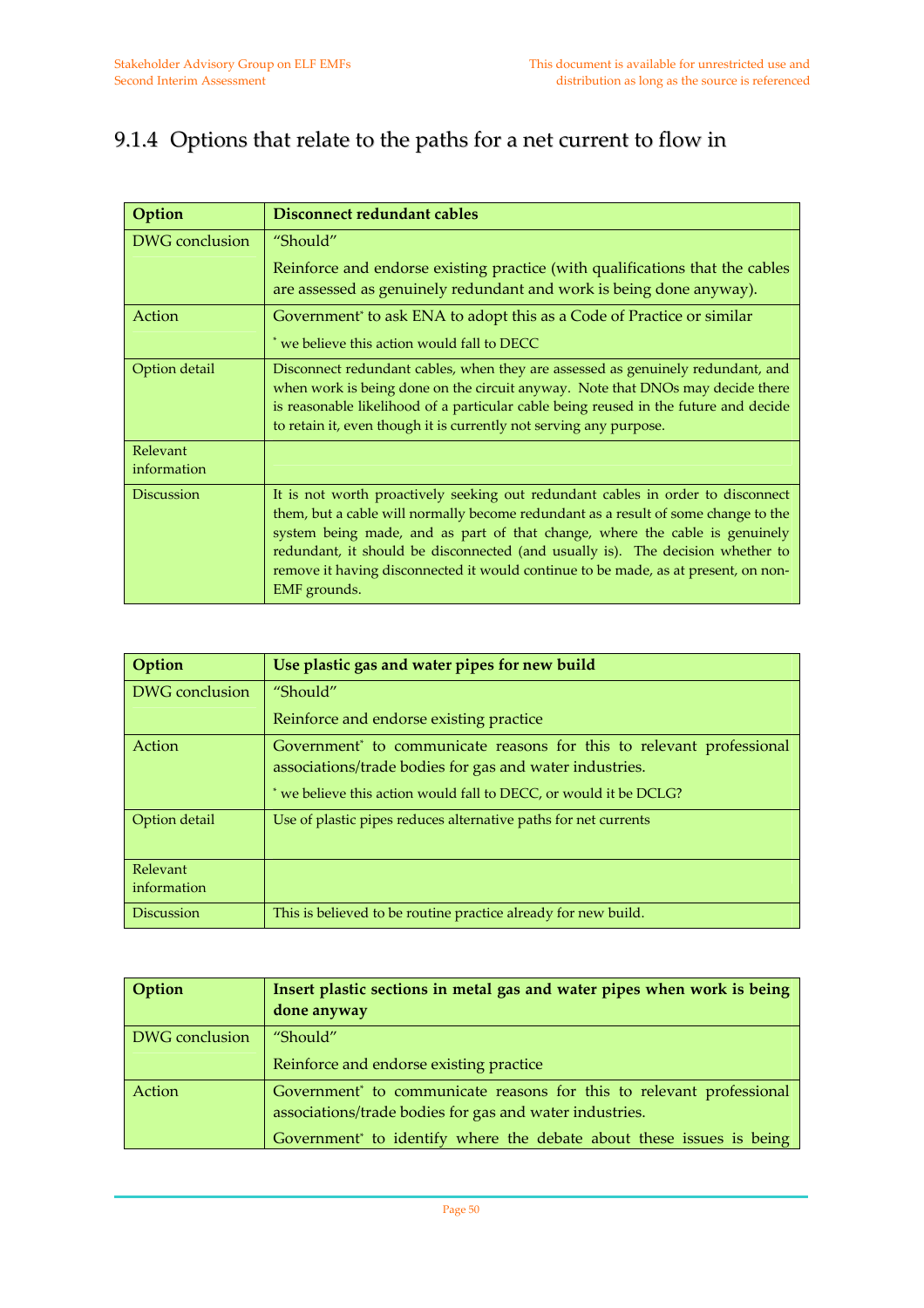### 9.1.4 Options that relate to the paths for a net current to flow in

| Option | Disconnect redundant cables |
|---|---|
| DWG conclusion | "Should"<br>Reinforce and endorse existing practice (with qualifications that the cables are assessed as genuinely redundant and work is being done anyway). |
| Action | Government* to ask ENA to adopt this as a Code of Practice or similar<br>* we believe this action would fall to DECC |
| Option detail | Disconnect redundant cables, when they are assessed as genuinely redundant, and when work is being done on the circuit anyway. Note that DNOs may decide there is reasonable likelihood of a particular cable being reused in the future and decide to retain it, even though it is currently not serving any purpose. |
| Relevant information | |
| Discussion | It is not worth proactively seeking out redundant cables in order to disconnect them, but a cable will normally become redundant as a result of some change to the system being made, and as part of that change, where the cable is genuinely redundant, it should be disconnected (and usually is). The decision whether to remove it having disconnected it would continue to be made, as at present, on non-EMF grounds. |

| Option | Use plastic gas and water pipes for new build |
|---|---|
| DWG conclusion | "Should"<br>Reinforce and endorse existing practice |
| Action | Government* to communicate reasons for this to relevant professional associations/trade bodies for gas and water industries.<br>* we believe this action would fall to DECC, or would it be DCLG? |
| Option detail | Use of plastic pipes reduces alternative paths for net currents |
| Relevant information | |
| Discussion | This is believed to be routine practice already for new build. |

| Option | Insert plastic sections in metal gas and water pipes when work is being done anyway |
|---|---|
| DWG conclusion | "Should"<br>Reinforce and endorse existing practice |
| Action | Government* to communicate reasons for this to relevant professional associations/trade bodies for gas and water industries.<br>Government* to identify where the debate about these issues is being |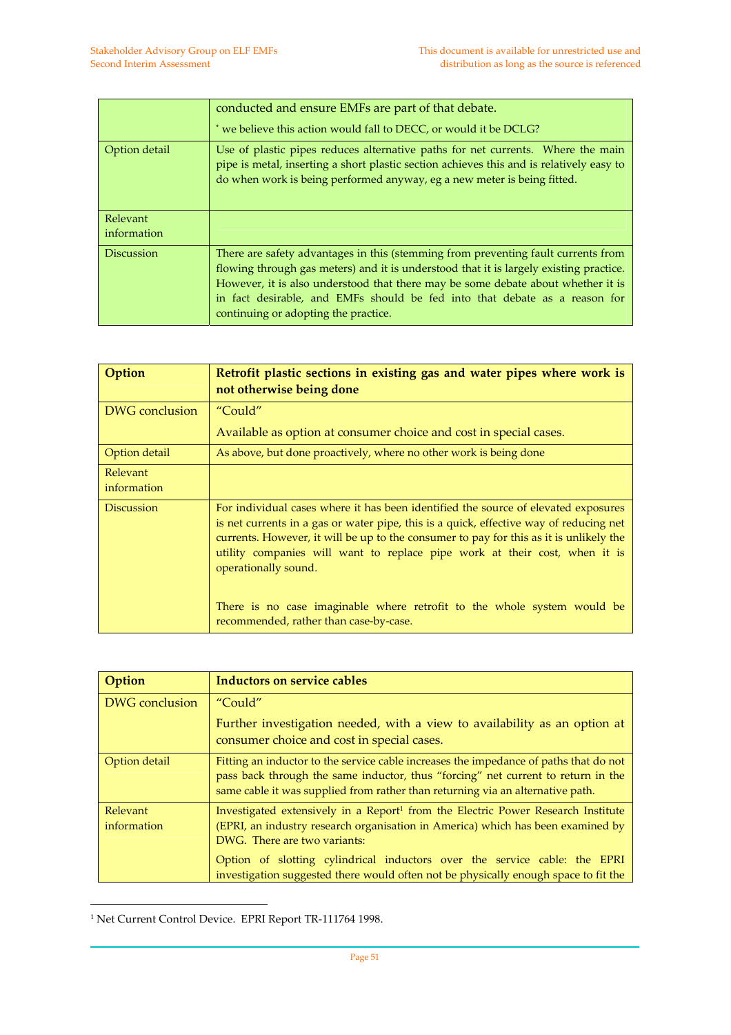| | |
|---|---|
| | conducted and ensure EMFs are part of that debate. <br> * we believe this action would fall to DECC, or would it be DCLG? |
| Option detail | Use of plastic pipes reduces alternative paths for net currents. Where the main pipe is metal, inserting a short plastic section achieves this and is relatively easy to do when work is being performed anyway, eg a new meter is being fitted. |
| Relevant information | |
| Discussion | There are safety advantages in this (stemming from preventing fault currents from flowing through gas meters) and it is understood that it is largely existing practice. However, it is also understood that there may be some debate about whether it is in fact desirable, and EMFs should be fed into that debate as a reason for continuing or adopting the practice. |

| **Option** | **Retrofit plastic sections in existing gas and water pipes where work is not otherwise being done** |
|---|---|
| DWG conclusion | "Could" <br> Available as option at consumer choice and cost in special cases. |
| Option detail | As above, but done proactively, where no other work is being done |
| Relevant information | |
| Discussion | For individual cases where it has been identified the source of elevated exposures is net currents in a gas or water pipe, this is a quick, effective way of reducing net currents. However, it will be up to the consumer to pay for this as it is unlikely the utility companies will want to replace pipe work at their cost, when it is operationally sound. <br><br> There is no case imaginable where retrofit to the whole system would be recommended, rather than case-by-case. |

| **Option** | **Inductors on service cables** |
|---|---|
| DWG conclusion | "Could" <br> Further investigation needed, with a view to availability as an option at consumer choice and cost in special cases. |
| Option detail | Fitting an inductor to the service cable increases the impedance of paths that do not pass back through the same inductor, thus "forcing" net current to return in the same cable it was supplied from rather than returning via an alternative path. |
| Relevant information | Investigated extensively in a Report[1] from the Electric Power Research Institute (EPRI, an industry research organisation in America) which has been examined by DWG. There are two variants: <br> Option of slotting cylindrical inductors over the service cable: the EPRI investigation suggested there would often not be physically enough space to fit the |

[1] Net Current Control Device. EPRI Report TR-111764 1998.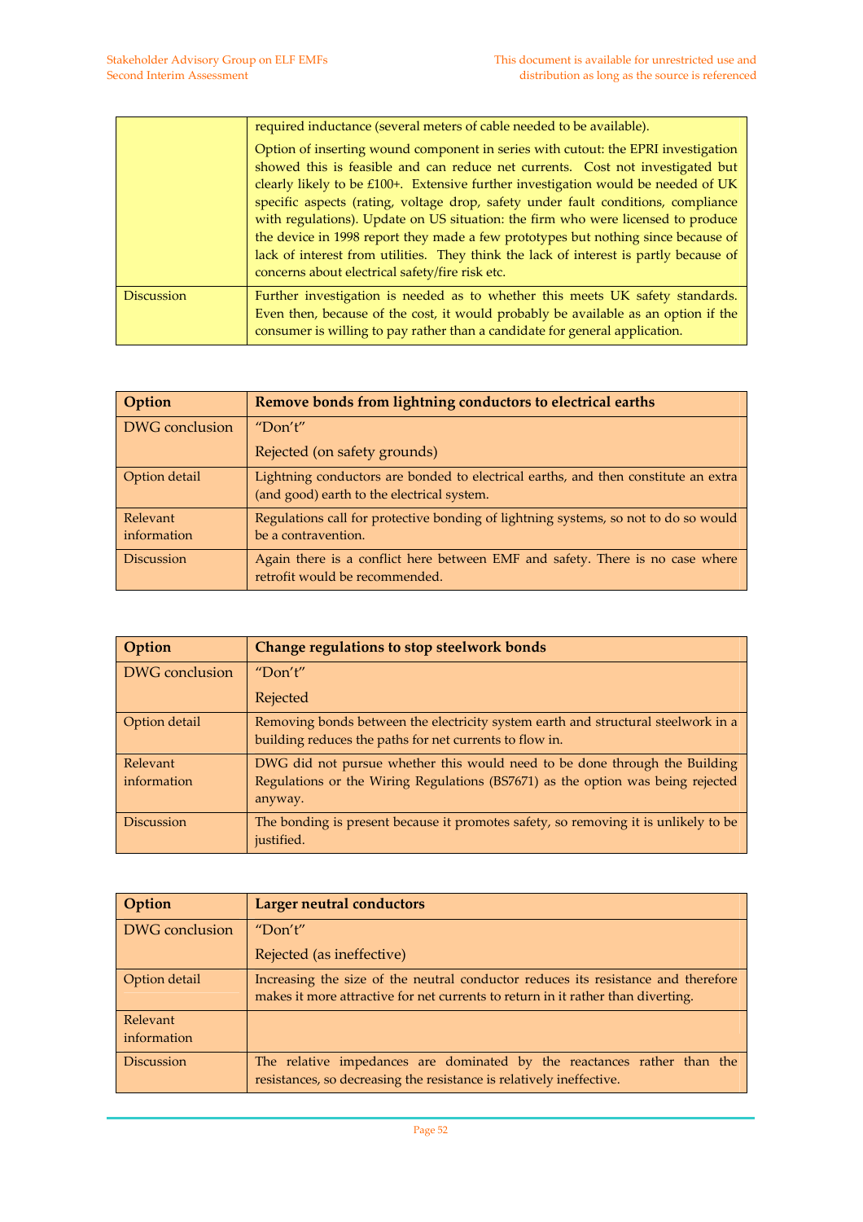| | |
|---|---|
| | required inductance (several meters of cable needed to be available).<br><br>Option of inserting wound component in series with cutout: the EPRI investigation showed this is feasible and can reduce net currents. Cost not investigated but clearly likely to be £100+. Extensive further investigation would be needed of UK specific aspects (rating, voltage drop, safety under fault conditions, compliance with regulations). Update on US situation: the firm who were licensed to produce the device in 1998 report they made a few prototypes but nothing since because of lack of interest from utilities. They think the lack of interest is partly because of concerns about electrical safety/fire risk etc. |
| Discussion | Further investigation is needed as to whether this meets UK safety standards. Even then, because of the cost, it would probably be available as an option if the consumer is willing to pay rather than a candidate for general application. |

| **Option** | **Remove bonds from lightning conductors to electrical earths** |
|---|---|
| DWG conclusion | "Don't"<br><br>Rejected (on safety grounds) |
| Option detail | Lightning conductors are bonded to electrical earths, and then constitute an extra (and good) earth to the electrical system. |
| Relevant information | Regulations call for protective bonding of lightning systems, so not to do so would be a contravention. |
| Discussion | Again there is a conflict here between EMF and safety. There is no case where retrofit would be recommended. |

| **Option** | **Change regulations to stop steelwork bonds** |
|---|---|
| DWG conclusion | "Don't"<br><br>Rejected |
| Option detail | Removing bonds between the electricity system earth and structural steelwork in a building reduces the paths for net currents to flow in. |
| Relevant information | DWG did not pursue whether this would need to be done through the Building Regulations or the Wiring Regulations (BS7671) as the option was being rejected anyway. |
| Discussion | The bonding is present because it promotes safety, so removing it is unlikely to be justified. |

| **Option** | **Larger neutral conductors** |
|---|---|
| DWG conclusion | "Don't"<br><br>Rejected (as ineffective) |
| Option detail | Increasing the size of the neutral conductor reduces its resistance and therefore makes it more attractive for net currents to return in it rather than diverting. |
| Relevant information | |
| Discussion | The relative impedances are dominated by the reactances rather than the resistances, so decreasing the resistance is relatively ineffective. |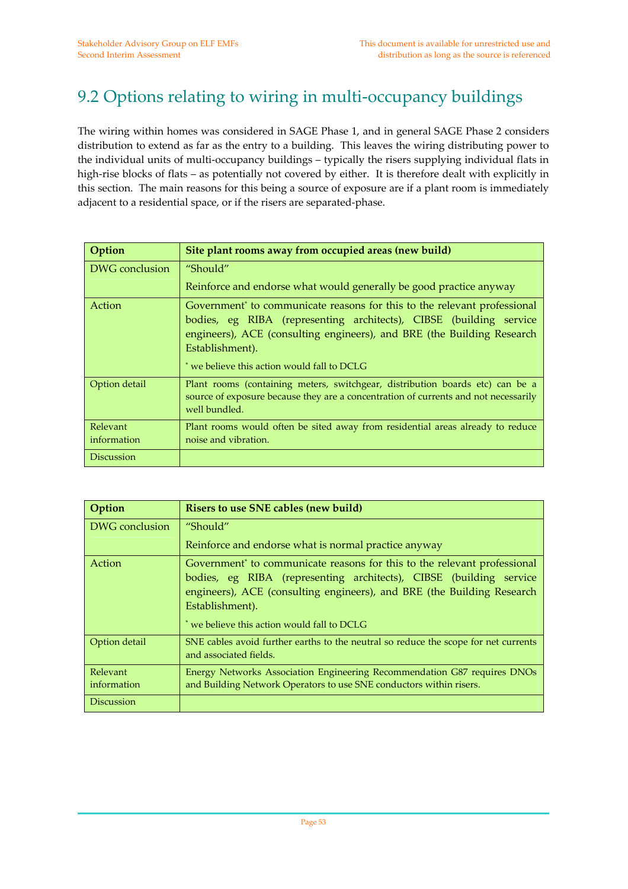# 9.2 Options relating to wiring in multi-occupancy buildings

The wiring within homes was considered in SAGE Phase 1, and in general SAGE Phase 2 considers distribution to extend as far as the entry to a building. This leaves the wiring distributing power to the individual units of multi-occupancy buildings – typically the risers supplying individual flats in high-rise blocks of flats – as potentially not covered by either. It is therefore dealt with explicitly in this section. The main reasons for this being a source of exposure are if a plant room is immediately adjacent to a residential space, or if the risers are separated-phase.

| Option | Site plant rooms away from occupied areas (new build) |
|---|---|
| DWG conclusion | "Should"<br><br>Reinforce and endorse what would generally be good practice anyway |
| Action | Government* to communicate reasons for this to the relevant professional bodies, eg RIBA (representing architects), CIBSE (building service engineers), ACE (consulting engineers), and BRE (the Building Research Establishment).<br><br>* we believe this action would fall to DCLG |
| Option detail | Plant rooms (containing meters, switchgear, distribution boards etc) can be a source of exposure because they are a concentration of currents and not necessarily well bundled. |
| Relevant information | Plant rooms would often be sited away from residential areas already to reduce noise and vibration. |
| Discussion | |

| Option | Risers to use SNE cables (new build) |
|---|---|
| DWG conclusion | "Should"<br><br>Reinforce and endorse what is normal practice anyway |
| Action | Government* to communicate reasons for this to the relevant professional bodies, eg RIBA (representing architects), CIBSE (building service engineers), ACE (consulting engineers), and BRE (the Building Research Establishment).<br><br>* we believe this action would fall to DCLG |
| Option detail | SNE cables avoid further earths to the neutral so reduce the scope for net currents and associated fields. |
| Relevant information | Energy Networks Association Engineering Recommendation G87 requires DNOs and Building Network Operators to use SNE conductors within risers. |
| Discussion | |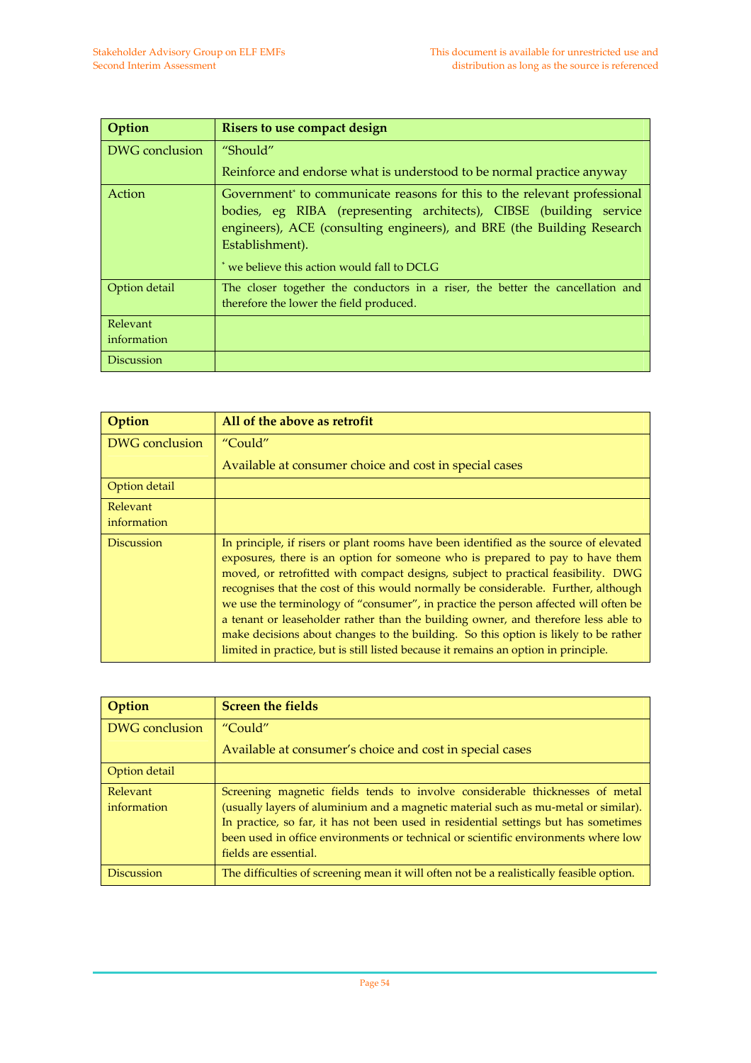| Option | Risers to use compact design |
|---|---|
| DWG conclusion | "Should"<br>Reinforce and endorse what is understood to be normal practice anyway |
| Action | Government* to communicate reasons for this to the relevant professional bodies, eg RIBA (representing architects), CIBSE (building service engineers), ACE (consulting engineers), and BRE (the Building Research Establishment).<br>* we believe this action would fall to DCLG |
| Option detail | The closer together the conductors in a riser, the better the cancellation and therefore the lower the field produced. |
| Relevant information | |
| Discussion | |

| Option | All of the above as retrofit |
|---|---|
| DWG conclusion | "Could"<br>Available at consumer choice and cost in special cases |
| Option detail | |
| Relevant information | |
| Discussion | In principle, if risers or plant rooms have been identified as the source of elevated exposures, there is an option for someone who is prepared to pay to have them moved, or retrofitted with compact designs, subject to practical feasibility. DWG recognises that the cost of this would normally be considerable. Further, although we use the terminology of "consumer", in practice the person affected will often be a tenant or leaseholder rather than the building owner, and therefore less able to make decisions about changes to the building. So this option is likely to be rather limited in practice, but is still listed because it remains an option in principle. |

| Option | Screen the fields |
|---|---|
| DWG conclusion | "Could"<br>Available at consumer's choice and cost in special cases |
| Option detail | |
| Relevant information | Screening magnetic fields tends to involve considerable thicknesses of metal (usually layers of aluminium and a magnetic material such as mu-metal or similar). In practice, so far, it has not been used in residential settings but has sometimes been used in office environments or technical or scientific environments where low fields are essential. |
| Discussion | The difficulties of screening mean it will often not be a realistically feasible option. |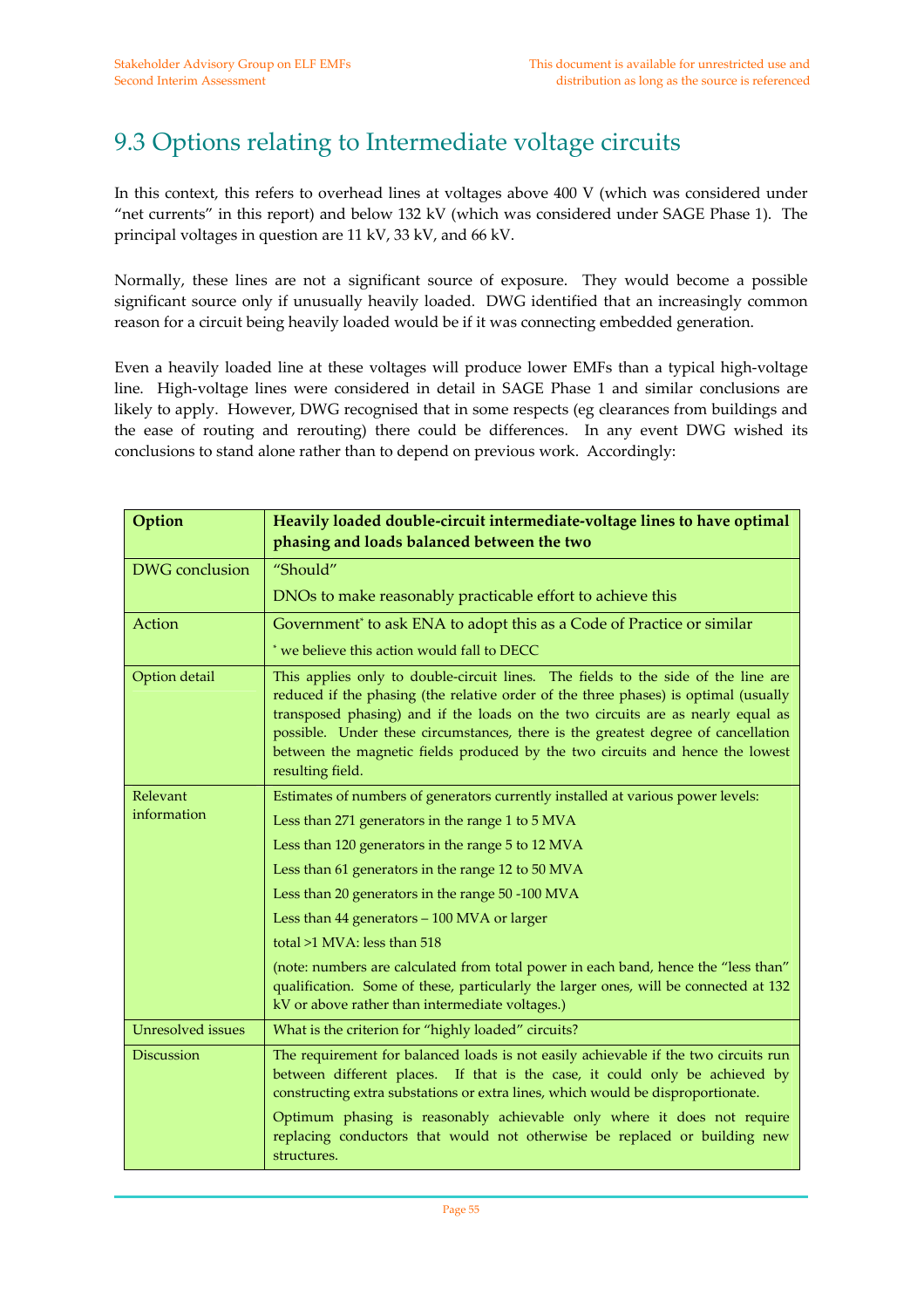# 9.3 Options relating to Intermediate voltage circuits

In this context, this refers to overhead lines at voltages above 400 V (which was considered under "net currents" in this report) and below 132 kV (which was considered under SAGE Phase 1). The principal voltages in question are 11 kV, 33 kV, and 66 kV.

Normally, these lines are not a significant source of exposure. They would become a possible significant source only if unusually heavily loaded. DWG identified that an increasingly common reason for a circuit being heavily loaded would be if it was connecting embedded generation.

Even a heavily loaded line at these voltages will produce lower EMFs than a typical high-voltage line. High-voltage lines were considered in detail in SAGE Phase 1 and similar conclusions are likely to apply. However, DWG recognised that in some respects (eg clearances from buildings and the ease of routing and rerouting) there could be differences. In any event DWG wished its conclusions to stand alone rather than to depend on previous work. Accordingly:

| **Option** | **Heavily loaded double-circuit intermediate-voltage lines to have optimal phasing and loads balanced between the two** |
|---|---|
| DWG conclusion | "Should"<br><br>DNOs to make reasonably practicable effort to achieve this |
| Action | Government* to ask ENA to adopt this as a Code of Practice or similar<br><br>* we believe this action would fall to DECC |
| Option detail | This applies only to double-circuit lines. The fields to the side of the line are reduced if the phasing (the relative order of the three phases) is optimal (usually transposed phasing) and if the loads on the two circuits are as nearly equal as possible. Under these circumstances, there is the greatest degree of cancellation between the magnetic fields produced by the two circuits and hence the lowest resulting field. |
| Relevant information | Estimates of numbers of generators currently installed at various power levels:<br><br>Less than 271 generators in the range 1 to 5 MVA<br><br>Less than 120 generators in the range 5 to 12 MVA<br><br>Less than 61 generators in the range 12 to 50 MVA<br><br>Less than 20 generators in the range 50 -100 MVA<br><br>Less than 44 generators – 100 MVA or larger<br><br>total >1 MVA: less than 518<br><br>(note: numbers are calculated from total power in each band, hence the "less than" qualification. Some of these, particularly the larger ones, will be connected at 132 kV or above rather than intermediate voltages.) |
| Unresolved issues | What is the criterion for "highly loaded" circuits? |
| Discussion | The requirement for balanced loads is not easily achievable if the two circuits run between different places. If that is the case, it could only be achieved by constructing extra substations or extra lines, which would be disproportionate.<br><br>Optimum phasing is reasonably achievable only where it does not require replacing conductors that would not otherwise be replaced or building new structures. |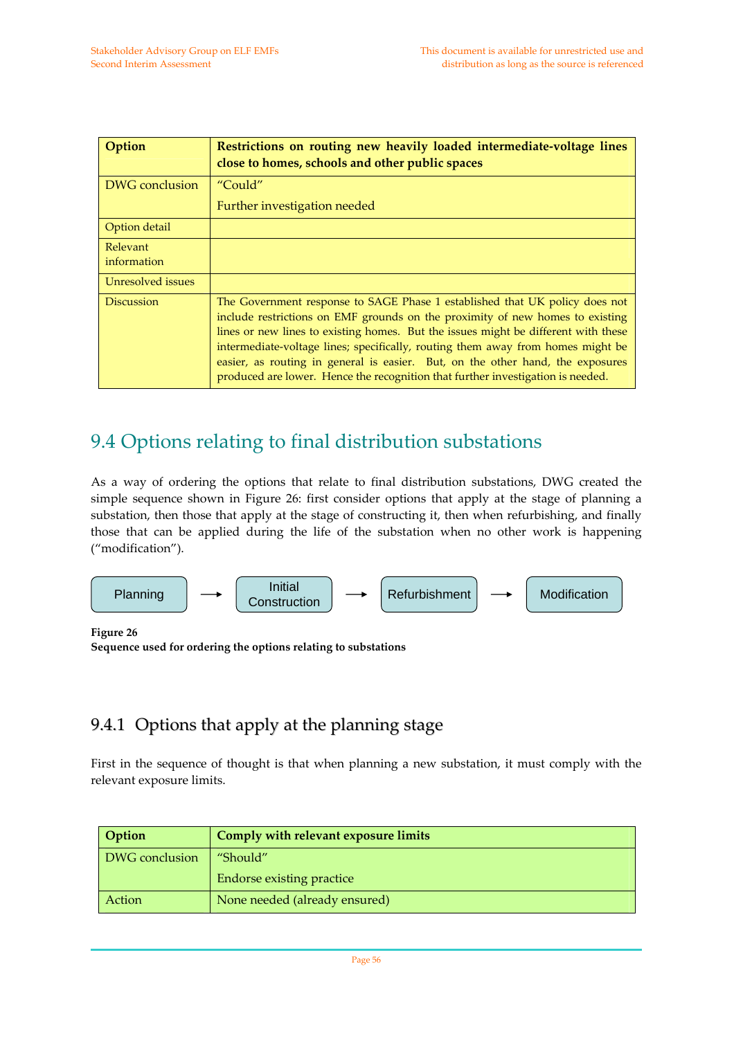| Option | Restrictions on routing new heavily loaded intermediate-voltage lines close to homes, schools and other public spaces |
|---|---|
| DWG conclusion | "Could"<br>Further investigation needed |
| Option detail | |
| Relevant information | |
| Unresolved issues | |
| Discussion | The Government response to SAGE Phase 1 established that UK policy does not include restrictions on EMF grounds on the proximity of new homes to existing lines or new lines to existing homes. But the issues might be different with these intermediate-voltage lines; specifically, routing them away from homes might be easier, as routing in general is easier. But, on the other hand, the exposures produced are lower. Hence the recognition that further investigation is needed. |

## 9.4 Options relating to final distribution substations

As a way of ordering the options that relate to final distribution substations, DWG created the simple sequence shown in Figure 26: first consider options that apply at the stage of planning a substation, then those that apply at the stage of constructing it, then when refurbishing, and finally those that can be applied during the life of the substation when no other work is happening ("modification").

Planning → Initial Construction → Refurbishment → Modification

**Figure 26**
**Sequence used for ordering the options relating to substations**

### 9.4.1 Options that apply at the planning stage

First in the sequence of thought is that when planning a new substation, it must comply with the relevant exposure limits.

| Option | Comply with relevant exposure limits |
|---|---|
| DWG conclusion | "Should"<br>Endorse existing practice |
| Action | None needed (already ensured) |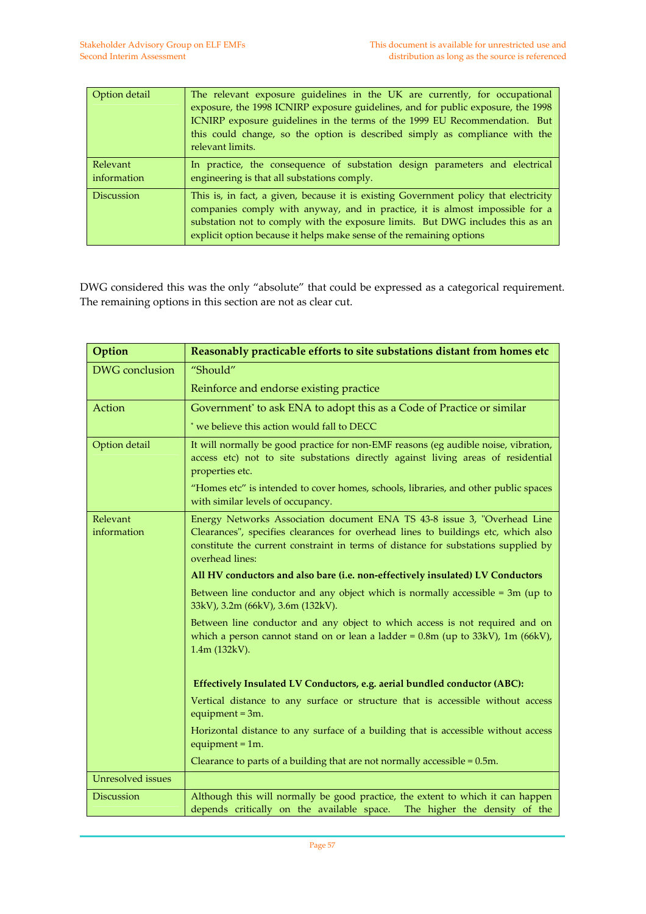| | |
|---|---|
| Option detail | The relevant exposure guidelines in the UK are currently, for occupational exposure, the 1998 ICNIRP exposure guidelines, and for public exposure, the 1998 ICNIRP exposure guidelines in the terms of the 1999 EU Recommendation. But this could change, so the option is described simply as compliance with the relevant limits. |
| Relevant information | In practice, the consequence of substation design parameters and electrical engineering is that all substations comply. |
| Discussion | This is, in fact, a given, because it is existing Government policy that electricity companies comply with anyway, and in practice, it is almost impossible for a substation not to comply with the exposure limits. But DWG includes this as an explicit option because it helps make sense of the remaining options |

DWG considered this was the only "absolute" that could be expressed as a categorical requirement. The remaining options in this section are not as clear cut.

| **Option** | **Reasonably practicable efforts to site substations distant from homes etc** |
|---|---|
| DWG conclusion | "Should"<br><br>Reinforce and endorse existing practice |
| Action | Government* to ask ENA to adopt this as a Code of Practice or similar<br><br>* we believe this action would fall to DECC |
| Option detail | It will normally be good practice for non-EMF reasons (eg audible noise, vibration, access etc) not to site substations directly against living areas of residential properties etc.<br><br>"Homes etc" is intended to cover homes, schools, libraries, and other public spaces with similar levels of occupancy. |
| Relevant information | Energy Networks Association document ENA TS 43-8 issue 3, "Overhead Line Clearances", specifies clearances for overhead lines to buildings etc, which also constitute the current constraint in terms of distance for substations supplied by overhead lines:<br><br>**All HV conductors and also bare (i.e. non-effectively insulated) LV Conductors**<br><br>Between line conductor and any object which is normally accessible = 3m (up to 33kV), 3.2m (66kV), 3.6m (132kV).<br><br>Between line conductor and any object to which access is not required and on which a person cannot stand on or lean a ladder = 0.8m (up to 33kV), 1m (66kV), 1.4m (132kV).<br><br>**Effectively Insulated LV Conductors, e.g. aerial bundled conductor (ABC):**<br><br>Vertical distance to any surface or structure that is accessible without access equipment = 3m.<br><br>Horizontal distance to any surface of a building that is accessible without access equipment = 1m.<br><br>Clearance to parts of a building that are not normally accessible = 0.5m. |
| Unresolved issues | |
| Discussion | Although this will normally be good practice, the extent to which it can happen depends critically on the available space. The higher the density of the |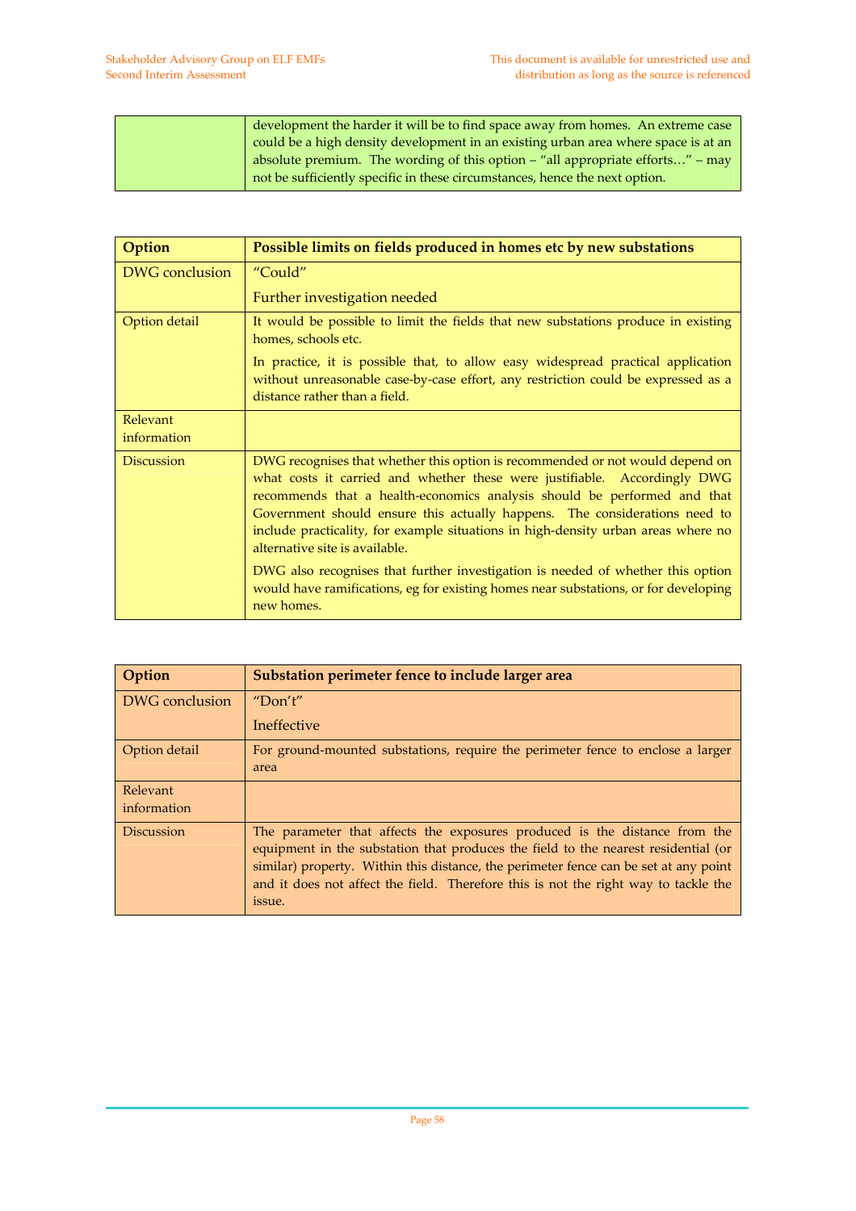|  | development the harder it will be to find space away from homes. An extreme case could be a high density development in an existing urban area where space is at an absolute premium. The wording of this option – "all appropriate efforts…" – may not be sufficiently specific in these circumstances, hence the next option. |
|---|---|

| **Option** | **Possible limits on fields produced in homes etc by new substations** |
|---|---|
| DWG conclusion | "Could"<br><br>Further investigation needed |
| Option detail | It would be possible to limit the fields that new substations produce in existing homes, schools etc.<br><br>In practice, it is possible that, to allow easy widespread practical application without unreasonable case-by-case effort, any restriction could be expressed as a distance rather than a field. |
| Relevant information |  |
| Discussion | DWG recognises that whether this option is recommended or not would depend on what costs it carried and whether these were justifiable. Accordingly DWG recommends that a health-economics analysis should be performed and that Government should ensure this actually happens. The considerations need to include practicality, for example situations in high-density urban areas where no alternative site is available.<br><br>DWG also recognises that further investigation is needed of whether this option would have ramifications, eg for existing homes near substations, or for developing new homes. |

| **Option** | **Substation perimeter fence to include larger area** |
|---|---|
| DWG conclusion | "Don't"<br><br>Ineffective |
| Option detail | For ground-mounted substations, require the perimeter fence to enclose a larger area |
| Relevant information |  |
| Discussion | The parameter that affects the exposures produced is the distance from the equipment in the substation that produces the field to the nearest residential (or similar) property. Within this distance, the perimeter fence can be set at any point and it does not affect the field. Therefore this is not the right way to tackle the issue. |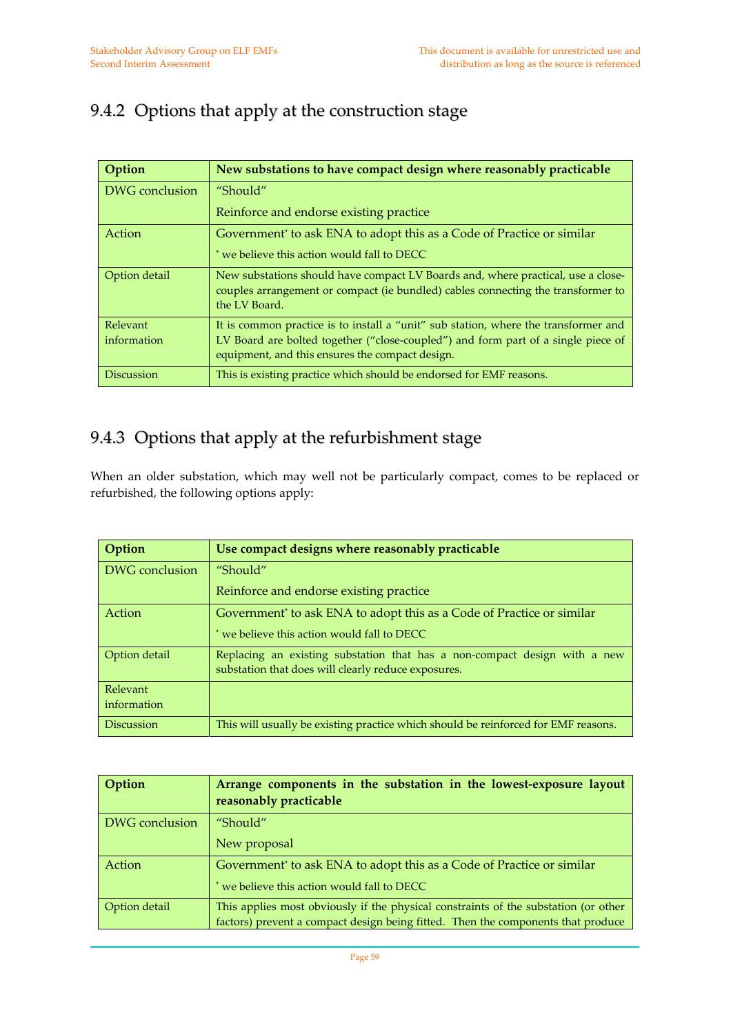### 9.4.2 Options that apply at the construction stage

| Option | New substations to have compact design where reasonably practicable |
|---|---|
| DWG conclusion | "Should"<br><br>Reinforce and endorse existing practice |
| Action | Government* to ask ENA to adopt this as a Code of Practice or similar<br><br>* we believe this action would fall to DECC |
| Option detail | New substations should have compact LV Boards and, where practical, use a close-couples arrangement or compact (ie bundled) cables connecting the transformer to the LV Board. |
| Relevant information | It is common practice is to install a "unit" sub station, where the transformer and LV Board are bolted together ("close-coupled") and form part of a single piece of equipment, and this ensures the compact design. |
| Discussion | This is existing practice which should be endorsed for EMF reasons. |

### 9.4.3 Options that apply at the refurbishment stage

When an older substation, which may well not be particularly compact, comes to be replaced or refurbished, the following options apply:

| Option | Use compact designs where reasonably practicable |
|---|---|
| DWG conclusion | "Should"<br><br>Reinforce and endorse existing practice |
| Action | Government* to ask ENA to adopt this as a Code of Practice or similar<br><br>* we believe this action would fall to DECC |
| Option detail | Replacing an existing substation that has a non-compact design with a new substation that does will clearly reduce exposures. |
| Relevant information | |
| Discussion | This will usually be existing practice which should be reinforced for EMF reasons. |

| Option | Arrange components in the substation in the lowest-exposure layout reasonably practicable |
|---|---|
| DWG conclusion | "Should"<br><br>New proposal |
| Action | Government* to ask ENA to adopt this as a Code of Practice or similar<br><br>* we believe this action would fall to DECC |
| Option detail | This applies most obviously if the physical constraints of the substation (or other factors) prevent a compact design being fitted. Then the components that produce |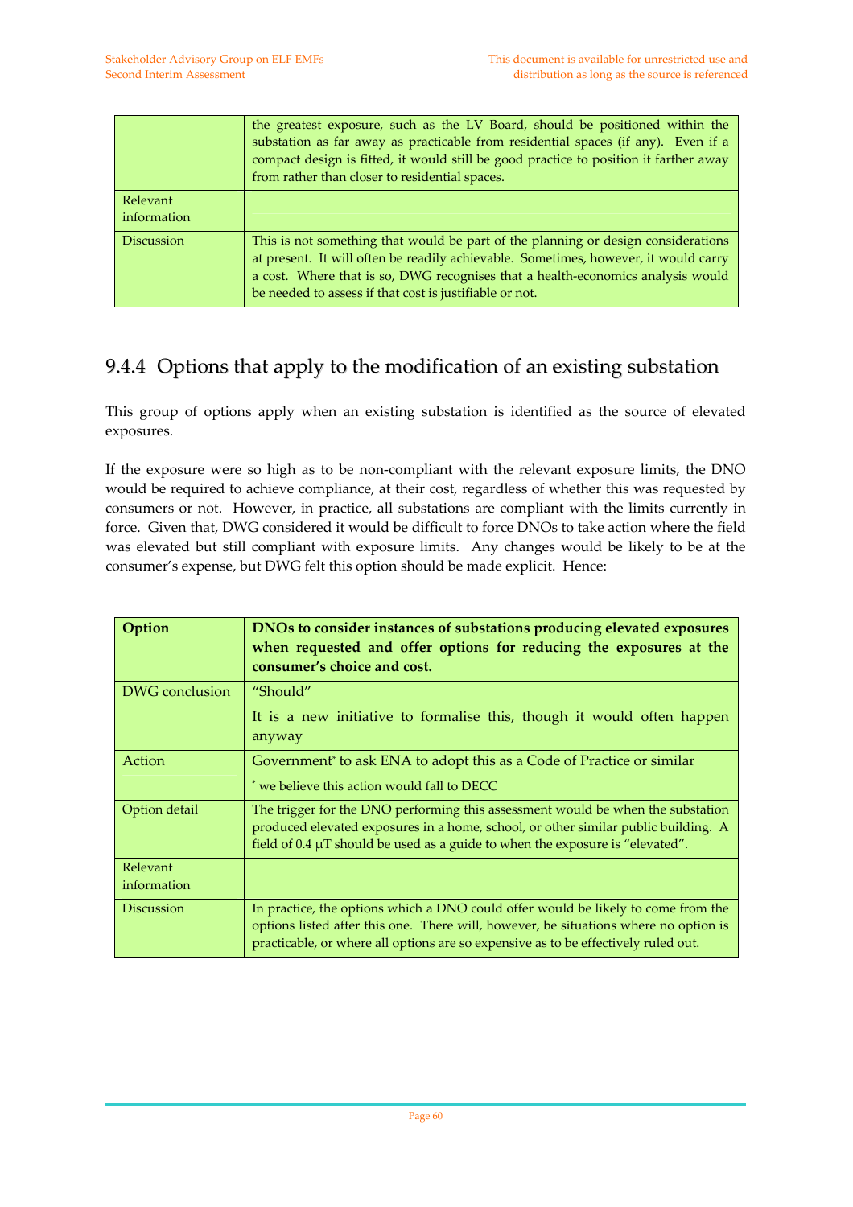|  |  |
|---|---|
|  | the greatest exposure, such as the LV Board, should be positioned within the substation as far away as practicable from residential spaces (if any). Even if a compact design is fitted, it would still be good practice to position it farther away from rather than closer to residential spaces. |
| Relevant information |  |
| Discussion | This is not something that would be part of the planning or design considerations at present. It will often be readily achievable. Sometimes, however, it would carry a cost. Where that is so, DWG recognises that a health-economics analysis would be needed to assess if that cost is justifiable or not. |

### 9.4.4 Options that apply to the modification of an existing substation

This group of options apply when an existing substation is identified as the source of elevated exposures.

If the exposure were so high as to be non-compliant with the relevant exposure limits, the DNO would be required to achieve compliance, at their cost, regardless of whether this was requested by consumers or not. However, in practice, all substations are compliant with the limits currently in force. Given that, DWG considered it would be difficult to force DNOs to take action where the field was elevated but still compliant with exposure limits. Any changes would be likely to be at the consumer's expense, but DWG felt this option should be made explicit. Hence:

| **Option** | **DNOs to consider instances of substations producing elevated exposures when requested and offer options for reducing the exposures at the consumer's choice and cost.** |
|---|---|
| DWG conclusion | "Should"<br><br>It is a new initiative to formalise this, though it would often happen anyway |
| Action | Government* to ask ENA to adopt this as a Code of Practice or similar<br><br>* we believe this action would fall to DECC |
| Option detail | The trigger for the DNO performing this assessment would be when the substation produced elevated exposures in a home, school, or other similar public building. A field of 0.4 μT should be used as a guide to when the exposure is "elevated". |
| Relevant information |  |
| Discussion | In practice, the options which a DNO could offer would be likely to come from the options listed after this one. There will, however, be situations where no option is practicable, or where all options are so expensive as to be effectively ruled out. |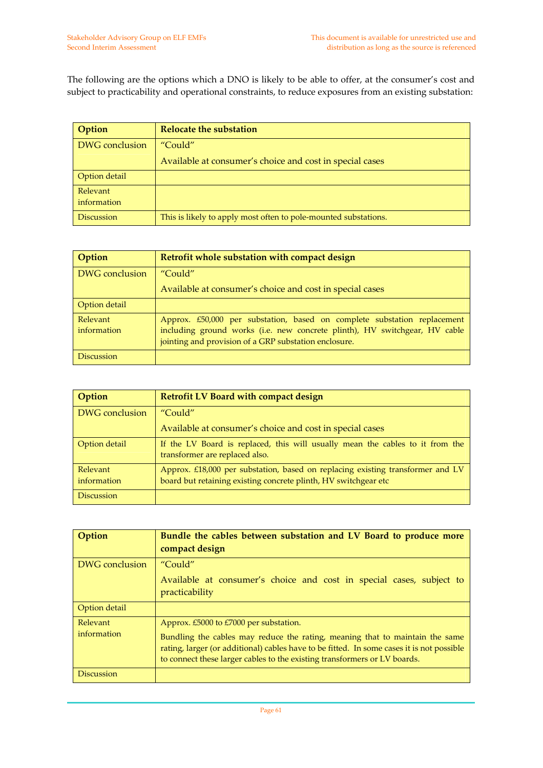The following are the options which a DNO is likely to be able to offer, at the consumer's cost and subject to practicability and operational constraints, to reduce exposures from an existing substation:

| Option | Relocate the substation |
|---|---|
| DWG conclusion | "Could"<br>Available at consumer's choice and cost in special cases |
| Option detail | |
| Relevant information | |
| Discussion | This is likely to apply most often to pole-mounted substations. |

| Option | Retrofit whole substation with compact design |
|---|---|
| DWG conclusion | "Could"<br>Available at consumer's choice and cost in special cases |
| Option detail | |
| Relevant information | Approx. £50,000 per substation, based on complete substation replacement including ground works (i.e. new concrete plinth), HV switchgear, HV cable jointing and provision of a GRP substation enclosure. |
| Discussion | |

| Option | Retrofit LV Board with compact design |
|---|---|
| DWG conclusion | "Could"<br>Available at consumer's choice and cost in special cases |
| Option detail | If the LV Board is replaced, this will usually mean the cables to it from the transformer are replaced also. |
| Relevant information | Approx. £18,000 per substation, based on replacing existing transformer and LV board but retaining existing concrete plinth, HV switchgear etc |
| Discussion | |

| Option | Bundle the cables between substation and LV Board to produce more compact design |
|---|---|
| DWG conclusion | "Could"<br>Available at consumer's choice and cost in special cases, subject to practicability |
| Option detail | |
| Relevant information | Approx. £5000 to £7000 per substation.<br>Bundling the cables may reduce the rating, meaning that to maintain the same rating, larger (or additional) cables have to be fitted. In some cases it is not possible to connect these larger cables to the existing transformers or LV boards. |
| Discussion | |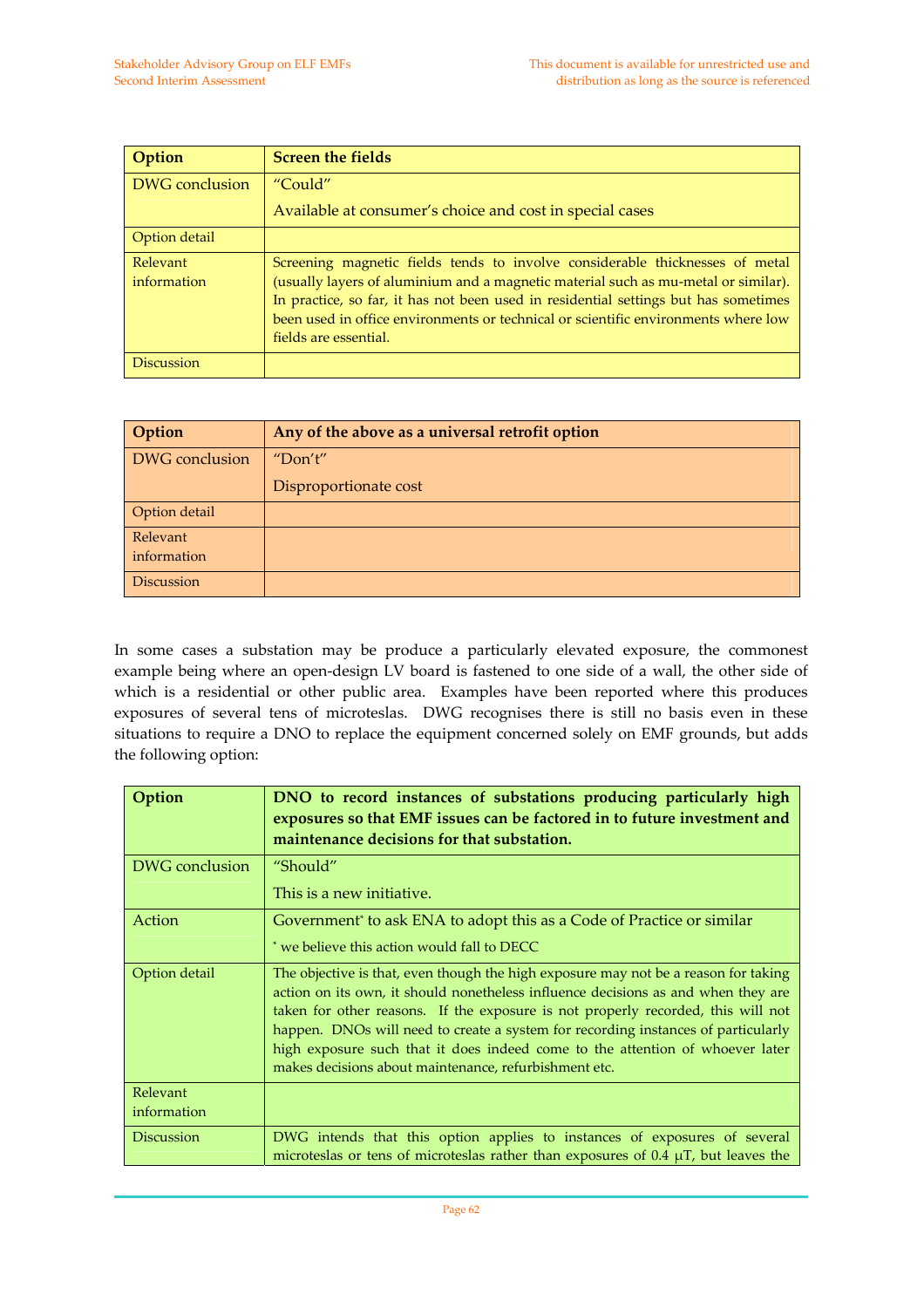| Option | Screen the fields |
|---|---|
| DWG conclusion | "Could"<br>Available at consumer's choice and cost in special cases |
| Option detail | |
| Relevant information | Screening magnetic fields tends to involve considerable thicknesses of metal (usually layers of aluminium and a magnetic material such as mu-metal or similar). In practice, so far, it has not been used in residential settings but has sometimes been used in office environments or technical or scientific environments where low fields are essential. |
| Discussion | |

| Option | Any of the above as a universal retrofit option |
|---|---|
| DWG conclusion | "Don't"<br>Disproportionate cost |
| Option detail | |
| Relevant information | |
| Discussion | |

In some cases a substation may be produce a particularly elevated exposure, the commonest example being where an open-design LV board is fastened to one side of a wall, the other side of which is a residential or other public area. Examples have been reported where this produces exposures of several tens of microteslas. DWG recognises there is still no basis even in these situations to require a DNO to replace the equipment concerned solely on EMF grounds, but adds the following option:

| Option | DNO to record instances of substations producing particularly high exposures so that EMF issues can be factored in to future investment and maintenance decisions for that substation. |
|---|---|
| DWG conclusion | "Should"<br>This is a new initiative. |
| Action | Government* to ask ENA to adopt this as a Code of Practice or similar<br>* we believe this action would fall to DECC |
| Option detail | The objective is that, even though the high exposure may not be a reason for taking action on its own, it should nonetheless influence decisions as and when they are taken for other reasons. If the exposure is not properly recorded, this will not happen. DNOs will need to create a system for recording instances of particularly high exposure such that it does indeed come to the attention of whoever later makes decisions about maintenance, refurbishment etc. |
| Relevant information | |
| Discussion | DWG intends that this option applies to instances of exposures of several microteslas or tens of microteslas rather than exposures of 0.4 μT, but leaves the |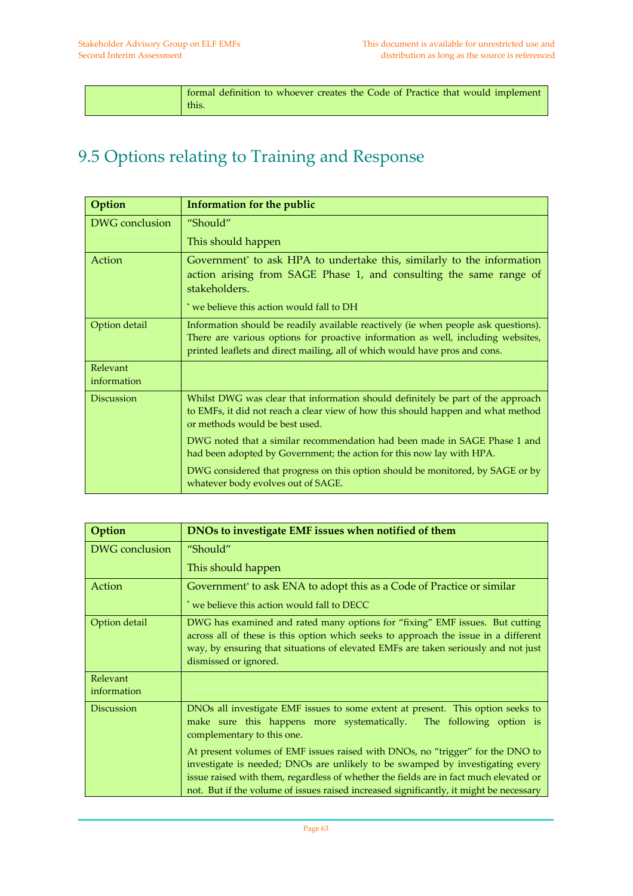| | formal definition to whoever creates the Code of Practice that would implement this. |
|---|---|

## 9.5 Options relating to Training and Response

| Option | Information for the public |
|---|---|
| DWG conclusion | "Should"<br><br>This should happen |
| Action | Government* to ask HPA to undertake this, similarly to the information action arising from SAGE Phase 1, and consulting the same range of stakeholders.<br><br>* we believe this action would fall to DH |
| Option detail | Information should be readily available reactively (ie when people ask questions). There are various options for proactive information as well, including websites, printed leaflets and direct mailing, all of which would have pros and cons. |
| Relevant information | |
| Discussion | Whilst DWG was clear that information should definitely be part of the approach to EMFs, it did not reach a clear view of how this should happen and what method or methods would be best used.<br><br>DWG noted that a similar recommendation had been made in SAGE Phase 1 and had been adopted by Government; the action for this now lay with HPA.<br><br>DWG considered that progress on this option should be monitored, by SAGE or by whatever body evolves out of SAGE. |

| Option | DNOs to investigate EMF issues when notified of them |
|---|---|
| DWG conclusion | "Should"<br><br>This should happen |
| Action | Government* to ask ENA to adopt this as a Code of Practice or similar<br><br>* we believe this action would fall to DECC |
| Option detail | DWG has examined and rated many options for "fixing" EMF issues. But cutting across all of these is this option which seeks to approach the issue in a different way, by ensuring that situations of elevated EMFs are taken seriously and not just dismissed or ignored. |
| Relevant information | |
| Discussion | DNOs all investigate EMF issues to some extent at present. This option seeks to make sure this happens more systematically. The following option is complementary to this one.<br><br>At present volumes of EMF issues raised with DNOs, no "trigger" for the DNO to investigate is needed; DNOs are unlikely to be swamped by investigating every issue raised with them, regardless of whether the fields are in fact much elevated or not. But if the volume of issues raised increased significantly, it might be necessary |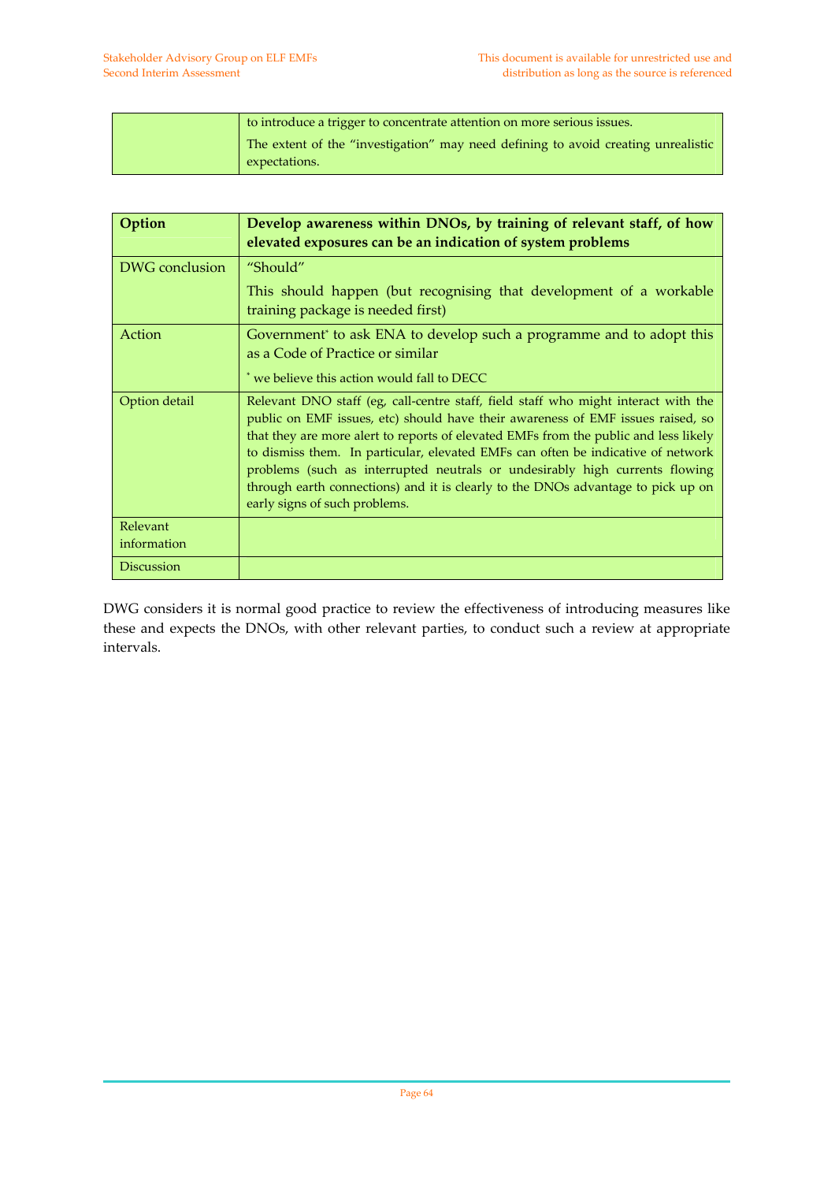| | |
|---|---|
| | to introduce a trigger to concentrate attention on more serious issues.<br>The extent of the "investigation" may need defining to avoid creating unrealistic expectations. |

| **Option** | **Develop awareness within DNOs, by training of relevant staff, of how elevated exposures can be an indication of system problems** |
|---|---|
| DWG conclusion | "Should"<br>This should happen (but recognising that development of a workable training package is needed first) |
| Action | Government* to ask ENA to develop such a programme and to adopt this as a Code of Practice or similar<br>* we believe this action would fall to DECC |
| Option detail | Relevant DNO staff (eg, call-centre staff, field staff who might interact with the public on EMF issues, etc) should have their awareness of EMF issues raised, so that they are more alert to reports of elevated EMFs from the public and less likely to dismiss them. In particular, elevated EMFs can often be indicative of network problems (such as interrupted neutrals or undesirably high currents flowing through earth connections) and it is clearly to the DNOs advantage to pick up on early signs of such problems. |
| Relevant information | |
| Discussion | |

DWG considers it is normal good practice to review the effectiveness of introducing measures like these and expects the DNOs, with other relevant parties, to conduct such a review at appropriate intervals.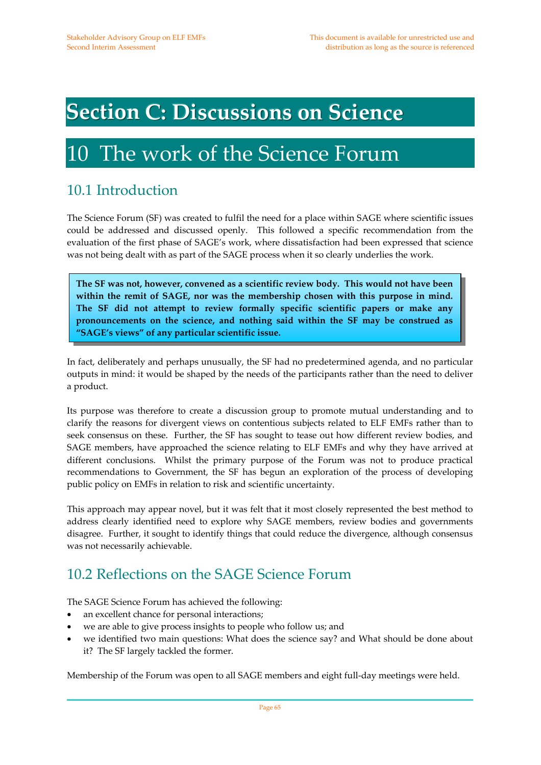# Section C: Discussions on Science

# 10 The work of the Science Forum

## 10.1 Introduction

The Science Forum (SF) was created to fulfil the need for a place within SAGE where scientific issues could be addressed and discussed openly. This followed a specific recommendation from the evaluation of the first phase of SAGE's work, where dissatisfaction had been expressed that science was not being dealt with as part of the SAGE process when it so clearly underlies the work.

**The SF was not, however, convened as a scientific review body. This would not have been within the remit of SAGE, nor was the membership chosen with this purpose in mind. The SF did not attempt to review formally specific scientific papers or make any pronouncements on the science, and nothing said within the SF may be construed as "SAGE's views" of any particular scientific issue.**

In fact, deliberately and perhaps unusually, the SF had no predetermined agenda, and no particular outputs in mind: it would be shaped by the needs of the participants rather than the need to deliver a product.

Its purpose was therefore to create a discussion group to promote mutual understanding and to clarify the reasons for divergent views on contentious subjects related to ELF EMFs rather than to seek consensus on these. Further, the SF has sought to tease out how different review bodies, and SAGE members, have approached the science relating to ELF EMFs and why they have arrived at different conclusions. Whilst the primary purpose of the Forum was not to produce practical recommendations to Government, the SF has begun an exploration of the process of developing public policy on EMFs in relation to risk and scientific uncertainty.

This approach may appear novel, but it was felt that it most closely represented the best method to address clearly identified need to explore why SAGE members, review bodies and governments disagree. Further, it sought to identify things that could reduce the divergence, although consensus was not necessarily achievable.

## 10.2 Reflections on the SAGE Science Forum

The SAGE Science Forum has achieved the following:

- an excellent chance for personal interactions;
- we are able to give process insights to people who follow us; and
- we identified two main questions: What does the science say? and What should be done about it? The SF largely tackled the former.

Membership of the Forum was open to all SAGE members and eight full-day meetings were held.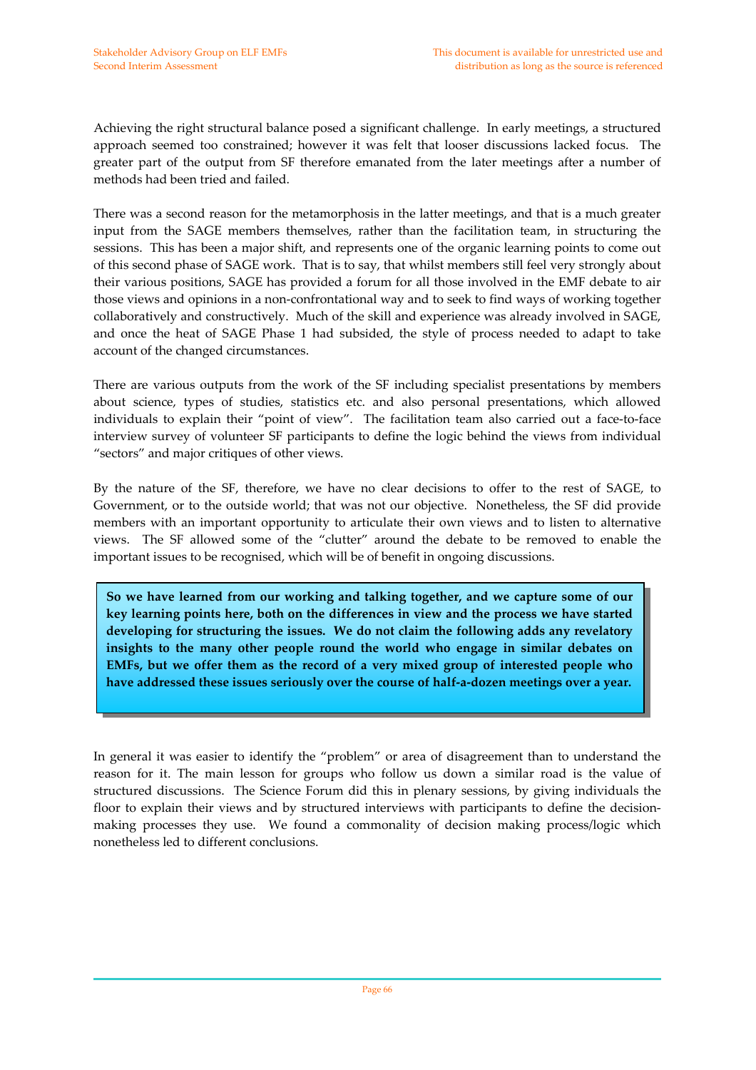Achieving the right structural balance posed a significant challenge. In early meetings, a structured approach seemed too constrained; however it was felt that looser discussions lacked focus. The greater part of the output from SF therefore emanated from the later meetings after a number of methods had been tried and failed.

There was a second reason for the metamorphosis in the latter meetings, and that is a much greater input from the SAGE members themselves, rather than the facilitation team, in structuring the sessions. This has been a major shift, and represents one of the organic learning points to come out of this second phase of SAGE work. That is to say, that whilst members still feel very strongly about their various positions, SAGE has provided a forum for all those involved in the EMF debate to air those views and opinions in a non-confrontational way and to seek to find ways of working together collaboratively and constructively. Much of the skill and experience was already involved in SAGE, and once the heat of SAGE Phase 1 had subsided, the style of process needed to adapt to take account of the changed circumstances.

There are various outputs from the work of the SF including specialist presentations by members about science, types of studies, statistics etc. and also personal presentations, which allowed individuals to explain their "point of view". The facilitation team also carried out a face-to-face interview survey of volunteer SF participants to define the logic behind the views from individual "sectors" and major critiques of other views.

By the nature of the SF, therefore, we have no clear decisions to offer to the rest of SAGE, to Government, or to the outside world; that was not our objective. Nonetheless, the SF did provide members with an important opportunity to articulate their own views and to listen to alternative views. The SF allowed some of the "clutter" around the debate to be removed to enable the important issues to be recognised, which will be of benefit in ongoing discussions.

**So we have learned from our working and talking together, and we capture some of our key learning points here, both on the differences in view and the process we have started developing for structuring the issues. We do not claim the following adds any revelatory insights to the many other people round the world who engage in similar debates on EMFs, but we offer them as the record of a very mixed group of interested people who have addressed these issues seriously over the course of half-a-dozen meetings over a year.**

In general it was easier to identify the "problem" or area of disagreement than to understand the reason for it. The main lesson for groups who follow us down a similar road is the value of structured discussions. The Science Forum did this in plenary sessions, by giving individuals the floor to explain their views and by structured interviews with participants to define the decision-making processes they use. We found a commonality of decision making process/logic which nonetheless led to different conclusions.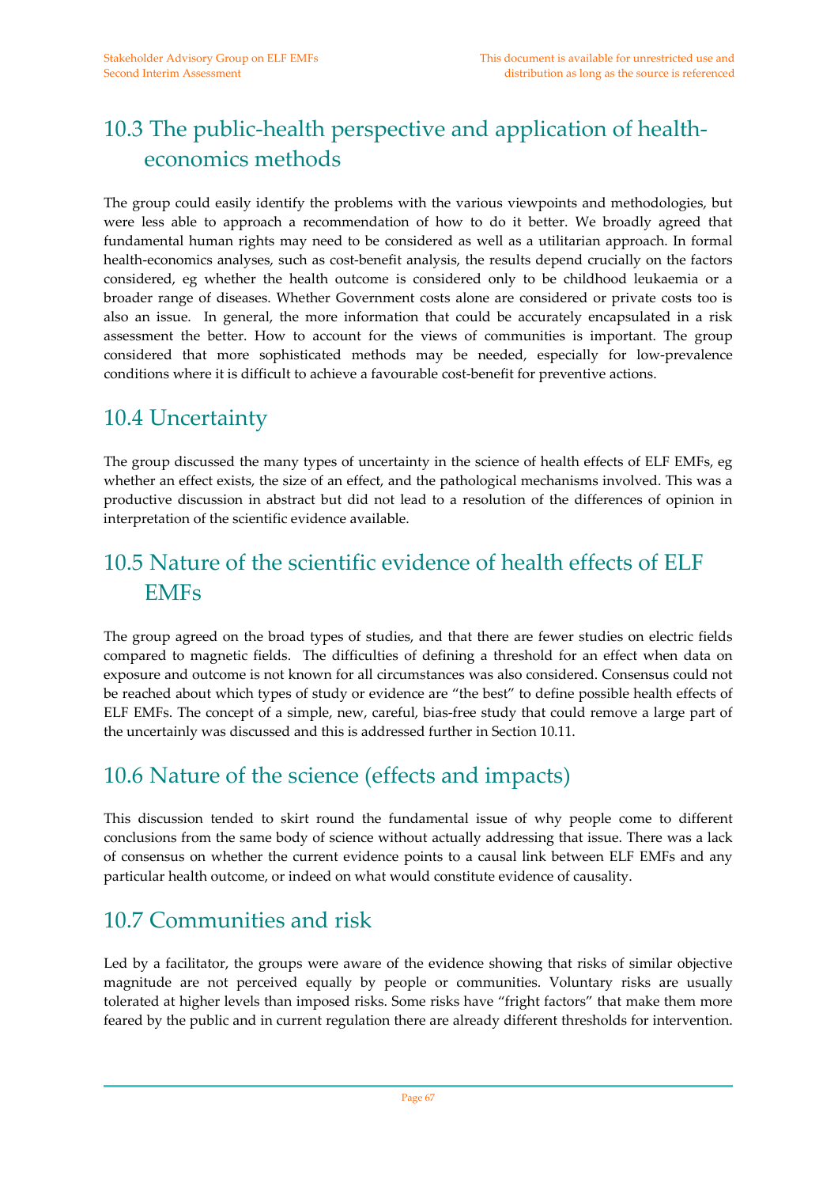## 10.3 The public-health perspective and application of health-economics methods

The group could easily identify the problems with the various viewpoints and methodologies, but were less able to approach a recommendation of how to do it better. We broadly agreed that fundamental human rights may need to be considered as well as a utilitarian approach. In formal health-economics analyses, such as cost-benefit analysis, the results depend crucially on the factors considered, eg whether the health outcome is considered only to be childhood leukaemia or a broader range of diseases. Whether Government costs alone are considered or private costs too is also an issue. In general, the more information that could be accurately encapsulated in a risk assessment the better. How to account for the views of communities is important. The group considered that more sophisticated methods may be needed, especially for low-prevalence conditions where it is difficult to achieve a favourable cost-benefit for preventive actions.

## 10.4 Uncertainty

The group discussed the many types of uncertainty in the science of health effects of ELF EMFs, eg whether an effect exists, the size of an effect, and the pathological mechanisms involved. This was a productive discussion in abstract but did not lead to a resolution of the differences of opinion in interpretation of the scientific evidence available.

## 10.5 Nature of the scientific evidence of health effects of ELF EMFs

The group agreed on the broad types of studies, and that there are fewer studies on electric fields compared to magnetic fields. The difficulties of defining a threshold for an effect when data on exposure and outcome is not known for all circumstances was also considered. Consensus could not be reached about which types of study or evidence are "the best" to define possible health effects of ELF EMFs. The concept of a simple, new, careful, bias-free study that could remove a large part of the uncertainly was discussed and this is addressed further in Section 10.11.

## 10.6 Nature of the science (effects and impacts)

This discussion tended to skirt round the fundamental issue of why people come to different conclusions from the same body of science without actually addressing that issue. There was a lack of consensus on whether the current evidence points to a causal link between ELF EMFs and any particular health outcome, or indeed on what would constitute evidence of causality.

## 10.7 Communities and risk

Led by a facilitator, the groups were aware of the evidence showing that risks of similar objective magnitude are not perceived equally by people or communities. Voluntary risks are usually tolerated at higher levels than imposed risks. Some risks have "fright factors" that make them more feared by the public and in current regulation there are already different thresholds for intervention.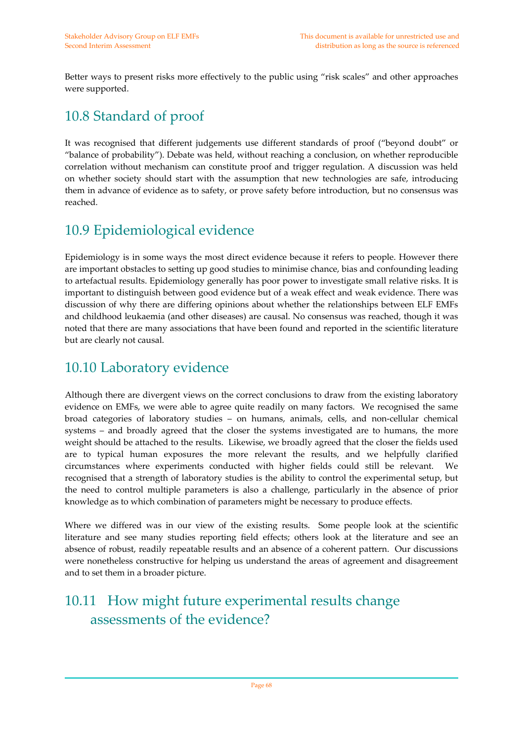Better ways to present risks more effectively to the public using “risk scales” and other approaches were supported.

## 10.8 Standard of proof

It was recognised that different judgements use different standards of proof (“beyond doubt” or “balance of probability”). Debate was held, without reaching a conclusion, on whether reproducible correlation without mechanism can constitute proof and trigger regulation. A discussion was held on whether society should start with the assumption that new technologies are safe, introducing them in advance of evidence as to safety, or prove safety before introduction, but no consensus was reached.

## 10.9 Epidemiological evidence

Epidemiology is in some ways the most direct evidence because it refers to people. However there are important obstacles to setting up good studies to minimise chance, bias and confounding leading to artefactual results. Epidemiology generally has poor power to investigate small relative risks. It is important to distinguish between good evidence but of a weak effect and weak evidence. There was discussion of why there are differing opinions about whether the relationships between ELF EMFs and childhood leukaemia (and other diseases) are causal. No consensus was reached, though it was noted that there are many associations that have been found and reported in the scientific literature but are clearly not causal.

## 10.10 Laboratory evidence

Although there are divergent views on the correct conclusions to draw from the existing laboratory evidence on EMFs, we were able to agree quite readily on many factors. We recognised the same broad categories of laboratory studies – on humans, animals, cells, and non-cellular chemical systems – and broadly agreed that the closer the systems investigated are to humans, the more weight should be attached to the results. Likewise, we broadly agreed that the closer the fields used are to typical human exposures the more relevant the results, and we helpfully clarified circumstances where experiments conducted with higher fields could still be relevant. We recognised that a strength of laboratory studies is the ability to control the experimental setup, but the need to control multiple parameters is also a challenge, particularly in the absence of prior knowledge as to which combination of parameters might be necessary to produce effects.

Where we differed was in our view of the existing results. Some people look at the scientific literature and see many studies reporting field effects; others look at the literature and see an absence of robust, readily repeatable results and an absence of a coherent pattern. Our discussions were nonetheless constructive for helping us understand the areas of agreement and disagreement and to set them in a broader picture.

## 10.11 How might future experimental results change assessments of the evidence?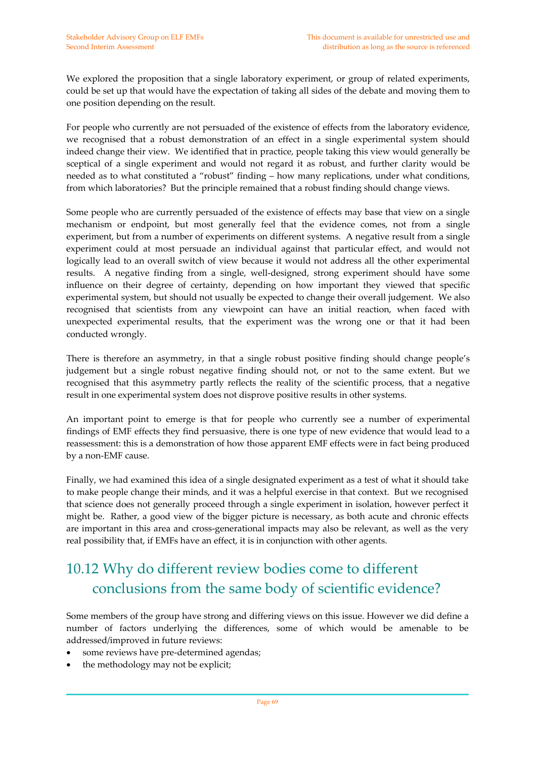We explored the proposition that a single laboratory experiment, or group of related experiments, could be set up that would have the expectation of taking all sides of the debate and moving them to one position depending on the result.

For people who currently are not persuaded of the existence of effects from the laboratory evidence, we recognised that a robust demonstration of an effect in a single experimental system should indeed change their view. We identified that in practice, people taking this view would generally be sceptical of a single experiment and would not regard it as robust, and further clarity would be needed as to what constituted a "robust" finding – how many replications, under what conditions, from which laboratories? But the principle remained that a robust finding should change views.

Some people who are currently persuaded of the existence of effects may base that view on a single mechanism or endpoint, but most generally feel that the evidence comes, not from a single experiment, but from a number of experiments on different systems. A negative result from a single experiment could at most persuade an individual against that particular effect, and would not logically lead to an overall switch of view because it would not address all the other experimental results. A negative finding from a single, well-designed, strong experiment should have some influence on their degree of certainty, depending on how important they viewed that specific experimental system, but should not usually be expected to change their overall judgement. We also recognised that scientists from any viewpoint can have an initial reaction, when faced with unexpected experimental results, that the experiment was the wrong one or that it had been conducted wrongly.

There is therefore an asymmetry, in that a single robust positive finding should change people's judgement but a single robust negative finding should not, or not to the same extent. But we recognised that this asymmetry partly reflects the reality of the scientific process, that a negative result in one experimental system does not disprove positive results in other systems.

An important point to emerge is that for people who currently see a number of experimental findings of EMF effects they find persuasive, there is one type of new evidence that would lead to a reassessment: this is a demonstration of how those apparent EMF effects were in fact being produced by a non-EMF cause.

Finally, we had examined this idea of a single designated experiment as a test of what it should take to make people change their minds, and it was a helpful exercise in that context. But we recognised that science does not generally proceed through a single experiment in isolation, however perfect it might be. Rather, a good view of the bigger picture is necessary, as both acute and chronic effects are important in this area and cross-generational impacts may also be relevant, as well as the very real possibility that, if EMFs have an effect, it is in conjunction with other agents.

## 10.12 Why do different review bodies come to different conclusions from the same body of scientific evidence?

Some members of the group have strong and differing views on this issue. However we did define a number of factors underlying the differences, some of which would be amenable to be addressed/improved in future reviews:

- some reviews have pre-determined agendas;
- the methodology may not be explicit;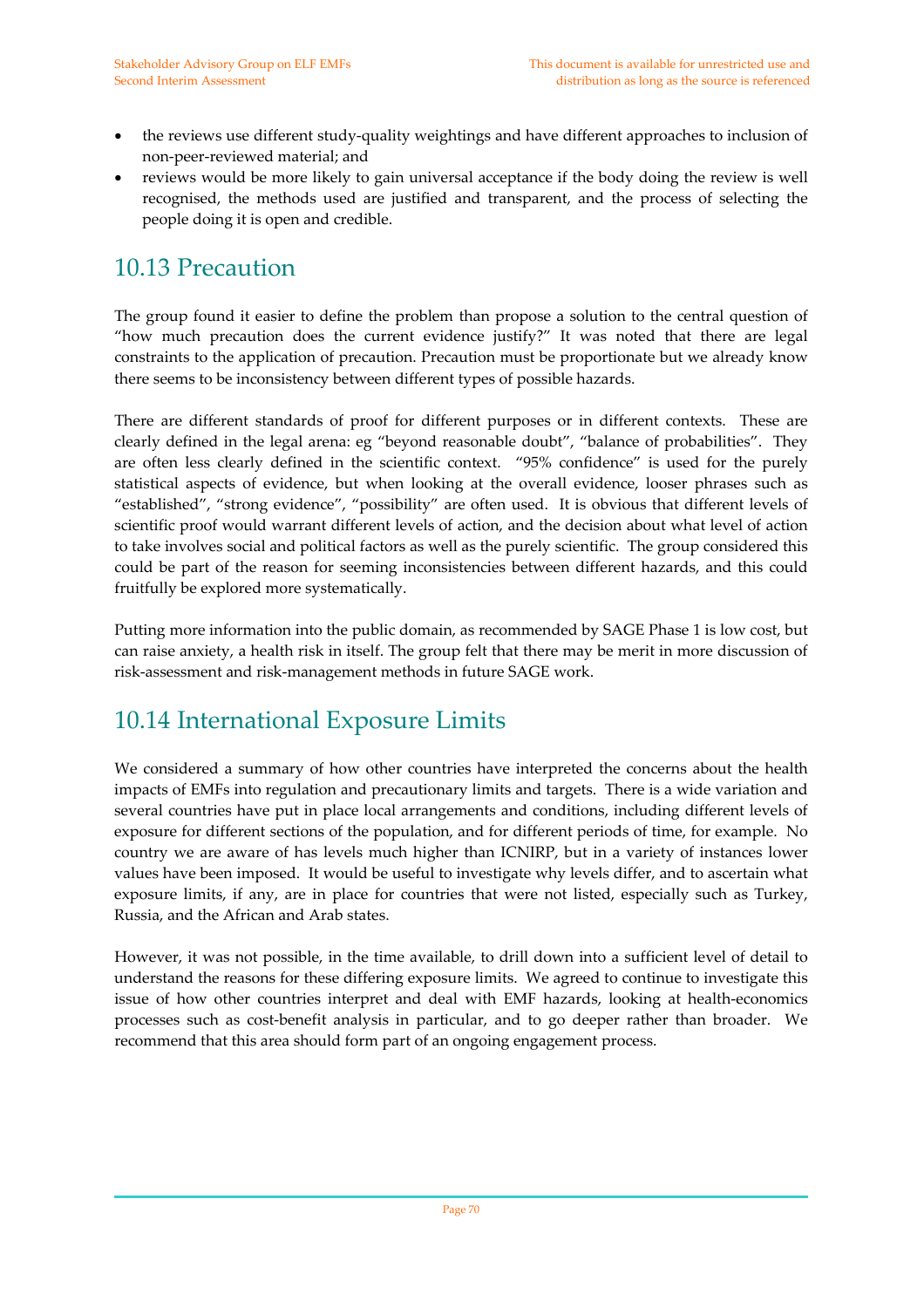- the reviews use different study-quality weightings and have different approaches to inclusion of non-peer-reviewed material; and
- reviews would be more likely to gain universal acceptance if the body doing the review is well recognised, the methods used are justified and transparent, and the process of selecting the people doing it is open and credible.

## 10.13 Precaution

The group found it easier to define the problem than propose a solution to the central question of "how much precaution does the current evidence justify?" It was noted that there are legal constraints to the application of precaution. Precaution must be proportionate but we already know there seems to be inconsistency between different types of possible hazards.

There are different standards of proof for different purposes or in different contexts. These are clearly defined in the legal arena: eg "beyond reasonable doubt", "balance of probabilities". They are often less clearly defined in the scientific context. "95% confidence" is used for the purely statistical aspects of evidence, but when looking at the overall evidence, looser phrases such as "established", "strong evidence", "possibility" are often used. It is obvious that different levels of scientific proof would warrant different levels of action, and the decision about what level of action to take involves social and political factors as well as the purely scientific. The group considered this could be part of the reason for seeming inconsistencies between different hazards, and this could fruitfully be explored more systematically.

Putting more information into the public domain, as recommended by SAGE Phase 1 is low cost, but can raise anxiety, a health risk in itself. The group felt that there may be merit in more discussion of risk-assessment and risk-management methods in future SAGE work.

## 10.14 International Exposure Limits

We considered a summary of how other countries have interpreted the concerns about the health impacts of EMFs into regulation and precautionary limits and targets. There is a wide variation and several countries have put in place local arrangements and conditions, including different levels of exposure for different sections of the population, and for different periods of time, for example. No country we are aware of has levels much higher than ICNIRP, but in a variety of instances lower values have been imposed. It would be useful to investigate why levels differ, and to ascertain what exposure limits, if any, are in place for countries that were not listed, especially such as Turkey, Russia, and the African and Arab states.

However, it was not possible, in the time available, to drill down into a sufficient level of detail to understand the reasons for these differing exposure limits. We agreed to continue to investigate this issue of how other countries interpret and deal with EMF hazards, looking at health-economics processes such as cost-benefit analysis in particular, and to go deeper rather than broader. We recommend that this area should form part of an ongoing engagement process.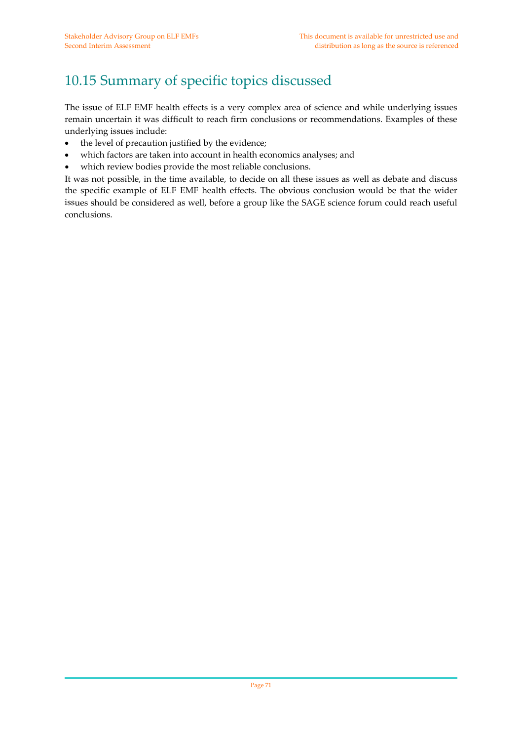## 10.15 Summary of specific topics discussed

The issue of ELF EMF health effects is a very complex area of science and while underlying issues remain uncertain it was difficult to reach firm conclusions or recommendations. Examples of these underlying issues include:

- the level of precaution justified by the evidence;
- which factors are taken into account in health economics analyses; and
- which review bodies provide the most reliable conclusions.

It was not possible, in the time available, to decide on all these issues as well as debate and discuss the specific example of ELF EMF health effects. The obvious conclusion would be that the wider issues should be considered as well, before a group like the SAGE science forum could reach useful conclusions.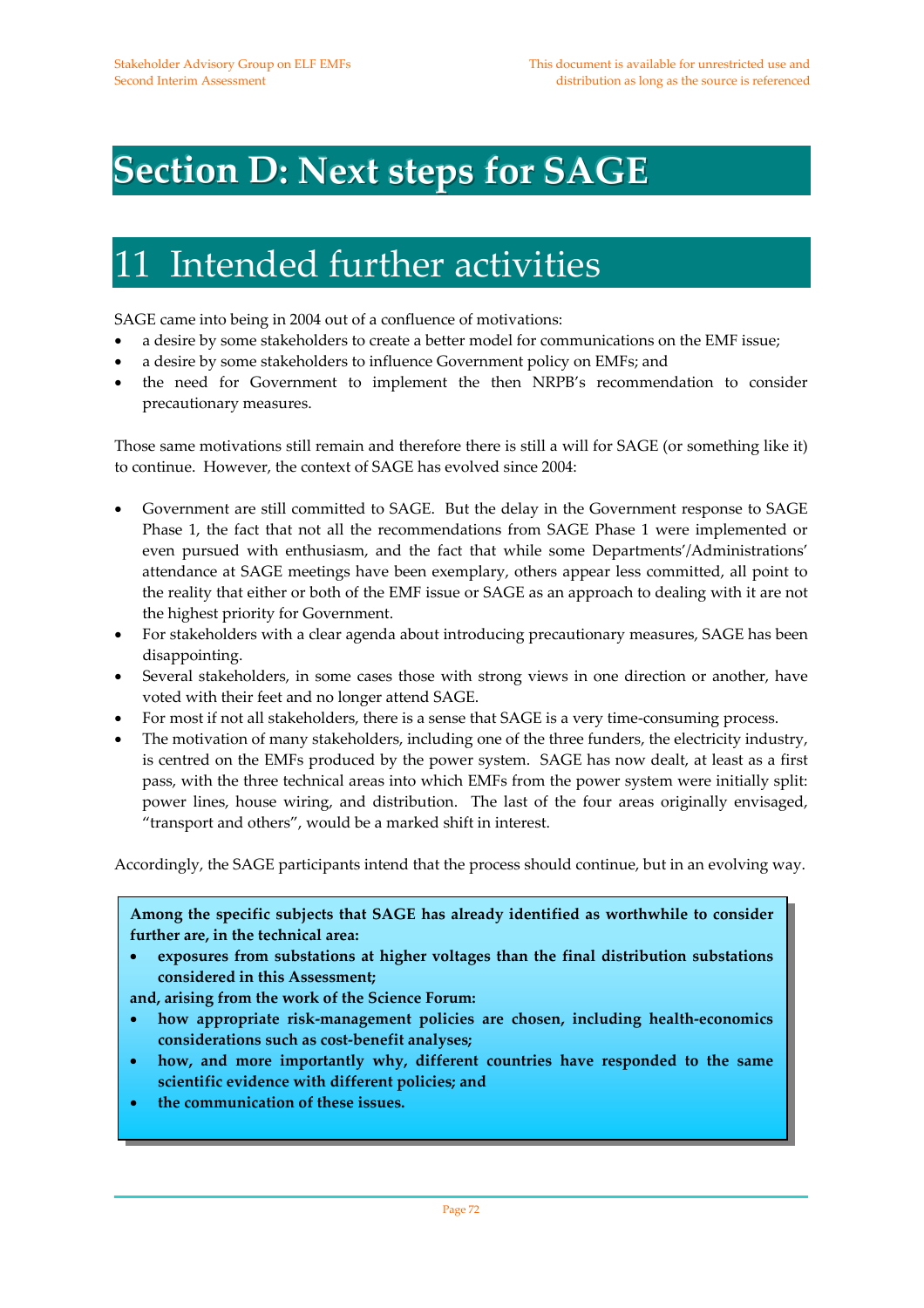# Section D: Next steps for SAGE

# 11 Intended further activities

SAGE came into being in 2004 out of a confluence of motivations:

- a desire by some stakeholders to create a better model for communications on the EMF issue;
- a desire by some stakeholders to influence Government policy on EMFs; and
- the need for Government to implement the then NRPB's recommendation to consider precautionary measures.

Those same motivations still remain and therefore there is still a will for SAGE (or something like it) to continue. However, the context of SAGE has evolved since 2004:

- Government are still committed to SAGE. But the delay in the Government response to SAGE Phase 1, the fact that not all the recommendations from SAGE Phase 1 were implemented or even pursued with enthusiasm, and the fact that while some Departments'/Administrations' attendance at SAGE meetings have been exemplary, others appear less committed, all point to the reality that either or both of the EMF issue or SAGE as an approach to dealing with it are not the highest priority for Government.
- For stakeholders with a clear agenda about introducing precautionary measures, SAGE has been disappointing.
- Several stakeholders, in some cases those with strong views in one direction or another, have voted with their feet and no longer attend SAGE.
- For most if not all stakeholders, there is a sense that SAGE is a very time-consuming process.
- The motivation of many stakeholders, including one of the three funders, the electricity industry, is centred on the EMFs produced by the power system. SAGE has now dealt, at least as a first pass, with the three technical areas into which EMFs from the power system were initially split: power lines, house wiring, and distribution. The last of the four areas originally envisaged, "transport and others", would be a marked shift in interest.

Accordingly, the SAGE participants intend that the process should continue, but in an evolving way.

**Among the specific subjects that SAGE has already identified as worthwhile to consider further are, in the technical area:**

- **exposures from substations at higher voltages than the final distribution substations considered in this Assessment;**

**and, arising from the work of the Science Forum:**

- **how appropriate risk-management policies are chosen, including health-economics considerations such as cost-benefit analyses;**
- **how, and more importantly why, different countries have responded to the same scientific evidence with different policies; and**
- **the communication of these issues.**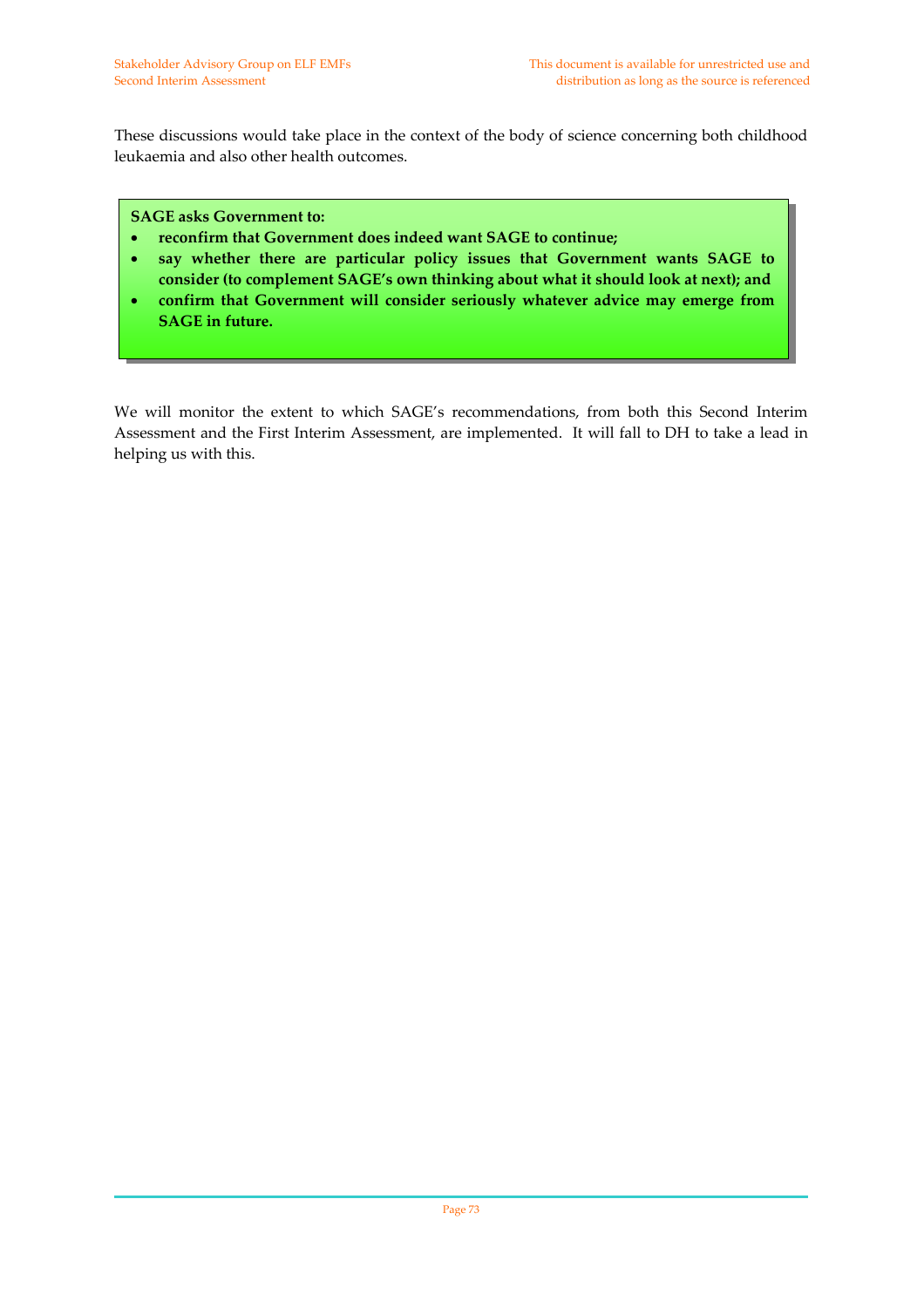These discussions would take place in the context of the body of science concerning both childhood leukaemia and also other health outcomes.

**SAGE asks Government to:**

- **reconfirm that Government does indeed want SAGE to continue;**
- **say whether there are particular policy issues that Government wants SAGE to consider (to complement SAGE's own thinking about what it should look at next); and**
- **confirm that Government will consider seriously whatever advice may emerge from SAGE in future.**

We will monitor the extent to which SAGE's recommendations, from both this Second Interim Assessment and the First Interim Assessment, are implemented. It will fall to DH to take a lead in helping us with this.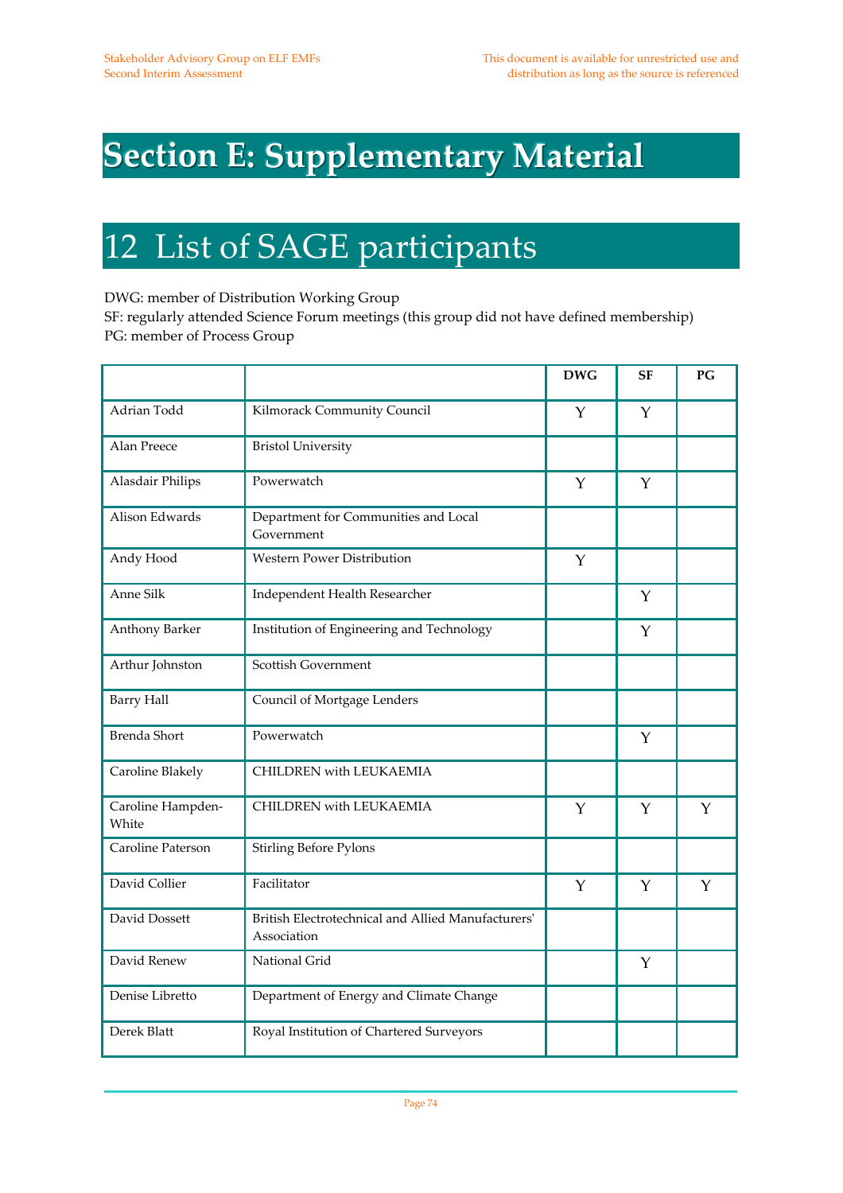# Section E: Supplementary Material

# 12 List of SAGE participants

DWG: member of Distribution Working Group
SF: regularly attended Science Forum meetings (this group did not have defined membership)
PG: member of Process Group

| | | DWG | SF | PG |
|---|---|---|---|---|
| Adrian Todd | Kilmorack Community Council | Y | Y | |
| Alan Preece | Bristol University | | | |
| Alasdair Philips | Powerwatch | Y | Y | |
| Alison Edwards | Department for Communities and Local Government | | | |
| Andy Hood | Western Power Distribution | Y | | |
| Anne Silk | Independent Health Researcher | | Y | |
| Anthony Barker | Institution of Engineering and Technology | | Y | |
| Arthur Johnston | Scottish Government | | | |
| Barry Hall | Council of Mortgage Lenders | | | |
| Brenda Short | Powerwatch | | Y | |
| Caroline Blakely | CHILDREN with LEUKAEMIA | | | |
| Caroline Hampden-White | CHILDREN with LEUKAEMIA | Y | Y | Y |
| Caroline Paterson | Stirling Before Pylons | | | |
| David Collier | Facilitator | Y | Y | Y |
| David Dossett | British Electrotechnical and Allied Manufacturers' Association | | | |
| David Renew | National Grid | | Y | |
| Denise Libretto | Department of Energy and Climate Change | | | |
| Derek Blatt | Royal Institution of Chartered Surveyors | | | |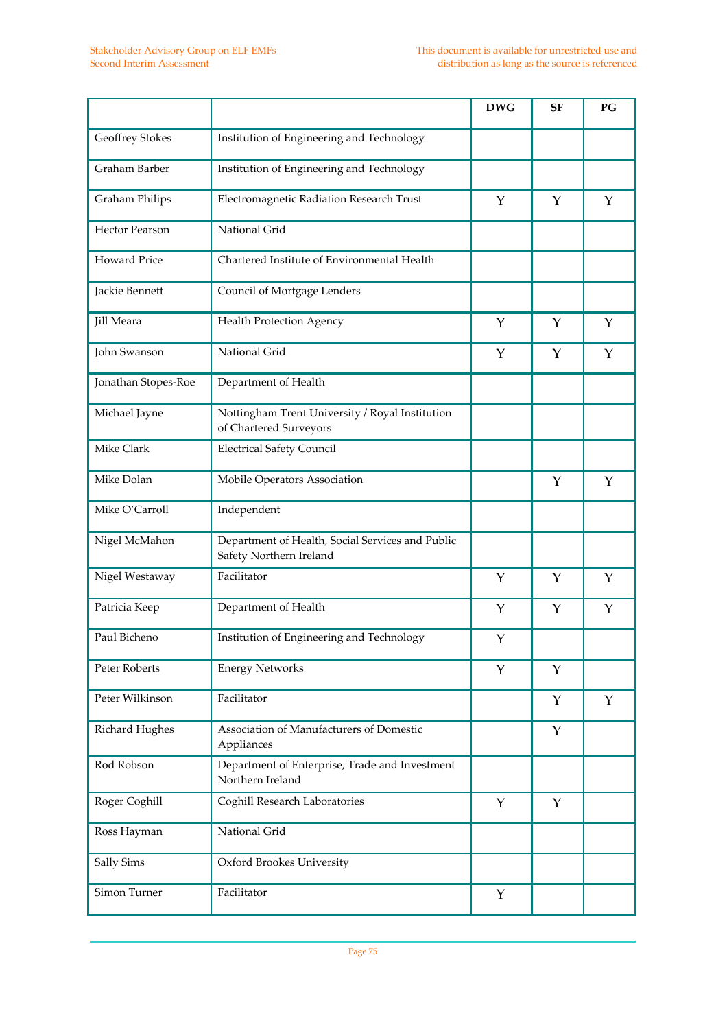| | | DWG | SF | PG |
|---|---|---|---|---|
| Geoffrey Stokes | Institution of Engineering and Technology | | | |
| Graham Barber | Institution of Engineering and Technology | | | |
| Graham Philips | Electromagnetic Radiation Research Trust | Y | Y | Y |
| Hector Pearson | National Grid | | | |
| Howard Price | Chartered Institute of Environmental Health | | | |
| Jackie Bennett | Council of Mortgage Lenders | | | |
| Jill Meara | Health Protection Agency | Y | Y | Y |
| John Swanson | National Grid | Y | Y | Y |
| Jonathan Stopes-Roe | Department of Health | | | |
| Michael Jayne | Nottingham Trent University / Royal Institution of Chartered Surveyors | | | |
| Mike Clark | Electrical Safety Council | | | |
| Mike Dolan | Mobile Operators Association | | Y | Y |
| Mike O'Carroll | Independent | | | |
| Nigel McMahon | Department of Health, Social Services and Public Safety Northern Ireland | | | |
| Nigel Westaway | Facilitator | Y | Y | Y |
| Patricia Keep | Department of Health | Y | Y | Y |
| Paul Bicheno | Institution of Engineering and Technology | Y | | |
| Peter Roberts | Energy Networks | Y | Y | |
| Peter Wilkinson | Facilitator | | Y | Y |
| Richard Hughes | Association of Manufacturers of Domestic Appliances | | Y | |
| Rod Robson | Department of Enterprise, Trade and Investment Northern Ireland | | | |
| Roger Coghill | Coghill Research Laboratories | Y | Y | |
| Ross Hayman | National Grid | | | |
| Sally Sims | Oxford Brookes University | | | |
| Simon Turner | Facilitator | Y | | |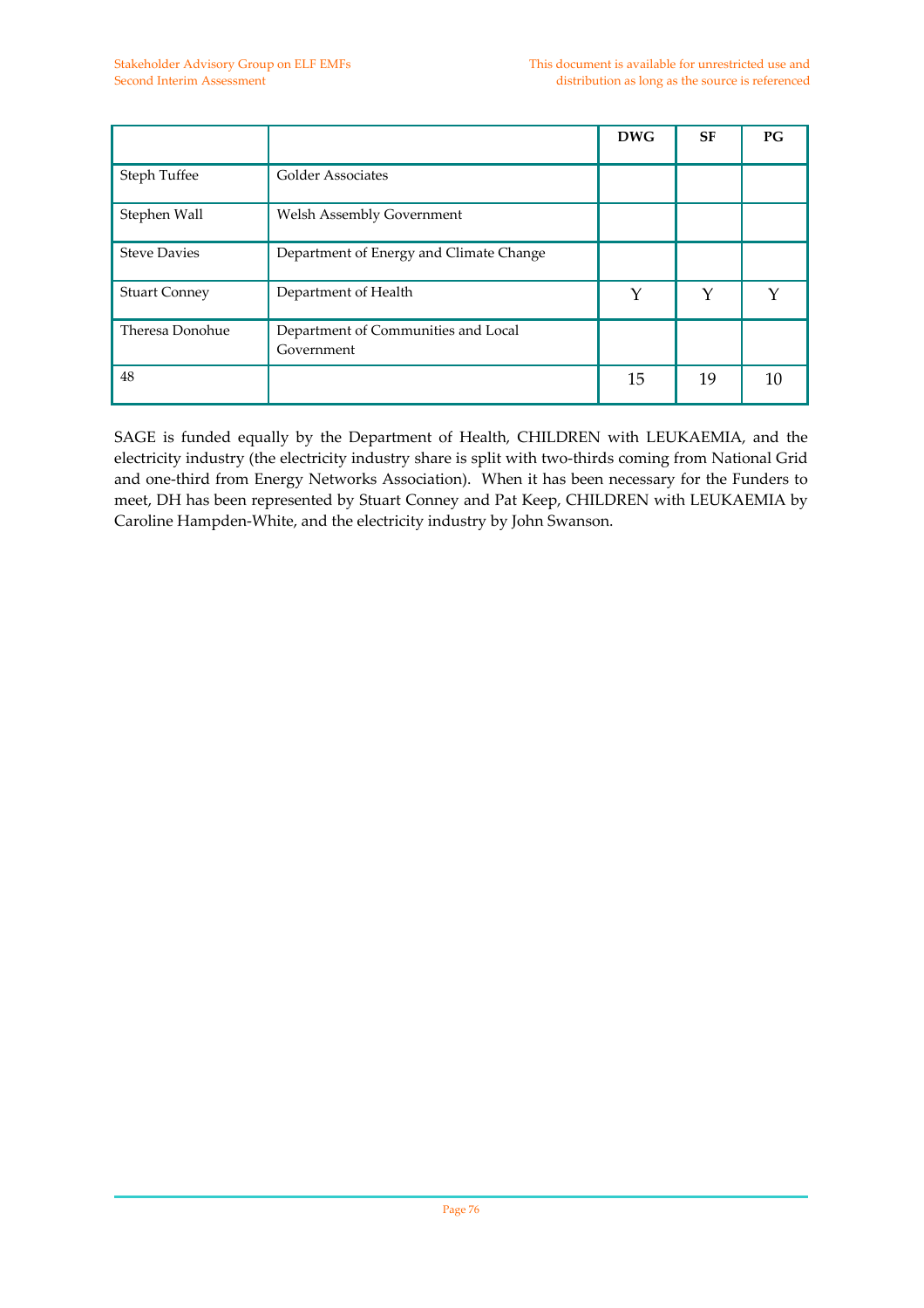| | | DWG | SF | PG |
|---|---|---|---|---|
| Steph Tuffee | Golder Associates | | | |
| Stephen Wall | Welsh Assembly Government | | | |
| Steve Davies | Department of Energy and Climate Change | | | |
| Stuart Conney | Department of Health | Y | Y | Y |
| Theresa Donohue | Department of Communities and Local Government | | | |
| 48 | | 15 | 19 | 10 |

SAGE is funded equally by the Department of Health, CHILDREN with LEUKAEMIA, and the electricity industry (the electricity industry share is split with two-thirds coming from National Grid and one-third from Energy Networks Association). When it has been necessary for the Funders to meet, DH has been represented by Stuart Conney and Pat Keep, CHILDREN with LEUKAEMIA by Caroline Hampden-White, and the electricity industry by John Swanson.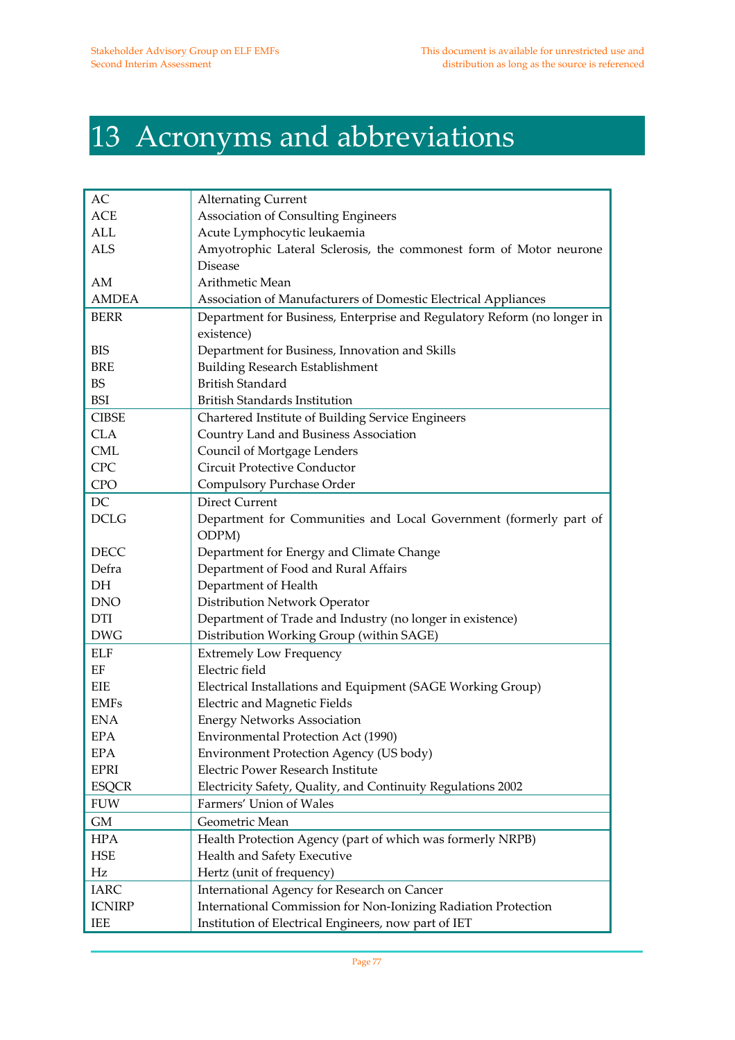# 13 Acronyms and abbreviations

| | |
|---|---|
| AC | Alternating Current |
| ACE | Association of Consulting Engineers |
| ALL | Acute Lymphocytic leukaemia |
| ALS | Amyotrophic Lateral Sclerosis, the commonest form of Motor neurone Disease |
| AM | Arithmetic Mean |
| AMDEA | Association of Manufacturers of Domestic Electrical Appliances |
| BERR | Department for Business, Enterprise and Regulatory Reform (no longer in existence) |
| BIS | Department for Business, Innovation and Skills |
| BRE | Building Research Establishment |
| BS | British Standard |
| BSI | British Standards Institution |
| CIBSE | Chartered Institute of Building Service Engineers |
| CLA | Country Land and Business Association |
| CML | Council of Mortgage Lenders |
| CPC | Circuit Protective Conductor |
| CPO | Compulsory Purchase Order |
| DC | Direct Current |
| DCLG | Department for Communities and Local Government (formerly part of ODPM) |
| DECC | Department for Energy and Climate Change |
| Defra | Department of Food and Rural Affairs |
| DH | Department of Health |
| DNO | Distribution Network Operator |
| DTI | Department of Trade and Industry (no longer in existence) |
| DWG | Distribution Working Group (within SAGE) |
| ELF | Extremely Low Frequency |
| EF | Electric field |
| EIE | Electrical Installations and Equipment (SAGE Working Group) |
| EMFs | Electric and Magnetic Fields |
| ENA | Energy Networks Association |
| EPA | Environmental Protection Act (1990) |
| EPA | Environment Protection Agency (US body) |
| EPRI | Electric Power Research Institute |
| ESQCR | Electricity Safety, Quality, and Continuity Regulations 2002 |
| FUW | Farmers' Union of Wales |
| GM | Geometric Mean |
| HPA | Health Protection Agency (part of which was formerly NRPB) |
| HSE | Health and Safety Executive |
| Hz | Hertz (unit of frequency) |
| IARC | International Agency for Research on Cancer |
| ICNIRP | International Commission for Non-Ionizing Radiation Protection |
| IEE | Institution of Electrical Engineers, now part of IET |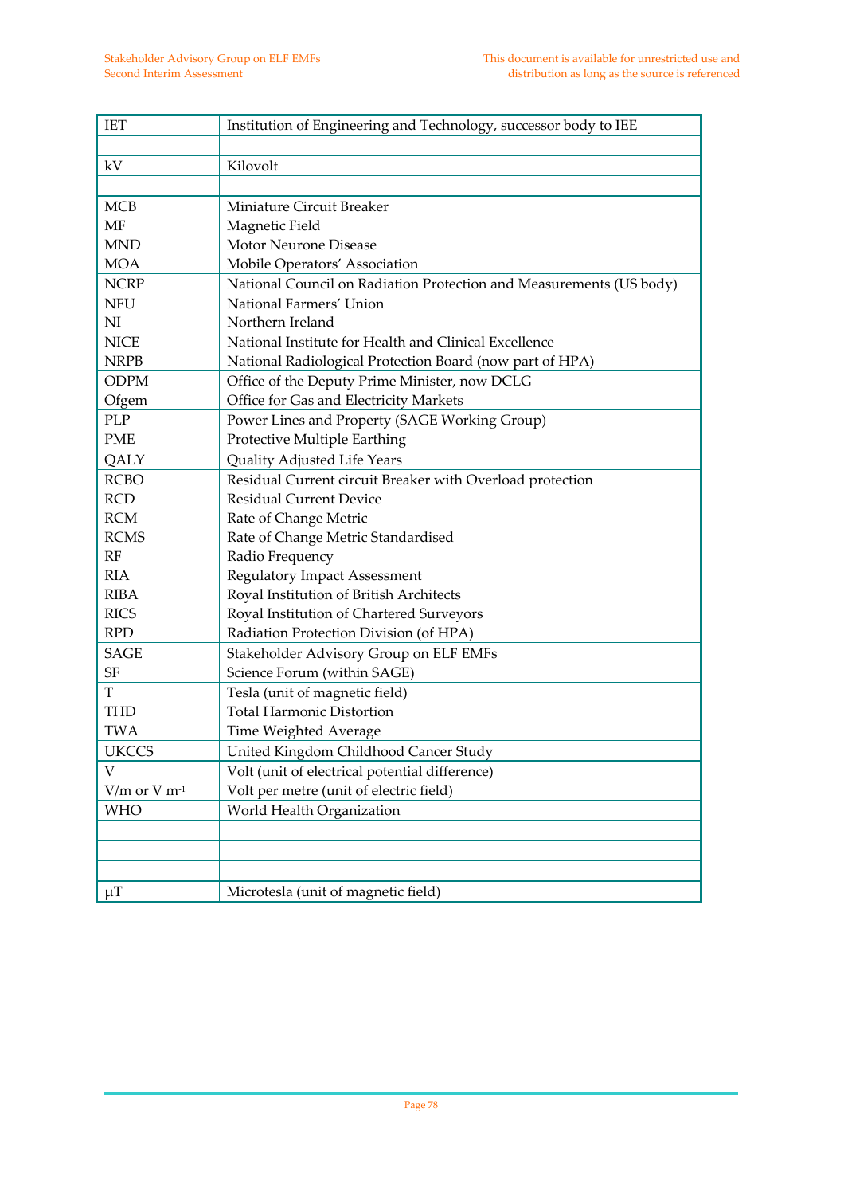| | |
|---|---|
| IET | Institution of Engineering and Technology, successor body to IEE |
| | |
| kV | Kilovolt |
| | |
| MCB | Miniature Circuit Breaker |
| MF | Magnetic Field |
| MND | Motor Neurone Disease |
| MOA | Mobile Operators' Association |
| NCRP | National Council on Radiation Protection and Measurements (US body) |
| NFU | National Farmers' Union |
| NI | Northern Ireland |
| NICE | National Institute for Health and Clinical Excellence |
| NRPB | National Radiological Protection Board (now part of HPA) |
| ODPM | Office of the Deputy Prime Minister, now DCLG |
| Ofgem | Office for Gas and Electricity Markets |
| PLP | Power Lines and Property (SAGE Working Group) |
| PME | Protective Multiple Earthing |
| QALY | Quality Adjusted Life Years |
| RCBO | Residual Current circuit Breaker with Overload protection |
| RCD | Residual Current Device |
| RCM | Rate of Change Metric |
| RCMS | Rate of Change Metric Standardised |
| RF | Radio Frequency |
| RIA | Regulatory Impact Assessment |
| RIBA | Royal Institution of British Architects |
| RICS | Royal Institution of Chartered Surveyors |
| RPD | Radiation Protection Division (of HPA) |
| SAGE | Stakeholder Advisory Group on ELF EMFs |
| SF | Science Forum (within SAGE) |
| T | Tesla (unit of magnetic field) |
| THD | Total Harmonic Distortion |
| TWA | Time Weighted Average |
| UKCCS | United Kingdom Childhood Cancer Study |
| V | Volt (unit of electrical potential difference) |
| V/m or V $m^{-1}$ | Volt per metre (unit of electric field) |
| WHO | World Health Organization |
| | |
| | |
| | |
| $\mu$T | Microtesla (unit of magnetic field) |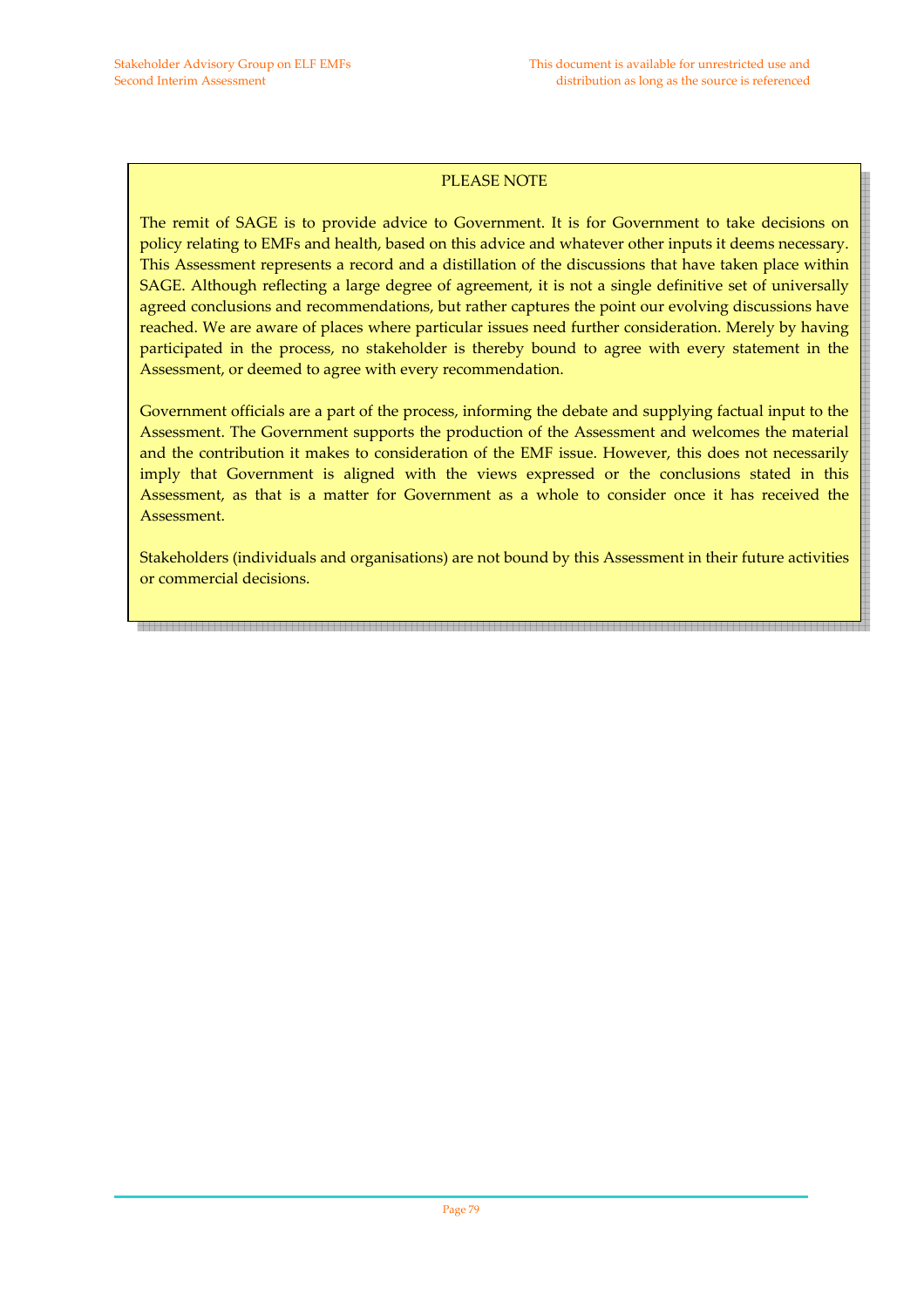PLEASE NOTE

The remit of SAGE is to provide advice to Government. It is for Government to take decisions on policy relating to EMFs and health, based on this advice and whatever other inputs it deems necessary. This Assessment represents a record and a distillation of the discussions that have taken place within SAGE. Although reflecting a large degree of agreement, it is not a single definitive set of universally agreed conclusions and recommendations, but rather captures the point our evolving discussions have reached. We are aware of places where particular issues need further consideration. Merely by having participated in the process, no stakeholder is thereby bound to agree with every statement in the Assessment, or deemed to agree with every recommendation.

Government officials are a part of the process, informing the debate and supplying factual input to the Assessment. The Government supports the production of the Assessment and welcomes the material and the contribution it makes to consideration of the EMF issue. However, this does not necessarily imply that Government is aligned with the views expressed or the conclusions stated in this Assessment, as that is a matter for Government as a whole to consider once it has received the Assessment.

Stakeholders (individuals and organisations) are not bound by this Assessment in their future activities or commercial decisions.